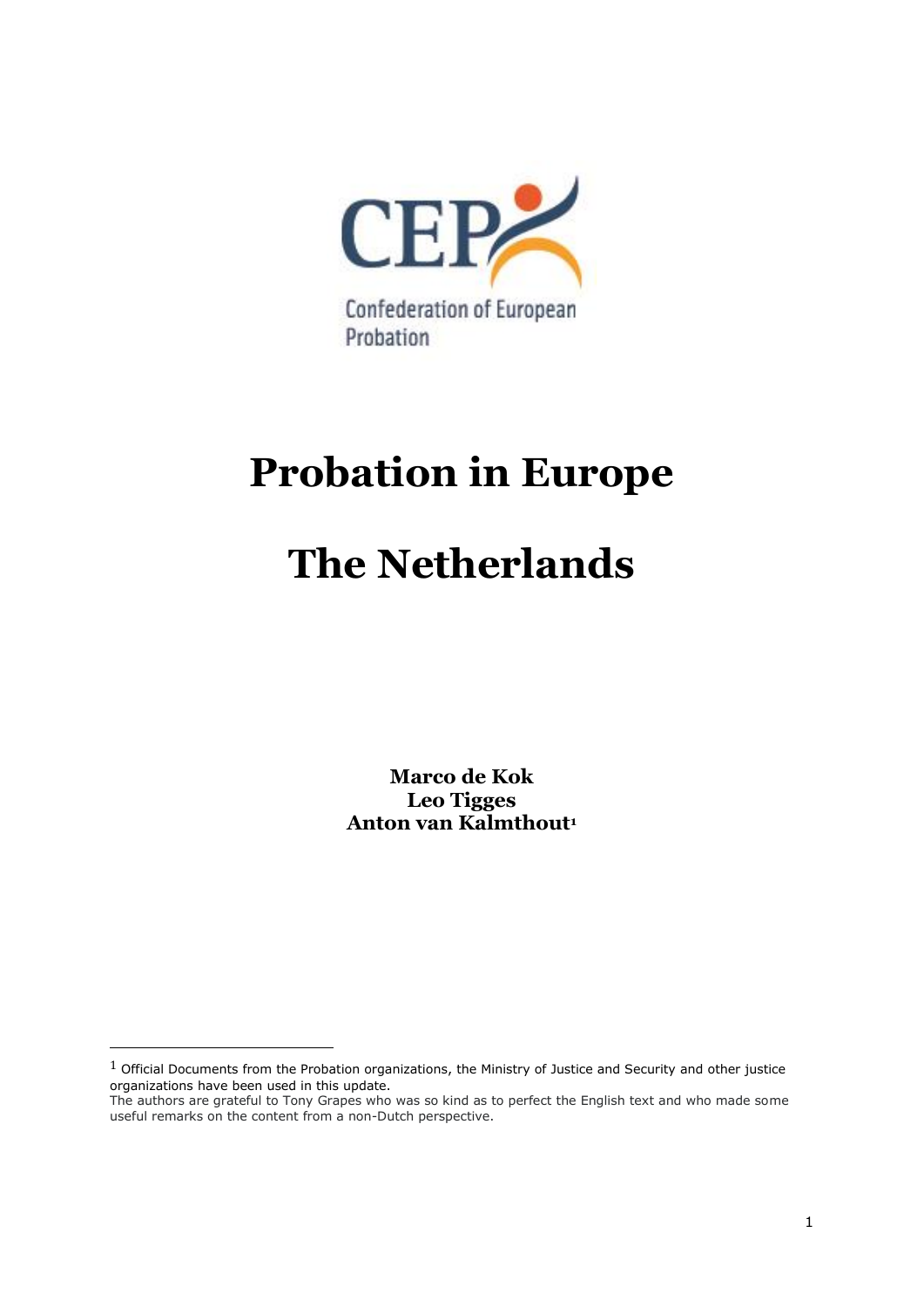CEP

Confederation of European Probation

# Probation in Europe

# The Netherlands

**Marco de Kok**
**Leo Tigges**
**Anton van Kalmthout**[1]

---

[1] Official Documents from the Probation organizations, the Ministry of Justice and Security and other justice organizations have been used in this update.
The authors are grateful to Tony Grapes who was so kind as to perfect the English text and who made some useful remarks on the content from a non-Dutch perspective.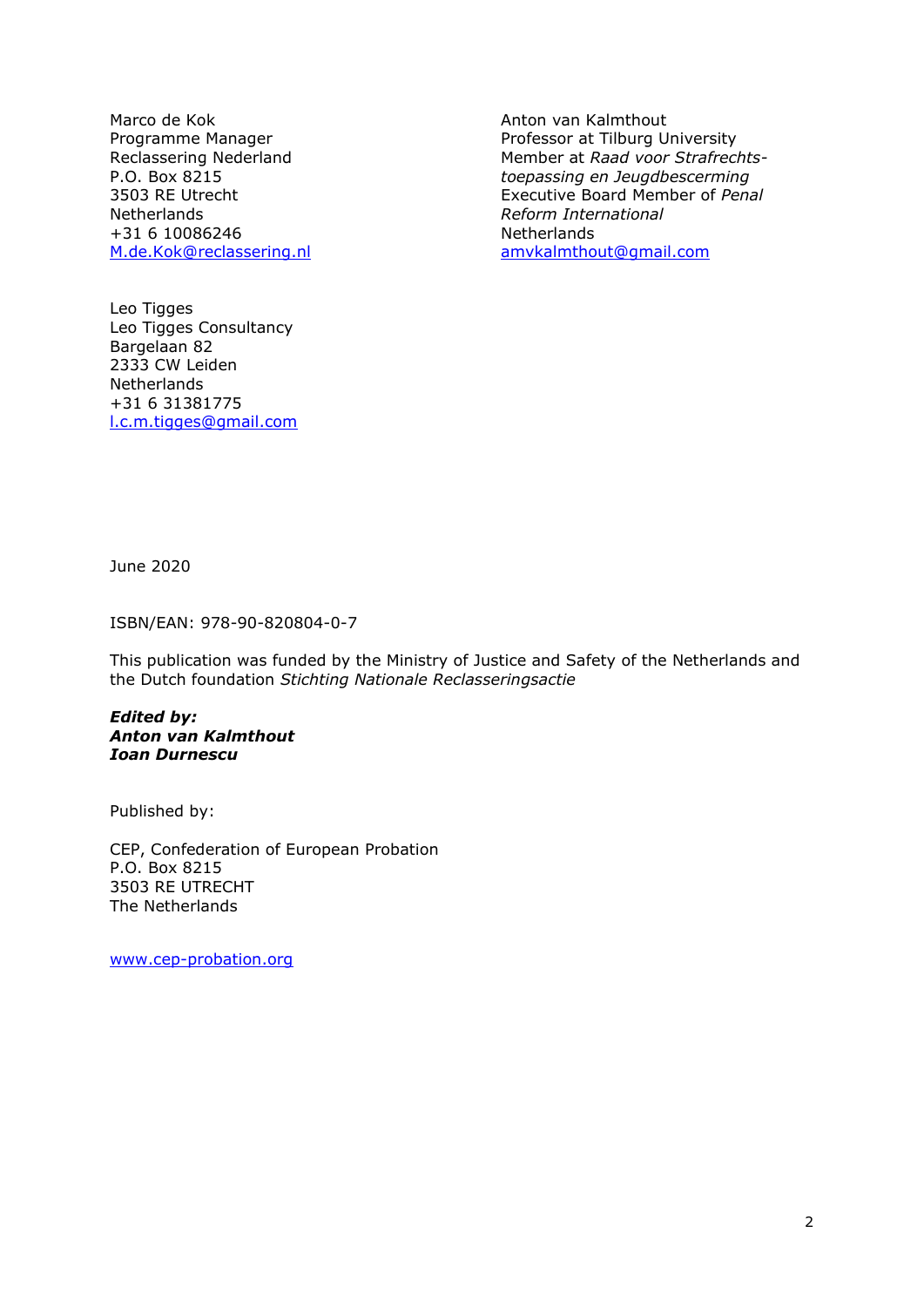Marco de Kok
Programme Manager
Reclassering Nederland
P.O. Box 8215
3503 RE Utrecht
Netherlands
+31 6 10086246
M.de.Kok@reclassering.nl

Anton van Kalmthout
Professor at Tilburg University
Member at *Raad voor Strafrechts-toepassing en Jeugdbescerming*
Executive Board Member of *Penal Reform International*
Netherlands
amvkalmthout@gmail.com

Leo Tigges
Leo Tigges Consultancy
Bargelaan 82
2333 CW Leiden
Netherlands
+31 6 31381775
l.c.m.tigges@gmail.com

June 2020

ISBN/EAN: 978-90-820804-0-7

This publication was funded by the Ministry of Justice and Safety of the Netherlands and the Dutch foundation *Stichting Nationale Reclasseringsactie*

***Edited by:***
***Anton van Kalmthout***
***Ioan Durnescu***

Published by:

CEP, Confederation of European Probation
P.O. Box 8215
3503 RE UTRECHT
The Netherlands

www.cep-probation.org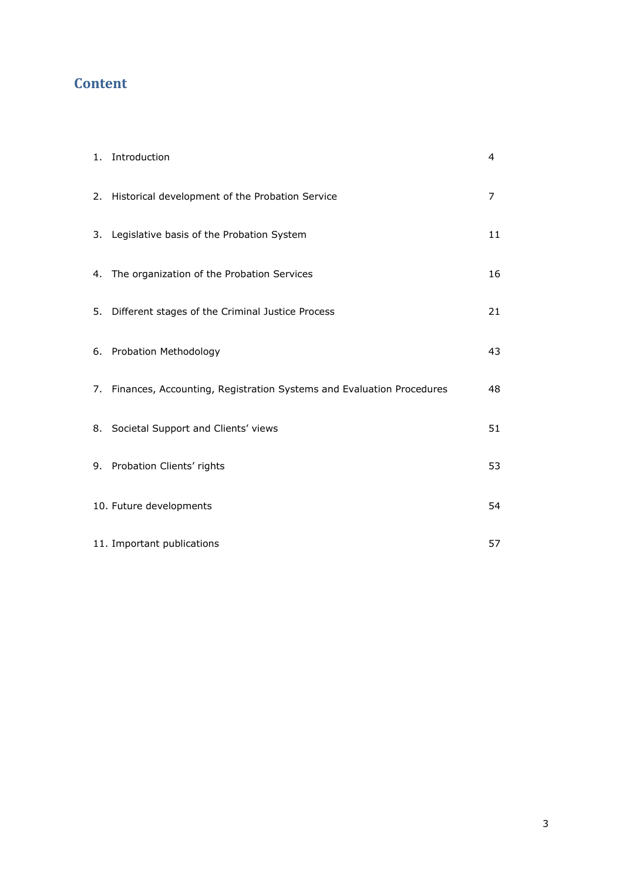## Content

| | | |
|---|---|---|
| 1. | Introduction | 4 |
| 2. | Historical development of the Probation Service | 7 |
| 3. | Legislative basis of the Probation System | 11 |
| 4. | The organization of the Probation Services | 16 |
| 5. | Different stages of the Criminal Justice Process | 21 |
| 6. | Probation Methodology | 43 |
| 7. | Finances, Accounting, Registration Systems and Evaluation Procedures | 48 |
| 8. | Societal Support and Clients' views | 51 |
| 9. | Probation Clients' rights | 53 |
| 10. | Future developments | 54 |
| 11. | Important publications | 57 |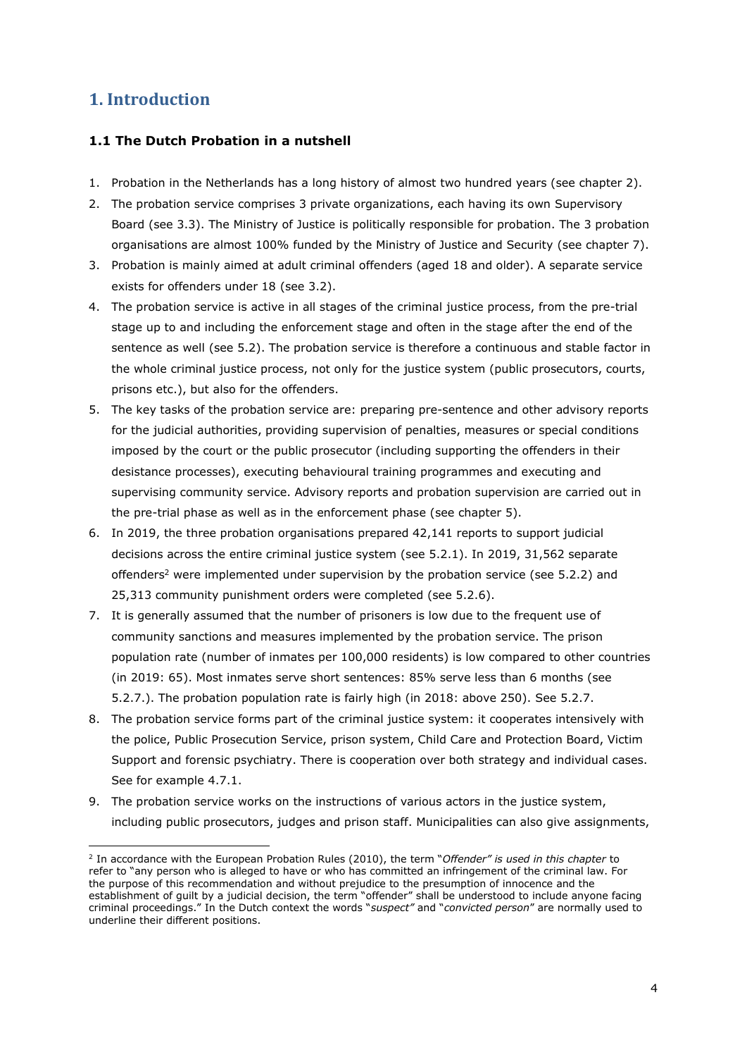# 1. Introduction

### 1.1 The Dutch Probation in a nutshell

1. Probation in the Netherlands has a long history of almost two hundred years (see chapter 2).
2. The probation service comprises 3 private organizations, each having its own Supervisory Board (see 3.3). The Ministry of Justice is politically responsible for probation. The 3 probation organisations are almost 100% funded by the Ministry of Justice and Security (see chapter 7).
3. Probation is mainly aimed at adult criminal offenders (aged 18 and older). A separate service exists for offenders under 18 (see 3.2).
4. The probation service is active in all stages of the criminal justice process, from the pre-trial stage up to and including the enforcement stage and often in the stage after the end of the sentence as well (see 5.2). The probation service is therefore a continuous and stable factor in the whole criminal justice process, not only for the justice system (public prosecutors, courts, prisons etc.), but also for the offenders.
5. The key tasks of the probation service are: preparing pre-sentence and other advisory reports for the judicial authorities, providing supervision of penalties, measures or special conditions imposed by the court or the public prosecutor (including supporting the offenders in their desistance processes), executing behavioural training programmes and executing and supervising community service. Advisory reports and probation supervision are carried out in the pre-trial phase as well as in the enforcement phase (see chapter 5).
6. In 2019, the three probation organisations prepared 42,141 reports to support judicial decisions across the entire criminal justice system (see 5.2.1). In 2019, 31,562 separate offenders[2] were implemented under supervision by the probation service (see 5.2.2) and 25,313 community punishment orders were completed (see 5.2.6).
7. It is generally assumed that the number of prisoners is low due to the frequent use of community sanctions and measures implemented by the probation service. The prison population rate (number of inmates per 100,000 residents) is low compared to other countries (in 2019: 65). Most inmates serve short sentences: 85% serve less than 6 months (see 5.2.7.). The probation population rate is fairly high (in 2018: above 250). See 5.2.7.
8. The probation service forms part of the criminal justice system: it cooperates intensively with the police, Public Prosecution Service, prison system, Child Care and Protection Board, Victim Support and forensic psychiatry. There is cooperation over both strategy and individual cases. See for example 4.7.1.
9. The probation service works on the instructions of various actors in the justice system, including public prosecutors, judges and prison staff. Municipalities can also give assignments,

[2] In accordance with the European Probation Rules (2010), the term "*Offender" is used in this chapter* to refer to "any person who is alleged to have or who has committed an infringement of the criminal law. For the purpose of this recommendation and without prejudice to the presumption of innocence and the establishment of guilt by a judicial decision, the term "offender" shall be understood to include anyone facing criminal proceedings." In the Dutch context the words "*suspect"* and "*convicted person*" are normally used to underline their different positions.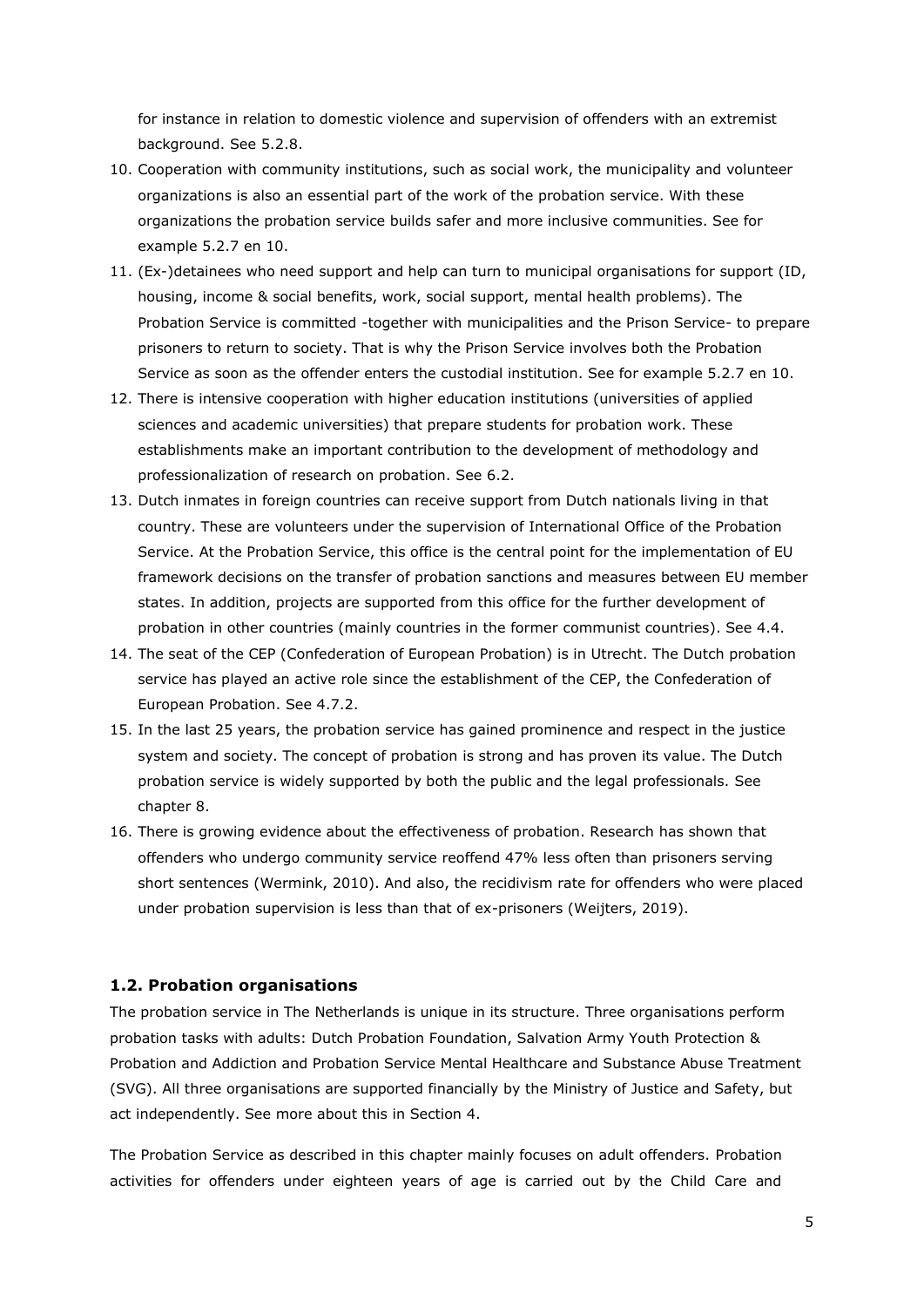for instance in relation to domestic violence and supervision of offenders with an extremist background. See 5.2.8.

10. Cooperation with community institutions, such as social work, the municipality and volunteer organizations is also an essential part of the work of the probation service. With these organizations the probation service builds safer and more inclusive communities. See for example 5.2.7 en 10.
11. (Ex-)detainees who need support and help can turn to municipal organisations for support (ID, housing, income & social benefits, work, social support, mental health problems). The Probation Service is committed -together with municipalities and the Prison Service- to prepare prisoners to return to society. That is why the Prison Service involves both the Probation Service as soon as the offender enters the custodial institution. See for example 5.2.7 en 10.
12. There is intensive cooperation with higher education institutions (universities of applied sciences and academic universities) that prepare students for probation work. These establishments make an important contribution to the development of methodology and professionalization of research on probation. See 6.2.
13. Dutch inmates in foreign countries can receive support from Dutch nationals living in that country. These are volunteers under the supervision of International Office of the Probation Service. At the Probation Service, this office is the central point for the implementation of EU framework decisions on the transfer of probation sanctions and measures between EU member states. In addition, projects are supported from this office for the further development of probation in other countries (mainly countries in the former communist countries). See 4.4.
14. The seat of the CEP (Confederation of European Probation) is in Utrecht. The Dutch probation service has played an active role since the establishment of the CEP, the Confederation of European Probation. See 4.7.2.
15. In the last 25 years, the probation service has gained prominence and respect in the justice system and society. The concept of probation is strong and has proven its value. The Dutch probation service is widely supported by both the public and the legal professionals. See chapter 8.
16. There is growing evidence about the effectiveness of probation. Research has shown that offenders who undergo community service reoffend 47% less often than prisoners serving short sentences (Wermink, 2010). And also, the recidivism rate for offenders who were placed under probation supervision is less than that of ex-prisoners (Weijters, 2019).

### 1.2. Probation organisations

The probation service in The Netherlands is unique in its structure. Three organisations perform probation tasks with adults: Dutch Probation Foundation, Salvation Army Youth Protection & Probation and Addiction and Probation Service Mental Healthcare and Substance Abuse Treatment (SVG). All three organisations are supported financially by the Ministry of Justice and Safety, but act independently. See more about this in Section 4.

The Probation Service as described in this chapter mainly focuses on adult offenders. Probation activities for offenders under eighteen years of age is carried out by the Child Care and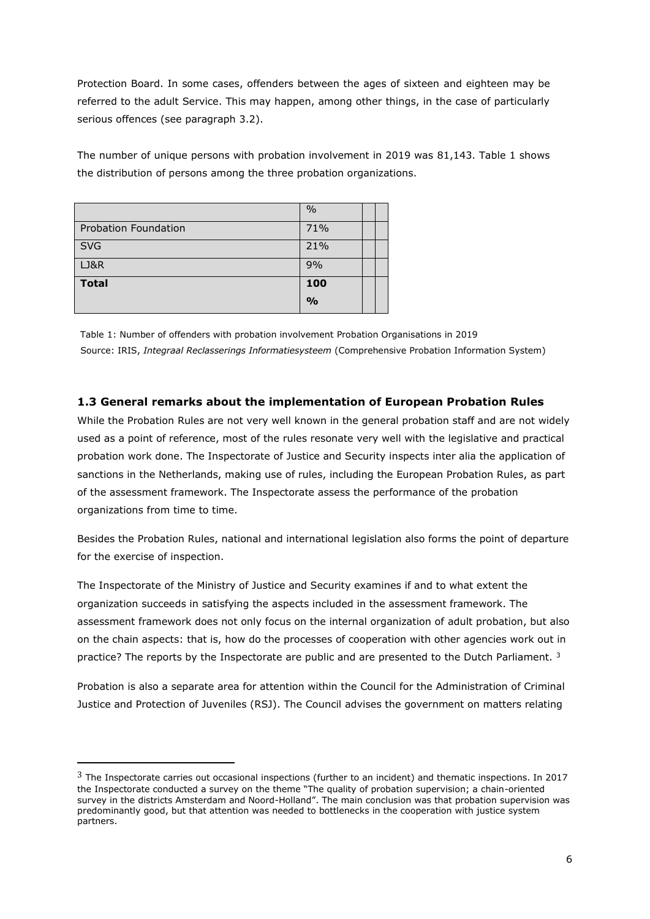Protection Board. In some cases, offenders between the ages of sixteen and eighteen may be referred to the adult Service. This may happen, among other things, in the case of particularly serious offences (see paragraph 3.2).

The number of unique persons with probation involvement in 2019 was 81,143. Table 1 shows the distribution of persons among the three probation organizations.

| | % | | |
|---|---|---|---|
| Probation Foundation | 71% | | |
| SVG | 21% | | |
| LJ&R | 9% | | |
| **Total** | **100 %** | | |

Table 1: Number of offenders with probation involvement Probation Organisations in 2019
Source: IRIS, *Integraal Reclasserings Informatiesysteem* (Comprehensive Probation Information System)

### 1.3 General remarks about the implementation of European Probation Rules

While the Probation Rules are not very well known in the general probation staff and are not widely used as a point of reference, most of the rules resonate very well with the legislative and practical probation work done. The Inspectorate of Justice and Security inspects inter alia the application of sanctions in the Netherlands, making use of rules, including the European Probation Rules, as part of the assessment framework. The Inspectorate assess the performance of the probation organizations from time to time.

Besides the Probation Rules, national and international legislation also forms the point of departure for the exercise of inspection.

The Inspectorate of the Ministry of Justice and Security examines if and to what extent the organization succeeds in satisfying the aspects included in the assessment framework. The assessment framework does not only focus on the internal organization of adult probation, but also on the chain aspects: that is, how do the processes of cooperation with other agencies work out in practice? The reports by the Inspectorate are public and are presented to the Dutch Parliament. [3]

Probation is also a separate area for attention within the Council for the Administration of Criminal Justice and Protection of Juveniles (RSJ). The Council advises the government on matters relating

---

[3] The Inspectorate carries out occasional inspections (further to an incident) and thematic inspections. In 2017 the Inspectorate conducted a survey on the theme "The quality of probation supervision; a chain-oriented survey in the districts Amsterdam and Noord-Holland". The main conclusion was that probation supervision was predominantly good, but that attention was needed to bottlenecks in the cooperation with justice system partners.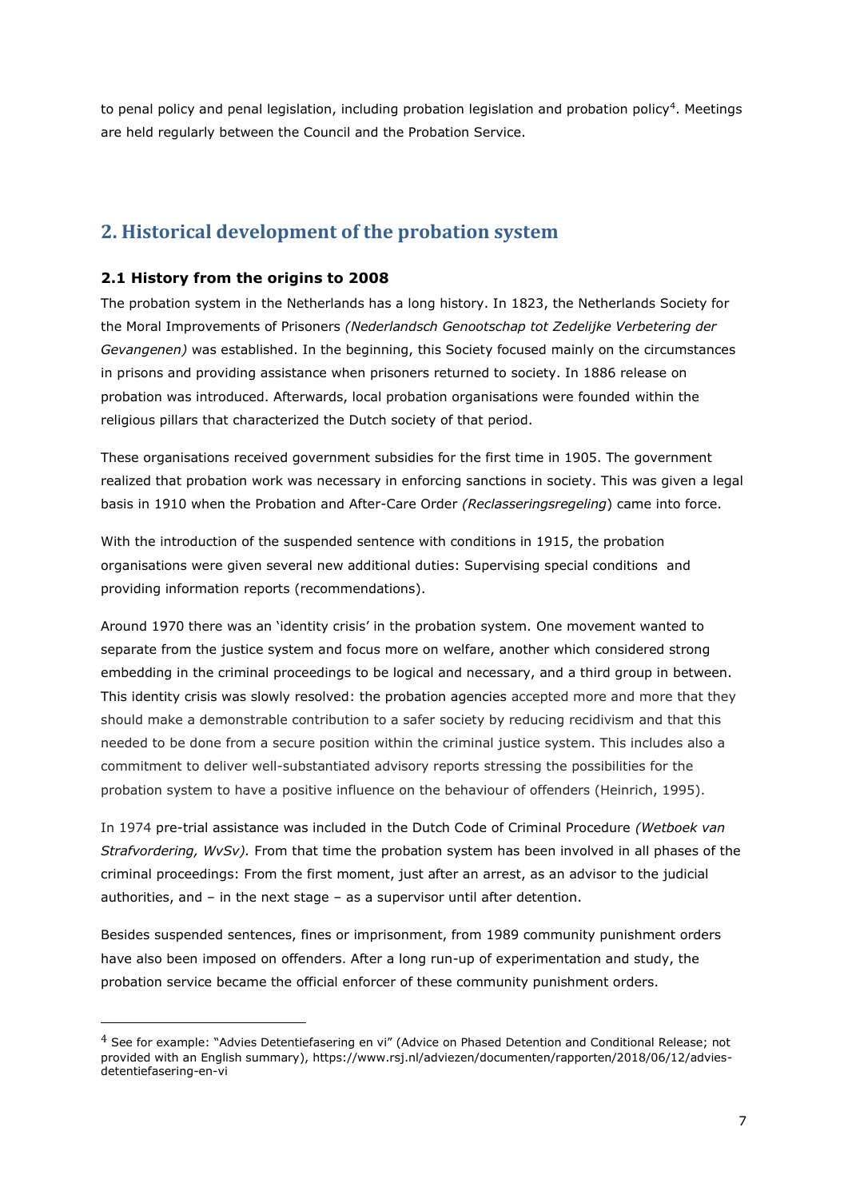to penal policy and penal legislation, including probation legislation and probation policy[4]. Meetings are held regularly between the Council and the Probation Service.

## 2. Historical development of the probation system

### 2.1 History from the origins to 2008

The probation system in the Netherlands has a long history. In 1823, the Netherlands Society for the Moral Improvements of Prisoners *(Nederlandsch Genootschap tot Zedelijke Verbetering der Gevangenen)* was established. In the beginning, this Society focused mainly on the circumstances in prisons and providing assistance when prisoners returned to society. In 1886 release on probation was introduced. Afterwards, local probation organisations were founded within the religious pillars that characterized the Dutch society of that period.

These organisations received government subsidies for the first time in 1905. The government realized that probation work was necessary in enforcing sanctions in society. This was given a legal basis in 1910 when the Probation and After-Care Order *(Reclasseringsregeling)* came into force.

With the introduction of the suspended sentence with conditions in 1915, the probation organisations were given several new additional duties: Supervising special conditions and providing information reports (recommendations).

Around 1970 there was an 'identity crisis' in the probation system. One movement wanted to separate from the justice system and focus more on welfare, another which considered strong embedding in the criminal proceedings to be logical and necessary, and a third group in between. This identity crisis was slowly resolved: the probation agencies accepted more and more that they should make a demonstrable contribution to a safer society by reducing recidivism and that this needed to be done from a secure position within the criminal justice system. This includes also a commitment to deliver well-substantiated advisory reports stressing the possibilities for the probation system to have a positive influence on the behaviour of offenders (Heinrich, 1995).

In 1974 pre-trial assistance was included in the Dutch Code of Criminal Procedure *(Wetboek van Strafvordering, WvSv).* From that time the probation system has been involved in all phases of the criminal proceedings: From the first moment, just after an arrest, as an advisor to the judicial authorities, and – in the next stage – as a supervisor until after detention.

Besides suspended sentences, fines or imprisonment, from 1989 community punishment orders have also been imposed on offenders. After a long run-up of experimentation and study, the probation service became the official enforcer of these community punishment orders.

---

[4] See for example: "Advies Detentiefasering en vi" (Advice on Phased Detention and Conditional Release; not provided with an English summary), https://www.rsj.nl/adviezen/documenten/rapporten/2018/06/12/advies-detentiefasering-en-vi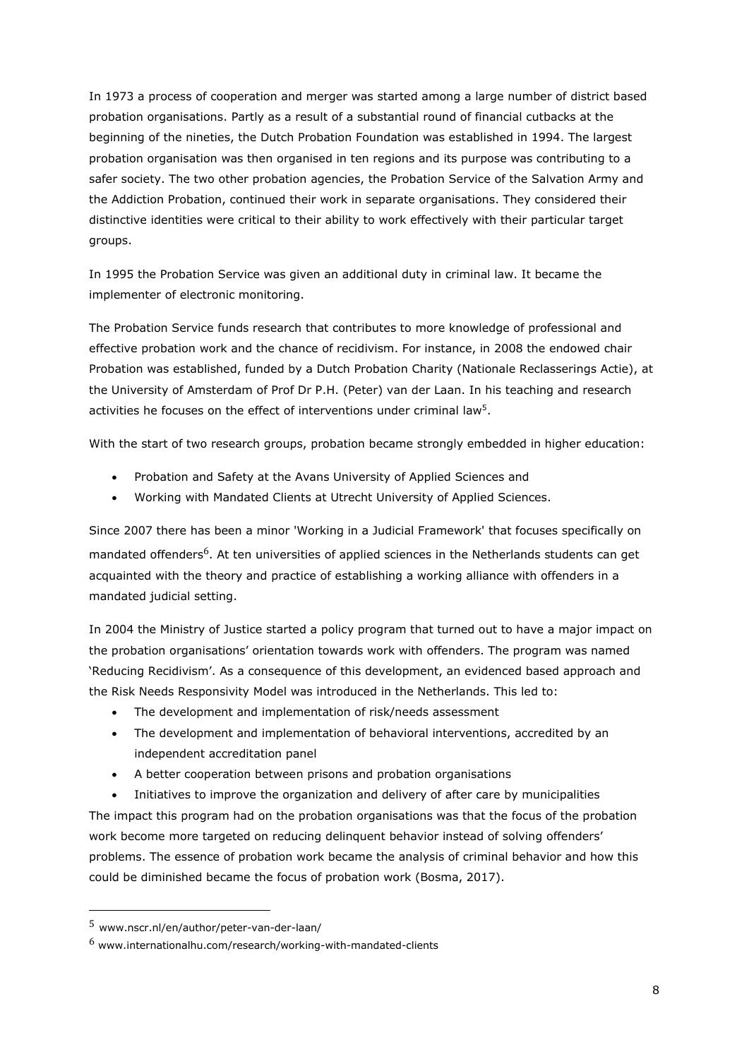In 1973 a process of cooperation and merger was started among a large number of district based probation organisations. Partly as a result of a substantial round of financial cutbacks at the beginning of the nineties, the Dutch Probation Foundation was established in 1994. The largest probation organisation was then organised in ten regions and its purpose was contributing to a safer society. The two other probation agencies, the Probation Service of the Salvation Army and the Addiction Probation, continued their work in separate organisations. They considered their distinctive identities were critical to their ability to work effectively with their particular target groups.

In 1995 the Probation Service was given an additional duty in criminal law. It became the implementer of electronic monitoring.

The Probation Service funds research that contributes to more knowledge of professional and effective probation work and the chance of recidivism. For instance, in 2008 the endowed chair Probation was established, funded by a Dutch Probation Charity (Nationale Reclasserings Actie), at the University of Amsterdam of Prof Dr P.H. (Peter) van der Laan. In his teaching and research activities he focuses on the effect of interventions under criminal law[5].

With the start of two research groups, probation became strongly embedded in higher education:

- Probation and Safety at the Avans University of Applied Sciences and
- Working with Mandated Clients at Utrecht University of Applied Sciences.

Since 2007 there has been a minor 'Working in a Judicial Framework' that focuses specifically on mandated offenders[6]. At ten universities of applied sciences in the Netherlands students can get acquainted with the theory and practice of establishing a working alliance with offenders in a mandated judicial setting.

In 2004 the Ministry of Justice started a policy program that turned out to have a major impact on the probation organisations' orientation towards work with offenders. The program was named 'Reducing Recidivism'. As a consequence of this development, an evidenced based approach and the Risk Needs Responsivity Model was introduced in the Netherlands. This led to:

- The development and implementation of risk/needs assessment
- The development and implementation of behavioral interventions, accredited by an independent accreditation panel
- A better cooperation between prisons and probation organisations
- Initiatives to improve the organization and delivery of after care by municipalities

The impact this program had on the probation organisations was that the focus of the probation work become more targeted on reducing delinquent behavior instead of solving offenders' problems. The essence of probation work became the analysis of criminal behavior and how this could be diminished became the focus of probation work (Bosma, 2017).

---

[5] www.nscr.nl/en/author/peter-van-der-laan/

[6] www.internationalhu.com/research/working-with-mandated-clients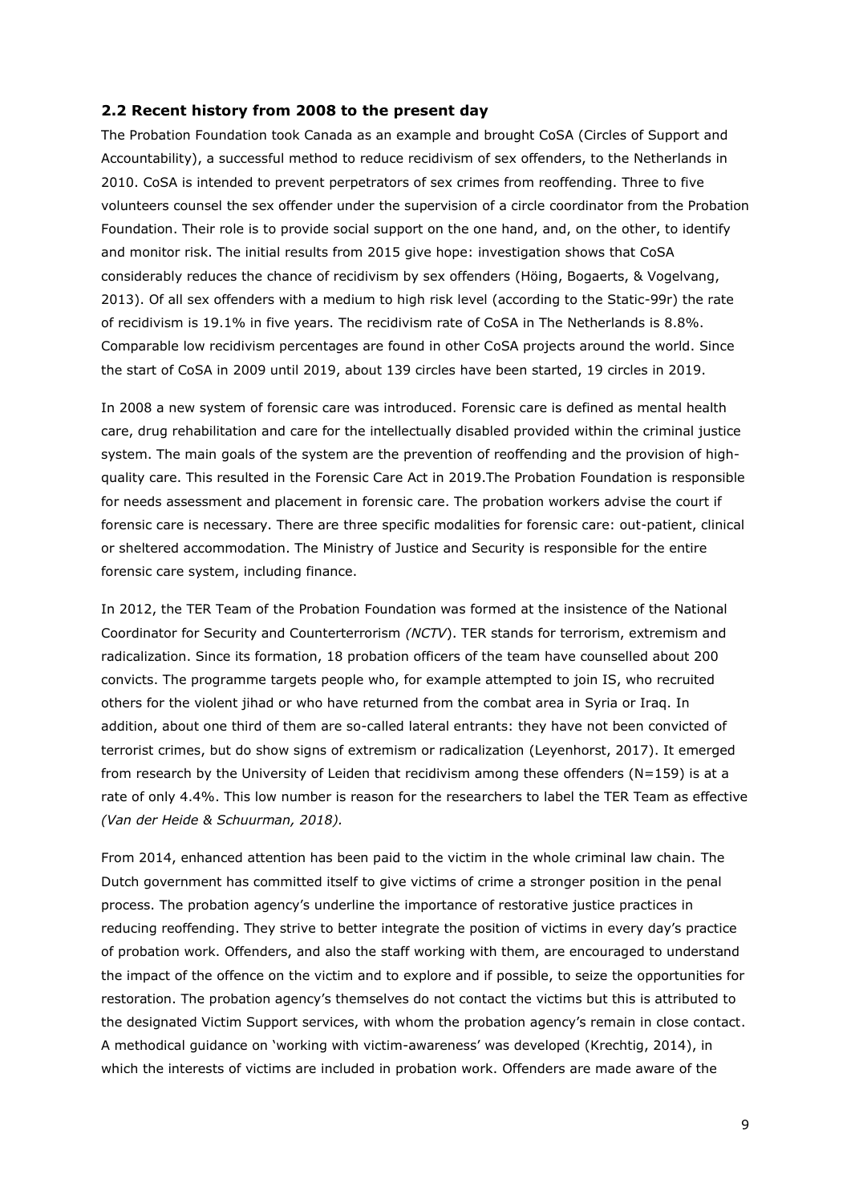## 2.2 Recent history from 2008 to the present day

The Probation Foundation took Canada as an example and brought CoSA (Circles of Support and Accountability), a successful method to reduce recidivism of sex offenders, to the Netherlands in 2010. CoSA is intended to prevent perpetrators of sex crimes from reoffending. Three to five volunteers counsel the sex offender under the supervision of a circle coordinator from the Probation Foundation. Their role is to provide social support on the one hand, and, on the other, to identify and monitor risk. The initial results from 2015 give hope: investigation shows that CoSA considerably reduces the chance of recidivism by sex offenders (Höing, Bogaerts, & Vogelvang, 2013). Of all sex offenders with a medium to high risk level (according to the Static-99r) the rate of recidivism is 19.1% in five years. The recidivism rate of CoSA in The Netherlands is 8.8%. Comparable low recidivism percentages are found in other CoSA projects around the world. Since the start of CoSA in 2009 until 2019, about 139 circles have been started, 19 circles in 2019.

In 2008 a new system of forensic care was introduced. Forensic care is defined as mental health care, drug rehabilitation and care for the intellectually disabled provided within the criminal justice system. The main goals of the system are the prevention of reoffending and the provision of high-quality care. This resulted in the Forensic Care Act in 2019.The Probation Foundation is responsible for needs assessment and placement in forensic care. The probation workers advise the court if forensic care is necessary. There are three specific modalities for forensic care: out-patient, clinical or sheltered accommodation. The Ministry of Justice and Security is responsible for the entire forensic care system, including finance.

In 2012, the TER Team of the Probation Foundation was formed at the insistence of the National Coordinator for Security and Counterterrorism *(NCTV*). TER stands for terrorism, extremism and radicalization. Since its formation, 18 probation officers of the team have counselled about 200 convicts. The programme targets people who, for example attempted to join IS, who recruited others for the violent jihad or who have returned from the combat area in Syria or Iraq. In addition, about one third of them are so-called lateral entrants: they have not been convicted of terrorist crimes, but do show signs of extremism or radicalization (Leyenhorst, 2017). It emerged from research by the University of Leiden that recidivism among these offenders (N=159) is at a rate of only 4.4%. This low number is reason for the researchers to label the TER Team as effective *(Van der Heide & Schuurman, 2018).*

From 2014, enhanced attention has been paid to the victim in the whole criminal law chain. The Dutch government has committed itself to give victims of crime a stronger position in the penal process. The probation agency's underline the importance of restorative justice practices in reducing reoffending. They strive to better integrate the position of victims in every day's practice of probation work. Offenders, and also the staff working with them, are encouraged to understand the impact of the offence on the victim and to explore and if possible, to seize the opportunities for restoration. The probation agency's themselves do not contact the victims but this is attributed to the designated Victim Support services, with whom the probation agency's remain in close contact. A methodical guidance on 'working with victim-awareness' was developed (Krechtig, 2014), in which the interests of victims are included in probation work. Offenders are made aware of the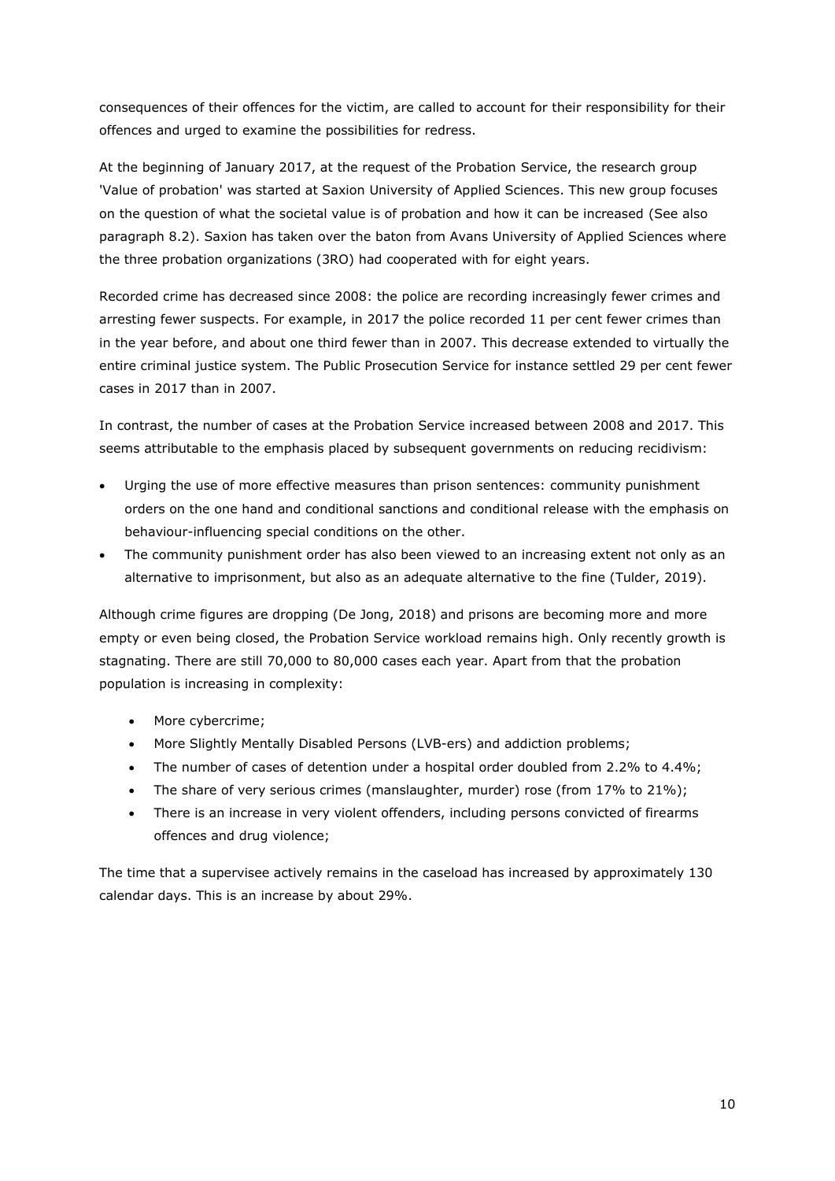consequences of their offences for the victim, are called to account for their responsibility for their offences and urged to examine the possibilities for redress.

At the beginning of January 2017, at the request of the Probation Service, the research group 'Value of probation' was started at Saxion University of Applied Sciences. This new group focuses on the question of what the societal value is of probation and how it can be increased (See also paragraph 8.2). Saxion has taken over the baton from Avans University of Applied Sciences where the three probation organizations (3RO) had cooperated with for eight years.

Recorded crime has decreased since 2008: the police are recording increasingly fewer crimes and arresting fewer suspects. For example, in 2017 the police recorded 11 per cent fewer crimes than in the year before, and about one third fewer than in 2007. This decrease extended to virtually the entire criminal justice system. The Public Prosecution Service for instance settled 29 per cent fewer cases in 2017 than in 2007.

In contrast, the number of cases at the Probation Service increased between 2008 and 2017. This seems attributable to the emphasis placed by subsequent governments on reducing recidivism:

- Urging the use of more effective measures than prison sentences: community punishment orders on the one hand and conditional sanctions and conditional release with the emphasis on behaviour-influencing special conditions on the other.
- The community punishment order has also been viewed to an increasing extent not only as an alternative to imprisonment, but also as an adequate alternative to the fine (Tulder, 2019).

Although crime figures are dropping (De Jong, 2018) and prisons are becoming more and more empty or even being closed, the Probation Service workload remains high. Only recently growth is stagnating. There are still 70,000 to 80,000 cases each year. Apart from that the probation population is increasing in complexity:

- More cybercrime;
- More Slightly Mentally Disabled Persons (LVB-ers) and addiction problems;
- The number of cases of detention under a hospital order doubled from 2.2% to 4.4%;
- The share of very serious crimes (manslaughter, murder) rose (from 17% to 21%);
- There is an increase in very violent offenders, including persons convicted of firearms offences and drug violence;

The time that a supervisee actively remains in the caseload has increased by approximately 130 calendar days. This is an increase by about 29%.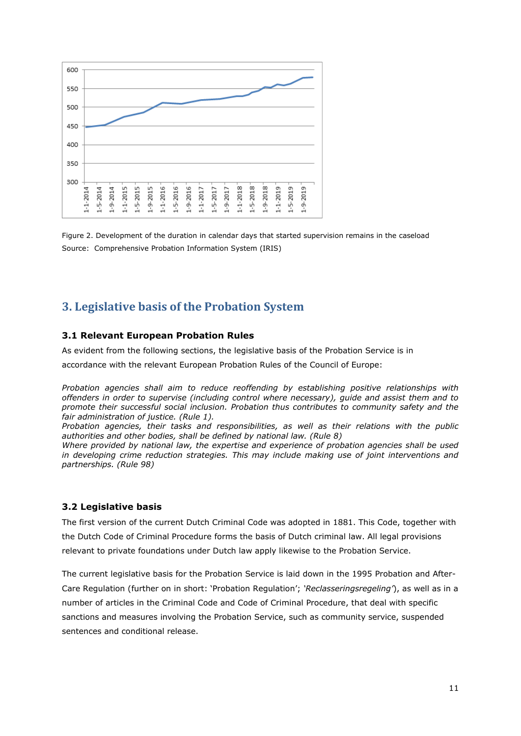Figure 2. Development of the duration in calendar days that started supervision remains in the caseload
Source: Comprehensive Probation Information System (IRIS)

## 3. Legislative basis of the Probation System

### 3.1 Relevant European Probation Rules

As evident from the following sections, the legislative basis of the Probation Service is in accordance with the relevant European Probation Rules of the Council of Europe:

*Probation agencies shall aim to reduce reoffending by establishing positive relationships with offenders in order to supervise (including control where necessary), guide and assist them and to promote their successful social inclusion. Probation thus contributes to community safety and the fair administration of justice. (Rule 1).*
*Probation agencies, their tasks and responsibilities, as well as their relations with the public authorities and other bodies, shall be defined by national law. (Rule 8)*
*Where provided by national law, the expertise and experience of probation agencies shall be used in developing crime reduction strategies. This may include making use of joint interventions and partnerships. (Rule 98)*

### 3.2 Legislative basis

The first version of the current Dutch Criminal Code was adopted in 1881. This Code, together with the Dutch Code of Criminal Procedure forms the basis of Dutch criminal law. All legal provisions relevant to private foundations under Dutch law apply likewise to the Probation Service.

The current legislative basis for the Probation Service is laid down in the 1995 Probation and After-Care Regulation (further on in short: 'Probation Regulation'; *'Reclasseringsregeling'*), as well as in a number of articles in the Criminal Code and Code of Criminal Procedure, that deal with specific sanctions and measures involving the Probation Service, such as community service, suspended sentences and conditional release.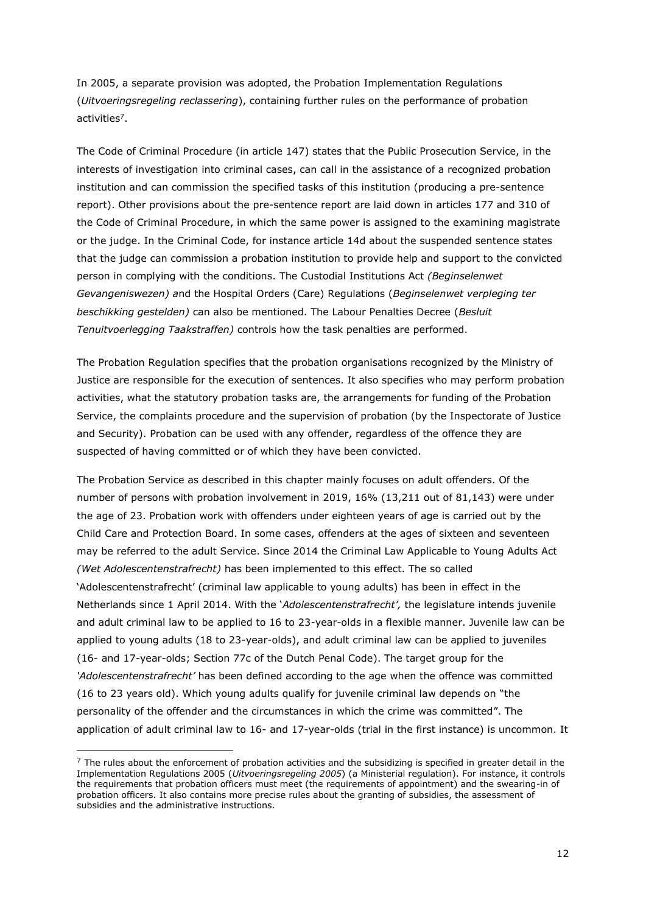In 2005, a separate provision was adopted, the Probation Implementation Regulations (*Uitvoeringsregeling reclassering*), containing further rules on the performance of probation activities[7].

The Code of Criminal Procedure (in article 147) states that the Public Prosecution Service, in the interests of investigation into criminal cases, can call in the assistance of a recognized probation institution and can commission the specified tasks of this institution (producing a pre-sentence report). Other provisions about the pre-sentence report are laid down in articles 177 and 310 of the Code of Criminal Procedure, in which the same power is assigned to the examining magistrate or the judge. In the Criminal Code, for instance article 14d about the suspended sentence states that the judge can commission a probation institution to provide help and support to the convicted person in complying with the conditions. The Custodial Institutions Act *(Beginselenwet Gevangeniswezen)* and the Hospital Orders (Care) Regulations (*Beginselenwet verpleging ter beschikking gestelden)* can also be mentioned. The Labour Penalties Decree (*Besluit Tenuitvoerlegging Taakstraffen)* controls how the task penalties are performed.

The Probation Regulation specifies that the probation organisations recognized by the Ministry of Justice are responsible for the execution of sentences. It also specifies who may perform probation activities, what the statutory probation tasks are, the arrangements for funding of the Probation Service, the complaints procedure and the supervision of probation (by the Inspectorate of Justice and Security). Probation can be used with any offender, regardless of the offence they are suspected of having committed or of which they have been convicted.

The Probation Service as described in this chapter mainly focuses on adult offenders. Of the number of persons with probation involvement in 2019, 16% (13,211 out of 81,143) were under the age of 23. Probation work with offenders under eighteen years of age is carried out by the Child Care and Protection Board. In some cases, offenders at the ages of sixteen and seventeen may be referred to the adult Service. Since 2014 the Criminal Law Applicable to Young Adults Act *(Wet Adolescentenstrafrecht)* has been implemented to this effect. The so called 'Adolescentenstrafrecht' (criminal law applicable to young adults) has been in effect in the Netherlands since 1 April 2014. With the '*Adolescentenstrafrecht',* the legislature intends juvenile and adult criminal law to be applied to 16 to 23-year-olds in a flexible manner. Juvenile law can be applied to young adults (18 to 23-year-olds), and adult criminal law can be applied to juveniles (16- and 17-year-olds; Section 77c of the Dutch Penal Code). The target group for the *'Adolescentenstrafrecht'* has been defined according to the age when the offence was committed (16 to 23 years old). Which young adults qualify for juvenile criminal law depends on "the personality of the offender and the circumstances in which the crime was committed". The application of adult criminal law to 16- and 17-year-olds (trial in the first instance) is uncommon. It

[7] The rules about the enforcement of probation activities and the subsidizing is specified in greater detail in the Implementation Regulations 2005 (*Uitvoeringsregeling 2005*) (a Ministerial regulation). For instance, it controls the requirements that probation officers must meet (the requirements of appointment) and the swearing-in of probation officers. It also contains more precise rules about the granting of subsidies, the assessment of subsidies and the administrative instructions.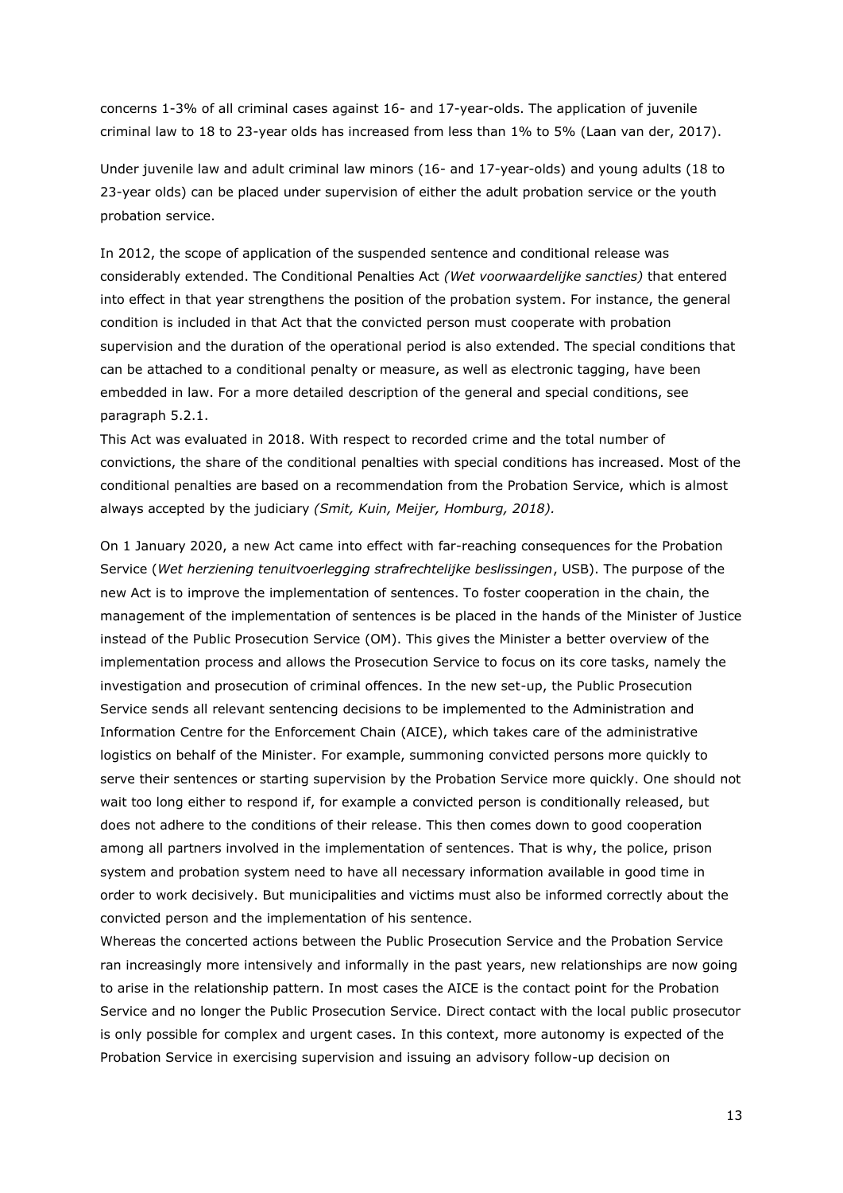concerns 1-3% of all criminal cases against 16- and 17-year-olds. The application of juvenile criminal law to 18 to 23-year olds has increased from less than 1% to 5% (Laan van der, 2017).

Under juvenile law and adult criminal law minors (16- and 17-year-olds) and young adults (18 to 23-year olds) can be placed under supervision of either the adult probation service or the youth probation service.

In 2012, the scope of application of the suspended sentence and conditional release was considerably extended. The Conditional Penalties Act *(Wet voorwaardelijke sancties)* that entered into effect in that year strengthens the position of the probation system. For instance, the general condition is included in that Act that the convicted person must cooperate with probation supervision and the duration of the operational period is also extended. The special conditions that can be attached to a conditional penalty or measure, as well as electronic tagging, have been embedded in law. For a more detailed description of the general and special conditions, see paragraph 5.2.1.

This Act was evaluated in 2018. With respect to recorded crime and the total number of convictions, the share of the conditional penalties with special conditions has increased. Most of the conditional penalties are based on a recommendation from the Probation Service, which is almost always accepted by the judiciary *(Smit, Kuin, Meijer, Homburg, 2018).*

On 1 January 2020, a new Act came into effect with far-reaching consequences for the Probation Service (*Wet herziening tenuitvoerlegging strafrechtelijke beslissingen*, USB). The purpose of the new Act is to improve the implementation of sentences. To foster cooperation in the chain, the management of the implementation of sentences is be placed in the hands of the Minister of Justice instead of the Public Prosecution Service (OM). This gives the Minister a better overview of the implementation process and allows the Prosecution Service to focus on its core tasks, namely the investigation and prosecution of criminal offences. In the new set-up, the Public Prosecution Service sends all relevant sentencing decisions to be implemented to the Administration and Information Centre for the Enforcement Chain (AICE), which takes care of the administrative logistics on behalf of the Minister. For example, summoning convicted persons more quickly to serve their sentences or starting supervision by the Probation Service more quickly. One should not wait too long either to respond if, for example a convicted person is conditionally released, but does not adhere to the conditions of their release. This then comes down to good cooperation among all partners involved in the implementation of sentences. That is why, the police, prison system and probation system need to have all necessary information available in good time in order to work decisively. But municipalities and victims must also be informed correctly about the convicted person and the implementation of his sentence.

Whereas the concerted actions between the Public Prosecution Service and the Probation Service ran increasingly more intensively and informally in the past years, new relationships are now going to arise in the relationship pattern. In most cases the AICE is the contact point for the Probation Service and no longer the Public Prosecution Service. Direct contact with the local public prosecutor is only possible for complex and urgent cases. In this context, more autonomy is expected of the Probation Service in exercising supervision and issuing an advisory follow-up decision on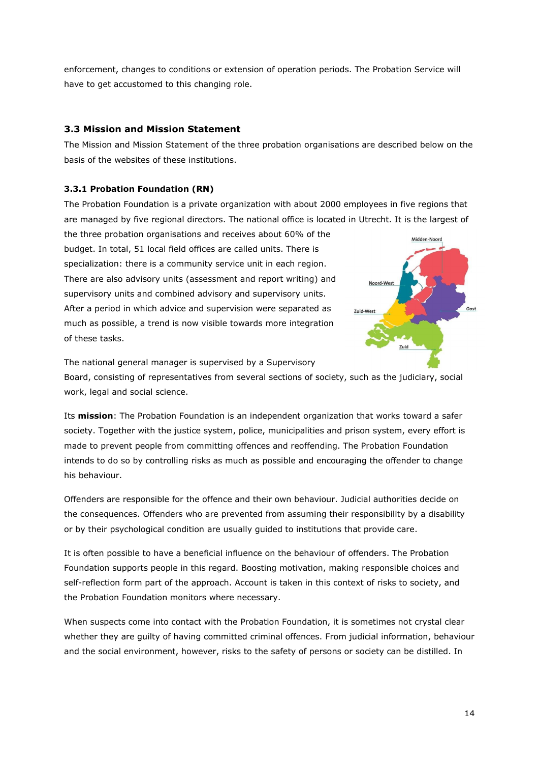enforcement, changes to conditions or extension of operation periods. The Probation Service will have to get accustomed to this changing role.

### 3.3 Mission and Mission Statement

The Mission and Mission Statement of the three probation organisations are described below on the basis of the websites of these institutions.

#### 3.3.1 Probation Foundation (RN)

The Probation Foundation is a private organization with about 2000 employees in five regions that are managed by five regional directors. The national office is located in Utrecht. It is the largest of the three probation organisations and receives about 60% of the budget. In total, 51 local field offices are called units. There is specialization: there is a community service unit in each region. There are also advisory units (assessment and report writing) and supervisory units and combined advisory and supervisory units. After a period in which advice and supervision were separated as much as possible, a trend is now visible towards more integration of these tasks.

The national general manager is supervised by a Supervisory Board, consisting of representatives from several sections of society, such as the judiciary, social work, legal and social science.

Its **mission**: The Probation Foundation is an independent organization that works toward a safer society. Together with the justice system, police, municipalities and prison system, every effort is made to prevent people from committing offences and reoffending. The Probation Foundation intends to do so by controlling risks as much as possible and encouraging the offender to change his behaviour.

Offenders are responsible for the offence and their own behaviour. Judicial authorities decide on the consequences. Offenders who are prevented from assuming their responsibility by a disability or by their psychological condition are usually guided to institutions that provide care.

It is often possible to have a beneficial influence on the behaviour of offenders. The Probation Foundation supports people in this regard. Boosting motivation, making responsible choices and self-reflection form part of the approach. Account is taken in this context of risks to society, and the Probation Foundation monitors where necessary.

When suspects come into contact with the Probation Foundation, it is sometimes not crystal clear whether they are guilty of having committed criminal offences. From judicial information, behaviour and the social environment, however, risks to the safety of persons or society can be distilled. In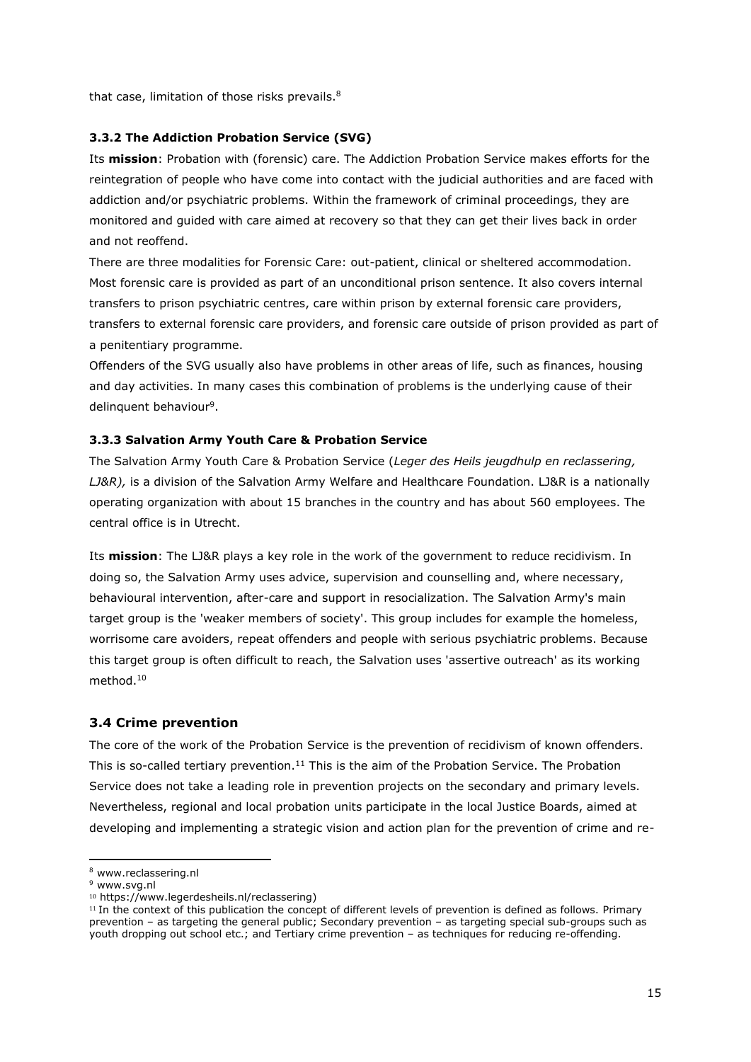that case, limitation of those risks prevails.[8]

### 3.3.2 The Addiction Probation Service (SVG)

Its **mission**: Probation with (forensic) care. The Addiction Probation Service makes efforts for the reintegration of people who have come into contact with the judicial authorities and are faced with addiction and/or psychiatric problems. Within the framework of criminal proceedings, they are monitored and guided with care aimed at recovery so that they can get their lives back in order and not reoffend.

There are three modalities for Forensic Care: out-patient, clinical or sheltered accommodation. Most forensic care is provided as part of an unconditional prison sentence. It also covers internal transfers to prison psychiatric centres, care within prison by external forensic care providers, transfers to external forensic care providers, and forensic care outside of prison provided as part of a penitentiary programme.

Offenders of the SVG usually also have problems in other areas of life, such as finances, housing and day activities. In many cases this combination of problems is the underlying cause of their delinquent behaviour[9].

### 3.3.3 Salvation Army Youth Care & Probation Service

The Salvation Army Youth Care & Probation Service (*Leger des Heils jeugdhulp en reclassering, LJ&R),* is a division of the Salvation Army Welfare and Healthcare Foundation. LJ&R is a nationally operating organization with about 15 branches in the country and has about 560 employees. The central office is in Utrecht.

Its **mission**: The LJ&R plays a key role in the work of the government to reduce recidivism. In doing so, the Salvation Army uses advice, supervision and counselling and, where necessary, behavioural intervention, after-care and support in resocialization. The Salvation Army's main target group is the 'weaker members of society'. This group includes for example the homeless, worrisome care avoiders, repeat offenders and people with serious psychiatric problems. Because this target group is often difficult to reach, the Salvation uses 'assertive outreach' as its working method.[10]

## 3.4 Crime prevention

The core of the work of the Probation Service is the prevention of recidivism of known offenders. This is so-called tertiary prevention.[11] This is the aim of the Probation Service. The Probation Service does not take a leading role in prevention projects on the secondary and primary levels. Nevertheless, regional and local probation units participate in the local Justice Boards, aimed at developing and implementing a strategic vision and action plan for the prevention of crime and re-

---

[8] www.reclassering.nl

[9] www.svg.nl

[10] https://www.legerdesheils.nl/reclassering)

[11] In the context of this publication the concept of different levels of prevention is defined as follows. Primary prevention – as targeting the general public; Secondary prevention – as targeting special sub-groups such as youth dropping out school etc.; and Tertiary crime prevention – as techniques for reducing re-offending.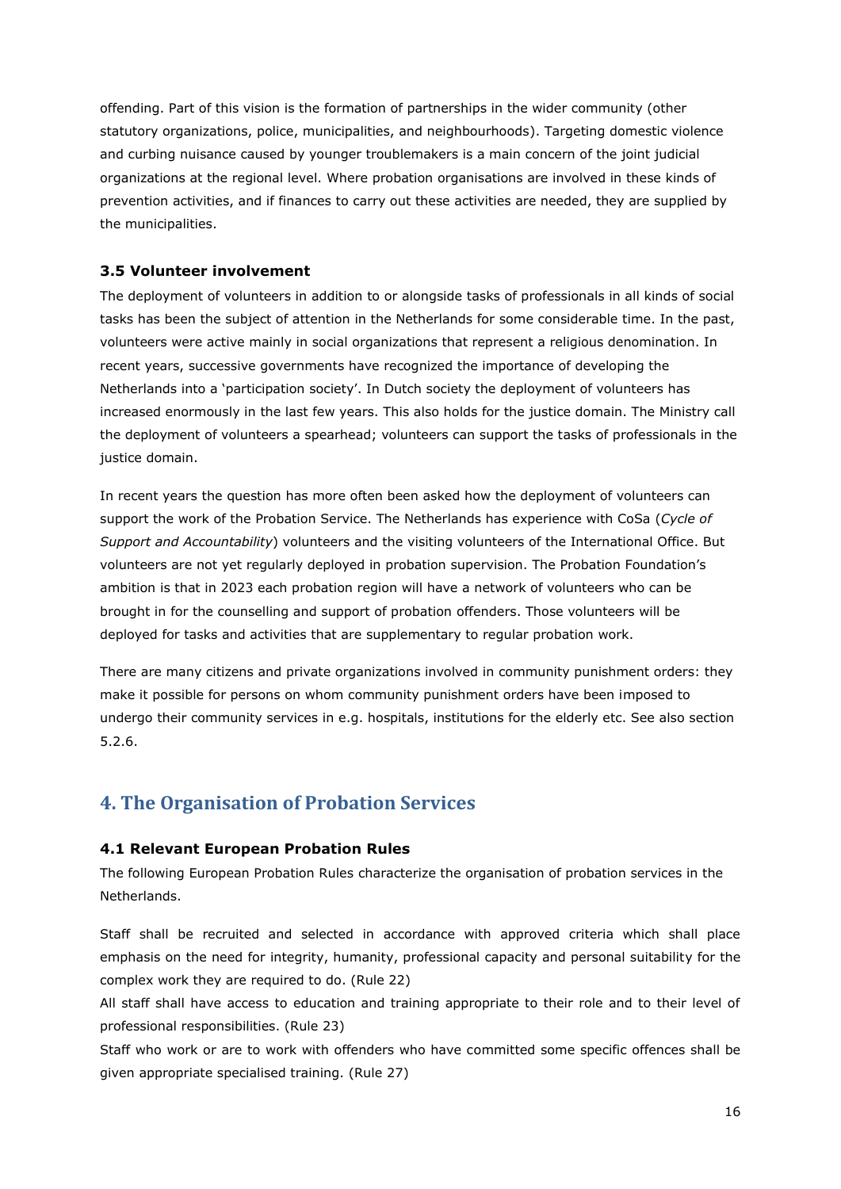offending. Part of this vision is the formation of partnerships in the wider community (other statutory organizations, police, municipalities, and neighbourhoods). Targeting domestic violence and curbing nuisance caused by younger troublemakers is a main concern of the joint judicial organizations at the regional level. Where probation organisations are involved in these kinds of prevention activities, and if finances to carry out these activities are needed, they are supplied by the municipalities.

### 3.5 Volunteer involvement

The deployment of volunteers in addition to or alongside tasks of professionals in all kinds of social tasks has been the subject of attention in the Netherlands for some considerable time. In the past, volunteers were active mainly in social organizations that represent a religious denomination. In recent years, successive governments have recognized the importance of developing the Netherlands into a 'participation society'. In Dutch society the deployment of volunteers has increased enormously in the last few years. This also holds for the justice domain. The Ministry call the deployment of volunteers a spearhead; volunteers can support the tasks of professionals in the justice domain.

In recent years the question has more often been asked how the deployment of volunteers can support the work of the Probation Service. The Netherlands has experience with CoSa (*Cycle of Support and Accountability*) volunteers and the visiting volunteers of the International Office. But volunteers are not yet regularly deployed in probation supervision. The Probation Foundation's ambition is that in 2023 each probation region will have a network of volunteers who can be brought in for the counselling and support of probation offenders. Those volunteers will be deployed for tasks and activities that are supplementary to regular probation work.

There are many citizens and private organizations involved in community punishment orders: they make it possible for persons on whom community punishment orders have been imposed to undergo their community services in e.g. hospitals, institutions for the elderly etc. See also section 5.2.6.

## 4. The Organisation of Probation Services

### 4.1 Relevant European Probation Rules

The following European Probation Rules characterize the organisation of probation services in the Netherlands.

Staff shall be recruited and selected in accordance with approved criteria which shall place emphasis on the need for integrity, humanity, professional capacity and personal suitability for the complex work they are required to do. (Rule 22)

All staff shall have access to education and training appropriate to their role and to their level of professional responsibilities. (Rule 23)

Staff who work or are to work with offenders who have committed some specific offences shall be given appropriate specialised training. (Rule 27)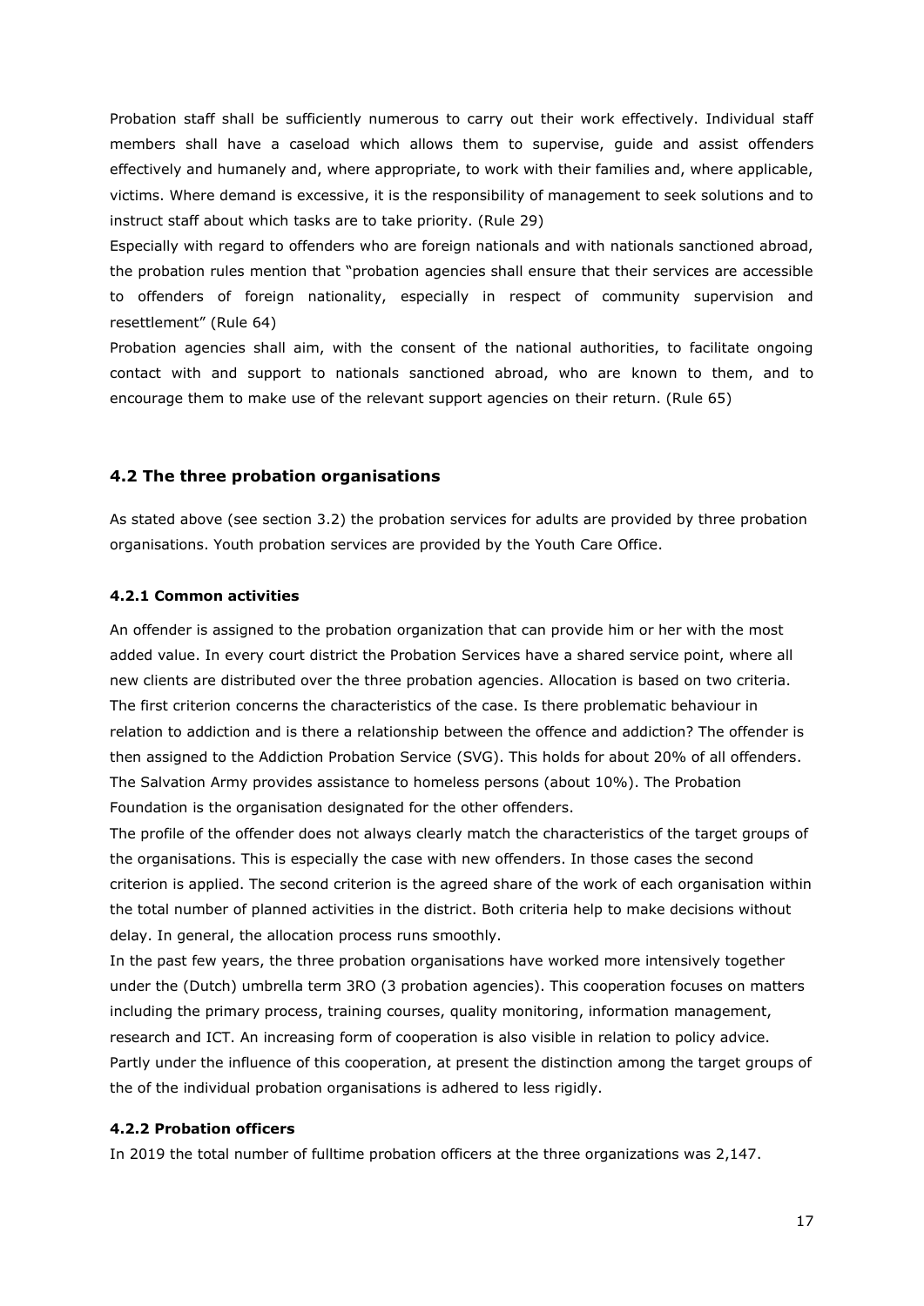Probation staff shall be sufficiently numerous to carry out their work effectively. Individual staff members shall have a caseload which allows them to supervise, guide and assist offenders effectively and humanely and, where appropriate, to work with their families and, where applicable, victims. Where demand is excessive, it is the responsibility of management to seek solutions and to instruct staff about which tasks are to take priority. (Rule 29)

Especially with regard to offenders who are foreign nationals and with nationals sanctioned abroad, the probation rules mention that "probation agencies shall ensure that their services are accessible to offenders of foreign nationality, especially in respect of community supervision and resettlement" (Rule 64)

Probation agencies shall aim, with the consent of the national authorities, to facilitate ongoing contact with and support to nationals sanctioned abroad, who are known to them, and to encourage them to make use of the relevant support agencies on their return. (Rule 65)

## 4.2 The three probation organisations

As stated above (see section 3.2) the probation services for adults are provided by three probation organisations. Youth probation services are provided by the Youth Care Office.

### 4.2.1 Common activities

An offender is assigned to the probation organization that can provide him or her with the most added value. In every court district the Probation Services have a shared service point, where all new clients are distributed over the three probation agencies. Allocation is based on two criteria. The first criterion concerns the characteristics of the case. Is there problematic behaviour in relation to addiction and is there a relationship between the offence and addiction? The offender is then assigned to the Addiction Probation Service (SVG). This holds for about 20% of all offenders. The Salvation Army provides assistance to homeless persons (about 10%). The Probation Foundation is the organisation designated for the other offenders.

The profile of the offender does not always clearly match the characteristics of the target groups of the organisations. This is especially the case with new offenders. In those cases the second criterion is applied. The second criterion is the agreed share of the work of each organisation within the total number of planned activities in the district. Both criteria help to make decisions without delay. In general, the allocation process runs smoothly.

In the past few years, the three probation organisations have worked more intensively together under the (Dutch) umbrella term 3RO (3 probation agencies). This cooperation focuses on matters including the primary process, training courses, quality monitoring, information management, research and ICT. An increasing form of cooperation is also visible in relation to policy advice. Partly under the influence of this cooperation, at present the distinction among the target groups of the of the individual probation organisations is adhered to less rigidly.

### 4.2.2 Probation officers

In 2019 the total number of fulltime probation officers at the three organizations was 2,147.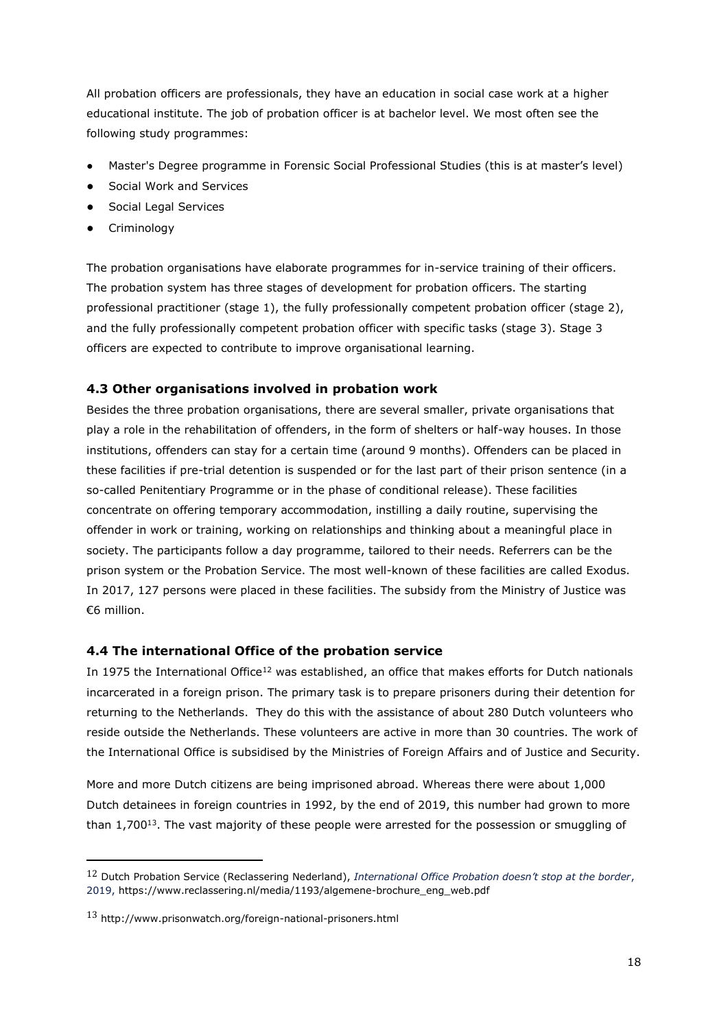All probation officers are professionals, they have an education in social case work at a higher educational institute. The job of probation officer is at bachelor level. We most often see the following study programmes:

- Master's Degree programme in Forensic Social Professional Studies (this is at master's level)
- Social Work and Services
- Social Legal Services
- Criminology

The probation organisations have elaborate programmes for in-service training of their officers. The probation system has three stages of development for probation officers. The starting professional practitioner (stage 1), the fully professionally competent probation officer (stage 2), and the fully professionally competent probation officer with specific tasks (stage 3). Stage 3 officers are expected to contribute to improve organisational learning.

### 4.3 Other organisations involved in probation work

Besides the three probation organisations, there are several smaller, private organisations that play a role in the rehabilitation of offenders, in the form of shelters or half-way houses. In those institutions, offenders can stay for a certain time (around 9 months). Offenders can be placed in these facilities if pre-trial detention is suspended or for the last part of their prison sentence (in a so-called Penitentiary Programme or in the phase of conditional release). These facilities concentrate on offering temporary accommodation, instilling a daily routine, supervising the offender in work or training, working on relationships and thinking about a meaningful place in society. The participants follow a day programme, tailored to their needs. Referrers can be the prison system or the Probation Service. The most well-known of these facilities are called Exodus. In 2017, 127 persons were placed in these facilities. The subsidy from the Ministry of Justice was €6 million.

### 4.4 The international Office of the probation service

In 1975 the International Office[12] was established, an office that makes efforts for Dutch nationals incarcerated in a foreign prison. The primary task is to prepare prisoners during their detention for returning to the Netherlands. They do this with the assistance of about 280 Dutch volunteers who reside outside the Netherlands. These volunteers are active in more than 30 countries. The work of the International Office is subsidised by the Ministries of Foreign Affairs and of Justice and Security.

More and more Dutch citizens are being imprisoned abroad. Whereas there were about 1,000 Dutch detainees in foreign countries in 1992, by the end of 2019, this number had grown to more than 1,700[13]. The vast majority of these people were arrested for the possession or smuggling of

---

[12] Dutch Probation Service (Reclassering Nederland), *International Office Probation doesn't stop at the border*, 2019, https://www.reclassering.nl/media/1193/algemene-brochure_eng_web.pdf

[13] http://www.prisonwatch.org/foreign-national-prisoners.html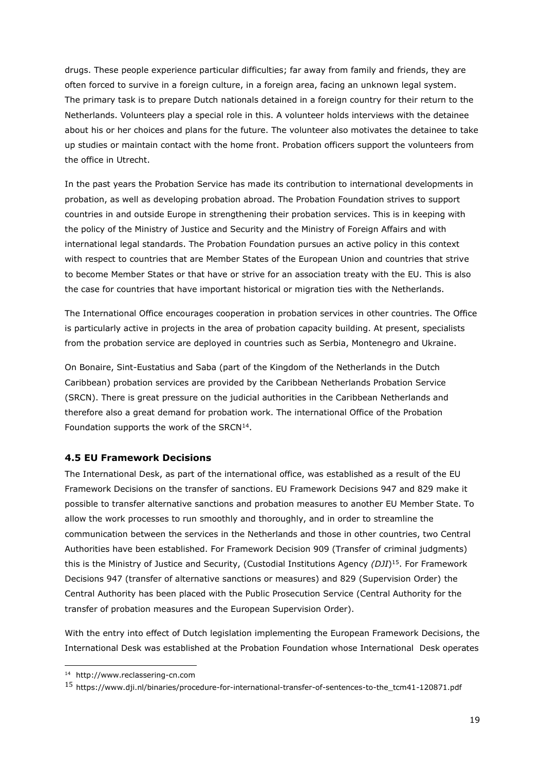drugs. These people experience particular difficulties; far away from family and friends, they are often forced to survive in a foreign culture, in a foreign area, facing an unknown legal system. The primary task is to prepare Dutch nationals detained in a foreign country for their return to the Netherlands. Volunteers play a special role in this. A volunteer holds interviews with the detainee about his or her choices and plans for the future. The volunteer also motivates the detainee to take up studies or maintain contact with the home front. Probation officers support the volunteers from the office in Utrecht.

In the past years the Probation Service has made its contribution to international developments in probation, as well as developing probation abroad. The Probation Foundation strives to support countries in and outside Europe in strengthening their probation services. This is in keeping with the policy of the Ministry of Justice and Security and the Ministry of Foreign Affairs and with international legal standards. The Probation Foundation pursues an active policy in this context with respect to countries that are Member States of the European Union and countries that strive to become Member States or that have or strive for an association treaty with the EU. This is also the case for countries that have important historical or migration ties with the Netherlands.

The International Office encourages cooperation in probation services in other countries. The Office is particularly active in projects in the area of probation capacity building. At present, specialists from the probation service are deployed in countries such as Serbia, Montenegro and Ukraine.

On Bonaire, Sint-Eustatius and Saba (part of the Kingdom of the Netherlands in the Dutch Caribbean) probation services are provided by the Caribbean Netherlands Probation Service (SRCN). There is great pressure on the judicial authorities in the Caribbean Netherlands and therefore also a great demand for probation work. The international Office of the Probation Foundation supports the work of the SRCN[14].

### 4.5 EU Framework Decisions

The International Desk, as part of the international office, was established as a result of the EU Framework Decisions on the transfer of sanctions. EU Framework Decisions 947 and 829 make it possible to transfer alternative sanctions and probation measures to another EU Member State. To allow the work processes to run smoothly and thoroughly, and in order to streamline the communication between the services in the Netherlands and those in other countries, two Central Authorities have been established. For Framework Decision 909 (Transfer of criminal judgments) this is the Ministry of Justice and Security, (Custodial Institutions Agency *(DJI)*[15]. For Framework Decisions 947 (transfer of alternative sanctions or measures) and 829 (Supervision Order) the Central Authority has been placed with the Public Prosecution Service (Central Authority for the transfer of probation measures and the European Supervision Order).

With the entry into effect of Dutch legislation implementing the European Framework Decisions, the International Desk was established at the Probation Foundation whose International Desk operates

---

[14] http://www.reclassering-cn.com

[15] https://www.dji.nl/binaries/procedure-for-international-transfer-of-sentences-to-the_tcm41-120871.pdf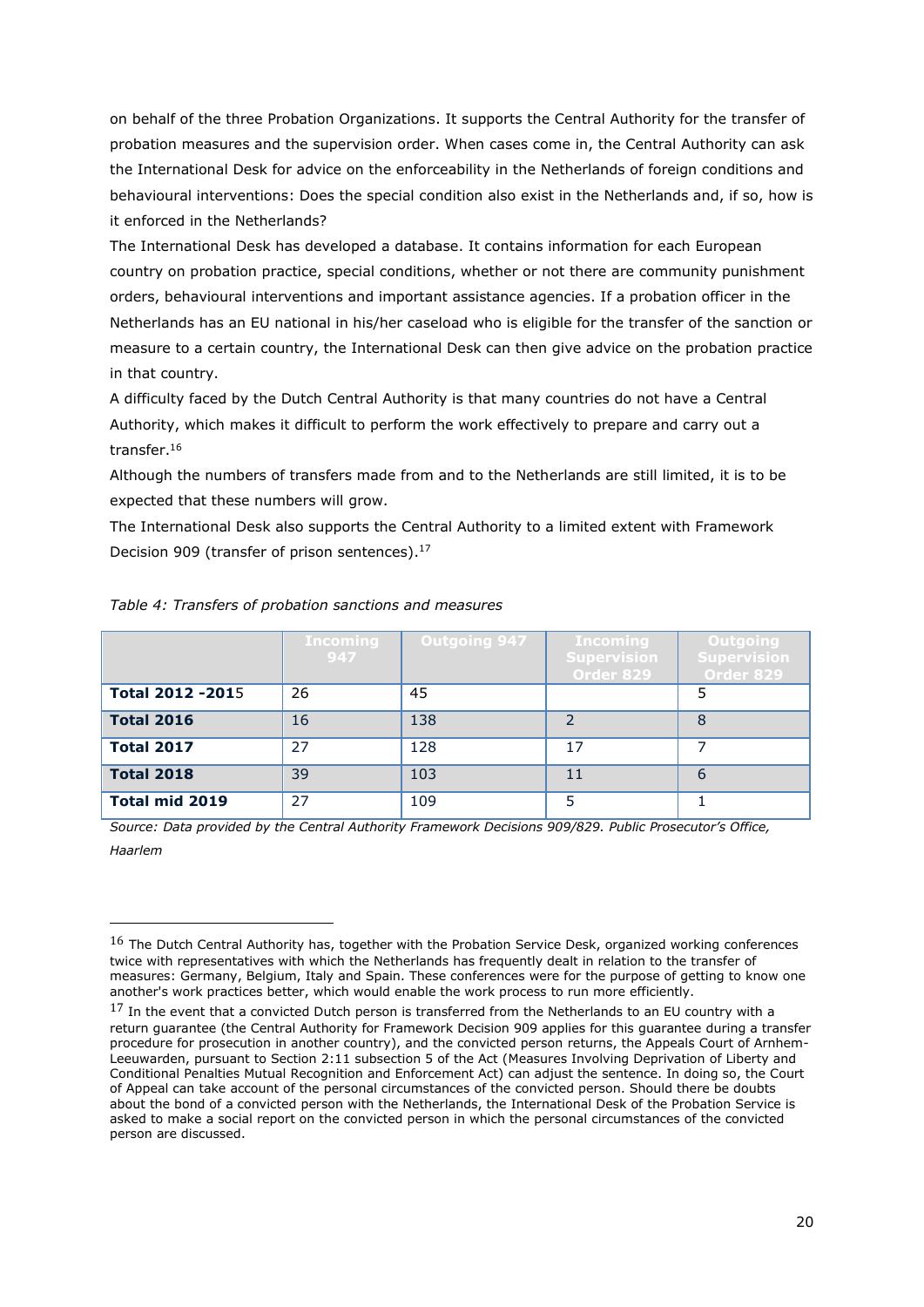on behalf of the three Probation Organizations. It supports the Central Authority for the transfer of probation measures and the supervision order. When cases come in, the Central Authority can ask the International Desk for advice on the enforceability in the Netherlands of foreign conditions and behavioural interventions: Does the special condition also exist in the Netherlands and, if so, how is it enforced in the Netherlands?

The International Desk has developed a database. It contains information for each European country on probation practice, special conditions, whether or not there are community punishment orders, behavioural interventions and important assistance agencies. If a probation officer in the Netherlands has an EU national in his/her caseload who is eligible for the transfer of the sanction or measure to a certain country, the International Desk can then give advice on the probation practice in that country.

A difficulty faced by the Dutch Central Authority is that many countries do not have a Central Authority, which makes it difficult to perform the work effectively to prepare and carry out a transfer.[16]

Although the numbers of transfers made from and to the Netherlands are still limited, it is to be expected that these numbers will grow.

The International Desk also supports the Central Authority to a limited extent with Framework Decision 909 (transfer of prison sentences).[17]

*Table 4: Transfers of probation sanctions and measures*

| | Incoming 947 | Outgoing 947 | Incoming Supervision Order 829 | Outgoing Supervision Order 829 |
|---|---|---|---|---|
| **Total 2012 -2015** | 26 | 45 | | 5 |
| **Total 2016** | 16 | 138 | 2 | 8 |
| **Total 2017** | 27 | 128 | 17 | 7 |
| **Total 2018** | 39 | 103 | 11 | 6 |
| **Total mid 2019** | 27 | 109 | 5 | 1 |

*Source: Data provided by the Central Authority Framework Decisions 909/829. Public Prosecutor's Office, Haarlem*

---

[16] The Dutch Central Authority has, together with the Probation Service Desk, organized working conferences twice with representatives with which the Netherlands has frequently dealt in relation to the transfer of measures: Germany, Belgium, Italy and Spain. These conferences were for the purpose of getting to know one another's work practices better, which would enable the work process to run more efficiently.

[17] In the event that a convicted Dutch person is transferred from the Netherlands to an EU country with a return guarantee (the Central Authority for Framework Decision 909 applies for this guarantee during a transfer procedure for prosecution in another country), and the convicted person returns, the Appeals Court of Arnhem-Leeuwarden, pursuant to Section 2:11 subsection 5 of the Act (Measures Involving Deprivation of Liberty and Conditional Penalties Mutual Recognition and Enforcement Act) can adjust the sentence. In doing so, the Court of Appeal can take account of the personal circumstances of the convicted person. Should there be doubts about the bond of a convicted person with the Netherlands, the International Desk of the Probation Service is asked to make a social report on the convicted person in which the personal circumstances of the convicted person are discussed.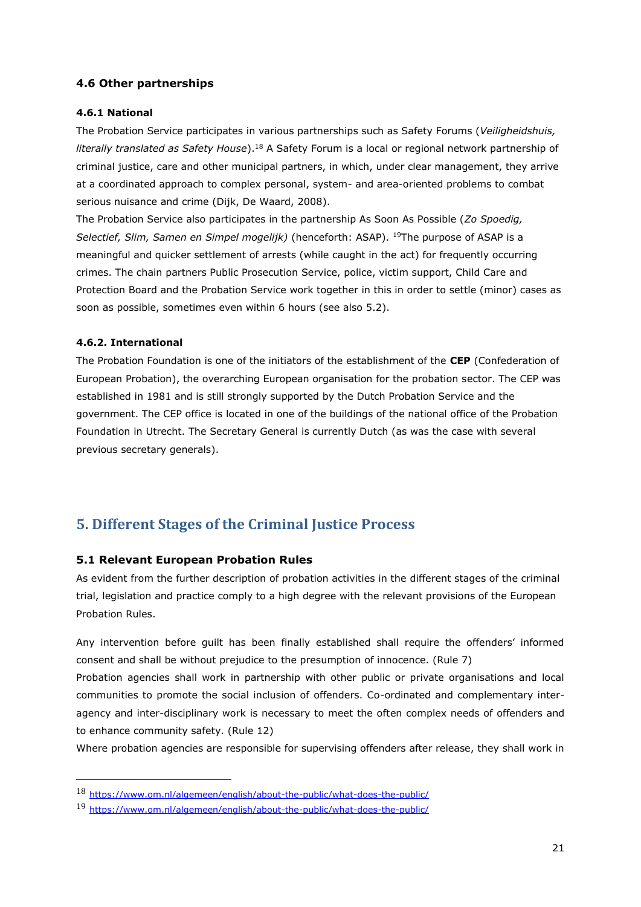### 4.6 Other partnerships

#### 4.6.1 National

The Probation Service participates in various partnerships such as Safety Forums (*Veiligheidshuis, literally translated as Safety House*).[18] A Safety Forum is a local or regional network partnership of criminal justice, care and other municipal partners, in which, under clear management, they arrive at a coordinated approach to complex personal, system- and area-oriented problems to combat serious nuisance and crime (Dijk, De Waard, 2008).
The Probation Service also participates in the partnership As Soon As Possible (*Zo Spoedig, Selectief, Slim, Samen en Simpel mogelijk)* (henceforth: ASAP). [19]The purpose of ASAP is a meaningful and quicker settlement of arrests (while caught in the act) for frequently occurring crimes. The chain partners Public Prosecution Service, police, victim support, Child Care and Protection Board and the Probation Service work together in this in order to settle (minor) cases as soon as possible, sometimes even within 6 hours (see also 5.2).

#### 4.6.2. International

The Probation Foundation is one of the initiators of the establishment of the **CEP** (Confederation of European Probation), the overarching European organisation for the probation sector. The CEP was established in 1981 and is still strongly supported by the Dutch Probation Service and the government. The CEP office is located in one of the buildings of the national office of the Probation Foundation in Utrecht. The Secretary General is currently Dutch (as was the case with several previous secretary generals).

## 5. Different Stages of the Criminal Justice Process

### 5.1 Relevant European Probation Rules

As evident from the further description of probation activities in the different stages of the criminal trial, legislation and practice comply to a high degree with the relevant provisions of the European Probation Rules.

Any intervention before guilt has been finally established shall require the offenders' informed consent and shall be without prejudice to the presumption of innocence. (Rule 7)
Probation agencies shall work in partnership with other public or private organisations and local communities to promote the social inclusion of offenders. Co-ordinated and complementary inter-agency and inter-disciplinary work is necessary to meet the often complex needs of offenders and to enhance community safety. (Rule 12)
Where probation agencies are responsible for supervising offenders after release, they shall work in

[18] https://www.om.nl/algemeen/english/about-the-public/what-does-the-public/

[19] https://www.om.nl/algemeen/english/about-the-public/what-does-the-public/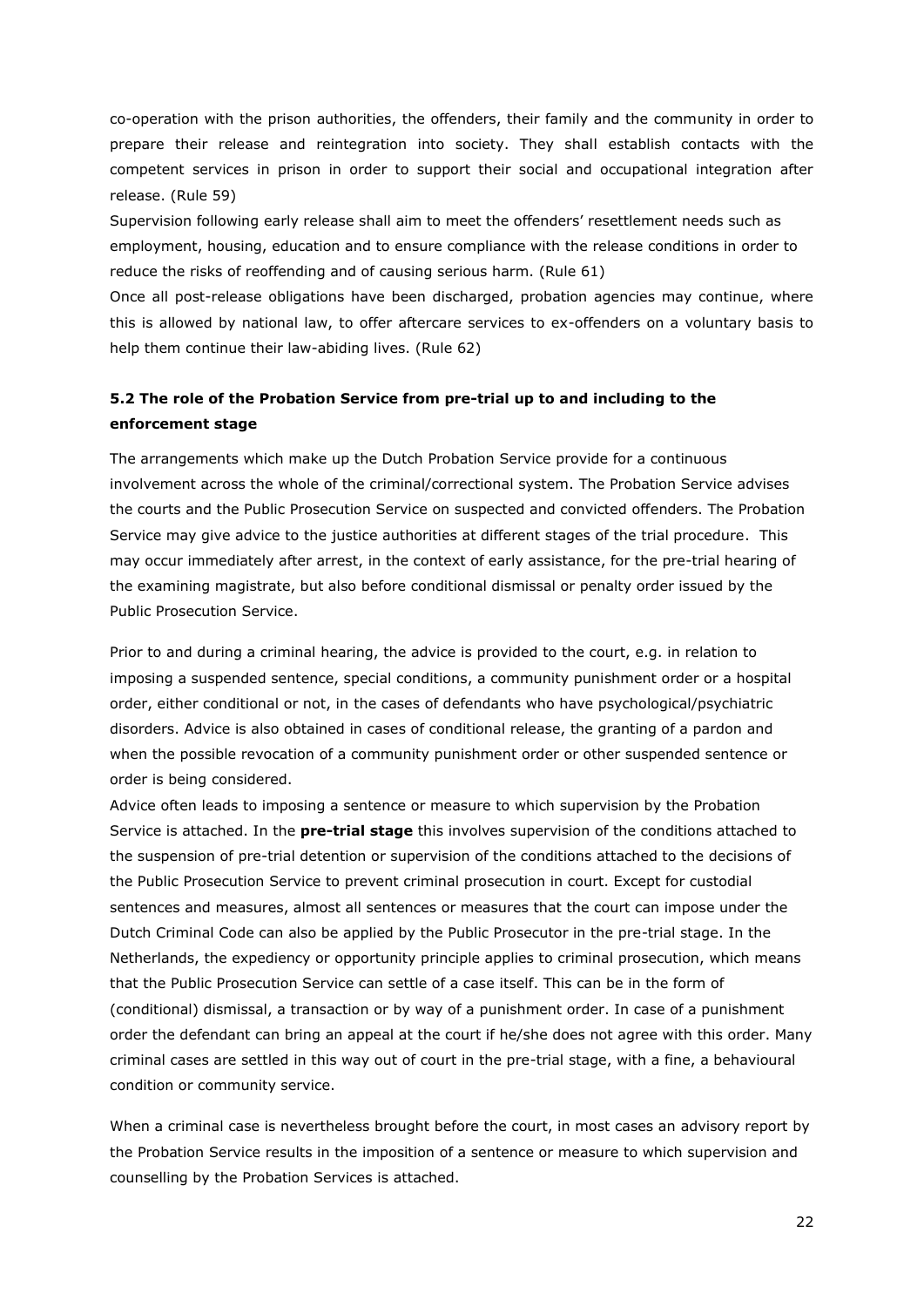co-operation with the prison authorities, the offenders, their family and the community in order to prepare their release and reintegration into society. They shall establish contacts with the competent services in prison in order to support their social and occupational integration after release. (Rule 59)

Supervision following early release shall aim to meet the offenders' resettlement needs such as employment, housing, education and to ensure compliance with the release conditions in order to reduce the risks of reoffending and of causing serious harm. (Rule 61)

Once all post-release obligations have been discharged, probation agencies may continue, where this is allowed by national law, to offer aftercare services to ex-offenders on a voluntary basis to help them continue their law-abiding lives. (Rule 62)

### 5.2 The role of the Probation Service from pre-trial up to and including to the enforcement stage

The arrangements which make up the Dutch Probation Service provide for a continuous involvement across the whole of the criminal/correctional system. The Probation Service advises the courts and the Public Prosecution Service on suspected and convicted offenders. The Probation Service may give advice to the justice authorities at different stages of the trial procedure. This may occur immediately after arrest, in the context of early assistance, for the pre-trial hearing of the examining magistrate, but also before conditional dismissal or penalty order issued by the Public Prosecution Service.

Prior to and during a criminal hearing, the advice is provided to the court, e.g. in relation to imposing a suspended sentence, special conditions, a community punishment order or a hospital order, either conditional or not, in the cases of defendants who have psychological/psychiatric disorders. Advice is also obtained in cases of conditional release, the granting of a pardon and when the possible revocation of a community punishment order or other suspended sentence or order is being considered.

Advice often leads to imposing a sentence or measure to which supervision by the Probation Service is attached. In the **pre-trial stage** this involves supervision of the conditions attached to the suspension of pre-trial detention or supervision of the conditions attached to the decisions of the Public Prosecution Service to prevent criminal prosecution in court. Except for custodial sentences and measures, almost all sentences or measures that the court can impose under the Dutch Criminal Code can also be applied by the Public Prosecutor in the pre-trial stage. In the Netherlands, the expediency or opportunity principle applies to criminal prosecution, which means that the Public Prosecution Service can settle of a case itself. This can be in the form of (conditional) dismissal, a transaction or by way of a punishment order. In case of a punishment order the defendant can bring an appeal at the court if he/she does not agree with this order. Many criminal cases are settled in this way out of court in the pre-trial stage, with a fine, a behavioural condition or community service.

When a criminal case is nevertheless brought before the court, in most cases an advisory report by the Probation Service results in the imposition of a sentence or measure to which supervision and counselling by the Probation Services is attached.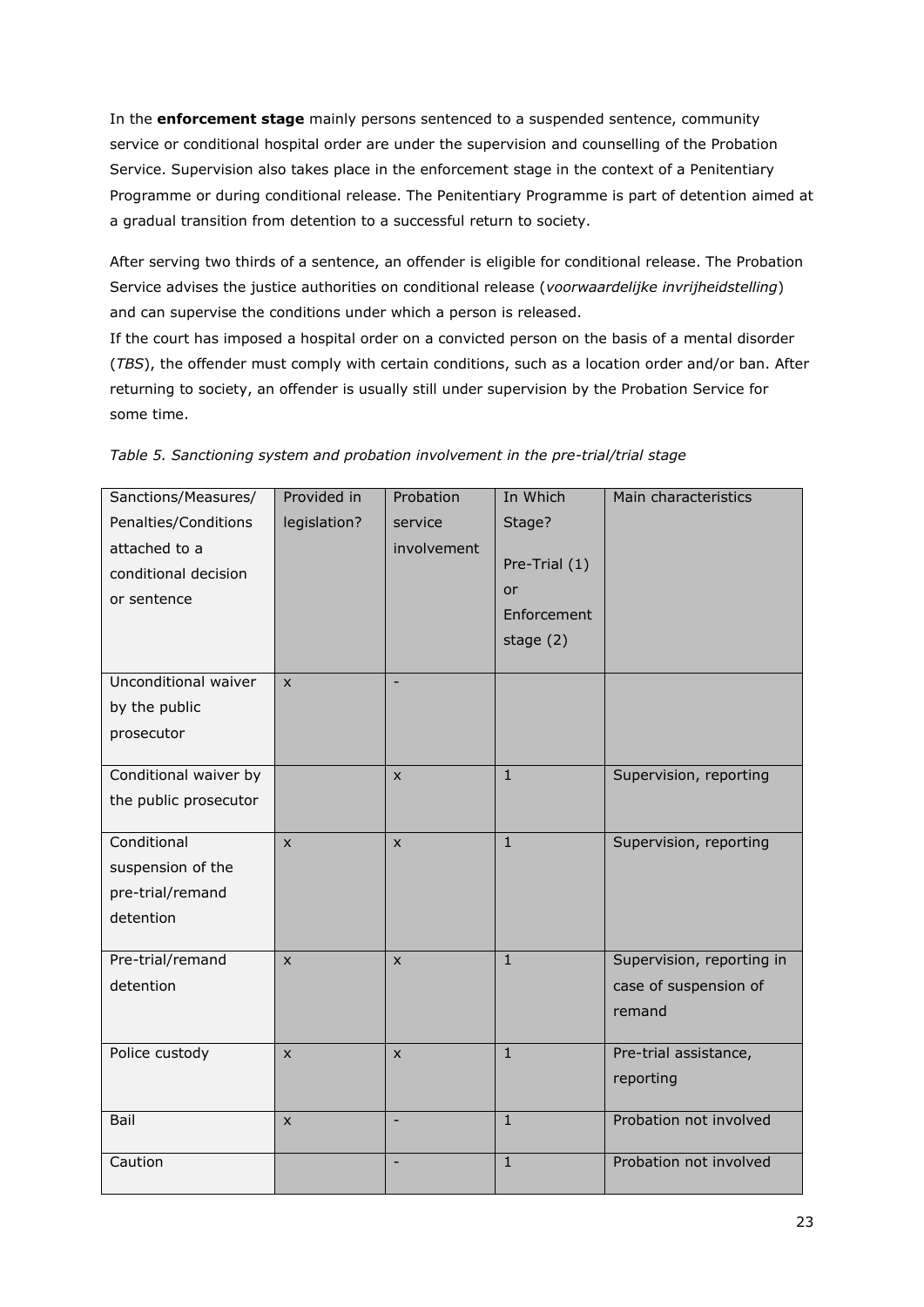In the **enforcement stage** mainly persons sentenced to a suspended sentence, community service or conditional hospital order are under the supervision and counselling of the Probation Service. Supervision also takes place in the enforcement stage in the context of a Penitentiary Programme or during conditional release. The Penitentiary Programme is part of detention aimed at a gradual transition from detention to a successful return to society.

After serving two thirds of a sentence, an offender is eligible for conditional release. The Probation Service advises the justice authorities on conditional release (*voorwaardelijke invrijheidstelling*) and can supervise the conditions under which a person is released.
If the court has imposed a hospital order on a convicted person on the basis of a mental disorder (*TBS*), the offender must comply with certain conditions, such as a location order and/or ban. After returning to society, an offender is usually still under supervision by the Probation Service for some time.

*Table 5. Sanctioning system and probation involvement in the pre-trial/trial stage*

| Sanctions/Measures/ Penalties/Conditions attached to a conditional decision or sentence | Provided in legislation? | Probation service involvement | In Which Stage? Pre-Trial (1) or Enforcement stage (2) | Main characteristics |
|---|---|---|---|---|
| Unconditional waiver by the public prosecutor | x | - | | |
| Conditional waiver by the public prosecutor | | x | 1 | Supervision, reporting |
| Conditional suspension of the pre-trial/remand detention | x | x | 1 | Supervision, reporting |
| Pre-trial/remand detention | x | x | 1 | Supervision, reporting in case of suspension of remand |
| Police custody | x | x | 1 | Pre-trial assistance, reporting |
| Bail | x | - | 1 | Probation not involved |
| Caution | | - | 1 | Probation not involved |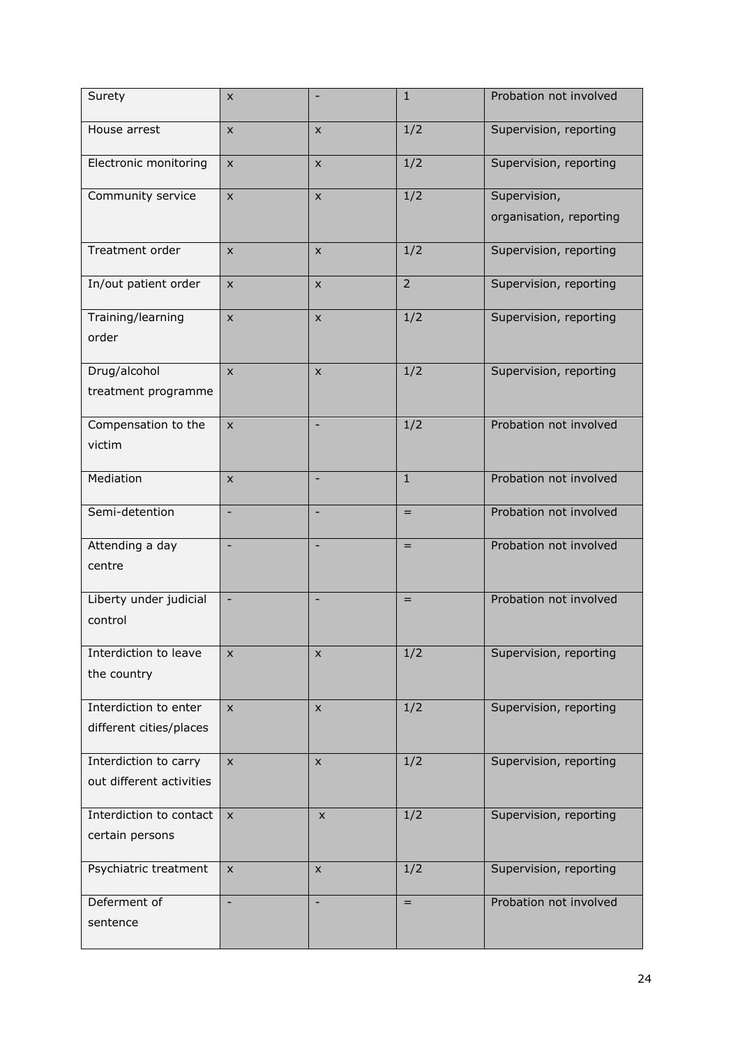| Surety | x | - | 1 | Probation not involved |
|---|---|---|---|---|
| House arrest | x | x | 1/2 | Supervision, reporting |
| Electronic monitoring | x | x | 1/2 | Supervision, reporting |
| Community service | x | x | 1/2 | Supervision, organisation, reporting |
| Treatment order | x | x | 1/2 | Supervision, reporting |
| In/out patient order | x | x | 2 | Supervision, reporting |
| Training/learning order | x | x | 1/2 | Supervision, reporting |
| Drug/alcohol treatment programme | x | x | 1/2 | Supervision, reporting |
| Compensation to the victim | x | - | 1/2 | Probation not involved |
| Mediation | x | - | 1 | Probation not involved |
| Semi-detention | - | - | = | Probation not involved |
| Attending a day centre | - | - | = | Probation not involved |
| Liberty under judicial control | - | - | = | Probation not involved |
| Interdiction to leave the country | x | x | 1/2 | Supervision, reporting |
| Interdiction to enter different cities/places | x | x | 1/2 | Supervision, reporting |
| Interdiction to carry out different activities | x | x | 1/2 | Supervision, reporting |
| Interdiction to contact certain persons | x | x | 1/2 | Supervision, reporting |
| Psychiatric treatment | x | x | 1/2 | Supervision, reporting |
| Deferment of sentence | - | - | = | Probation not involved |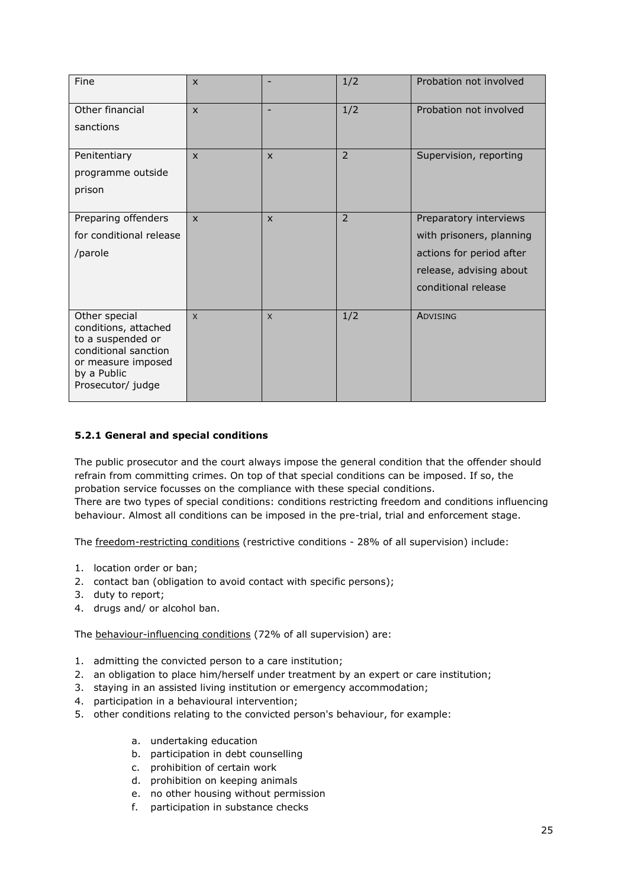| Fine | x | - | 1/2 | Probation not involved |
|---|---|---|---|---|
| Other financial sanctions | x | - | 1/2 | Probation not involved |
| Penitentiary programme outside prison | x | x | 2 | Supervision, reporting |
| Preparing offenders for conditional release /parole | x | x | 2 | Preparatory interviews with prisoners, planning actions for period after release, advising about conditional release |
| Other special conditions, attached to a suspended or conditional sanction or measure imposed by a Public Prosecutor/ judge | x | x | 1/2 | ADVISING |

#### 5.2.1 General and special conditions

The public prosecutor and the court always impose the general condition that the offender should refrain from committing crimes. On top of that special conditions can be imposed. If so, the probation service focusses on the compliance with these special conditions.
There are two types of special conditions: conditions restricting freedom and conditions influencing behaviour. Almost all conditions can be imposed in the pre-trial, trial and enforcement stage.

The freedom-restricting conditions (restrictive conditions - 28% of all supervision) include:

1. location order or ban;
2. contact ban (obligation to avoid contact with specific persons);
3. duty to report;
4. drugs and/ or alcohol ban.

The behaviour-influencing conditions (72% of all supervision) are:

1. admitting the convicted person to a care institution;
2. an obligation to place him/herself under treatment by an expert or care institution;
3. staying in an assisted living institution or emergency accommodation;
4. participation in a behavioural intervention;
5. other conditions relating to the convicted person's behaviour, for example:
    a. undertaking education
    b. participation in debt counselling
    c. prohibition of certain work
    d. prohibition on keeping animals
    e. no other housing without permission
    f. participation in substance checks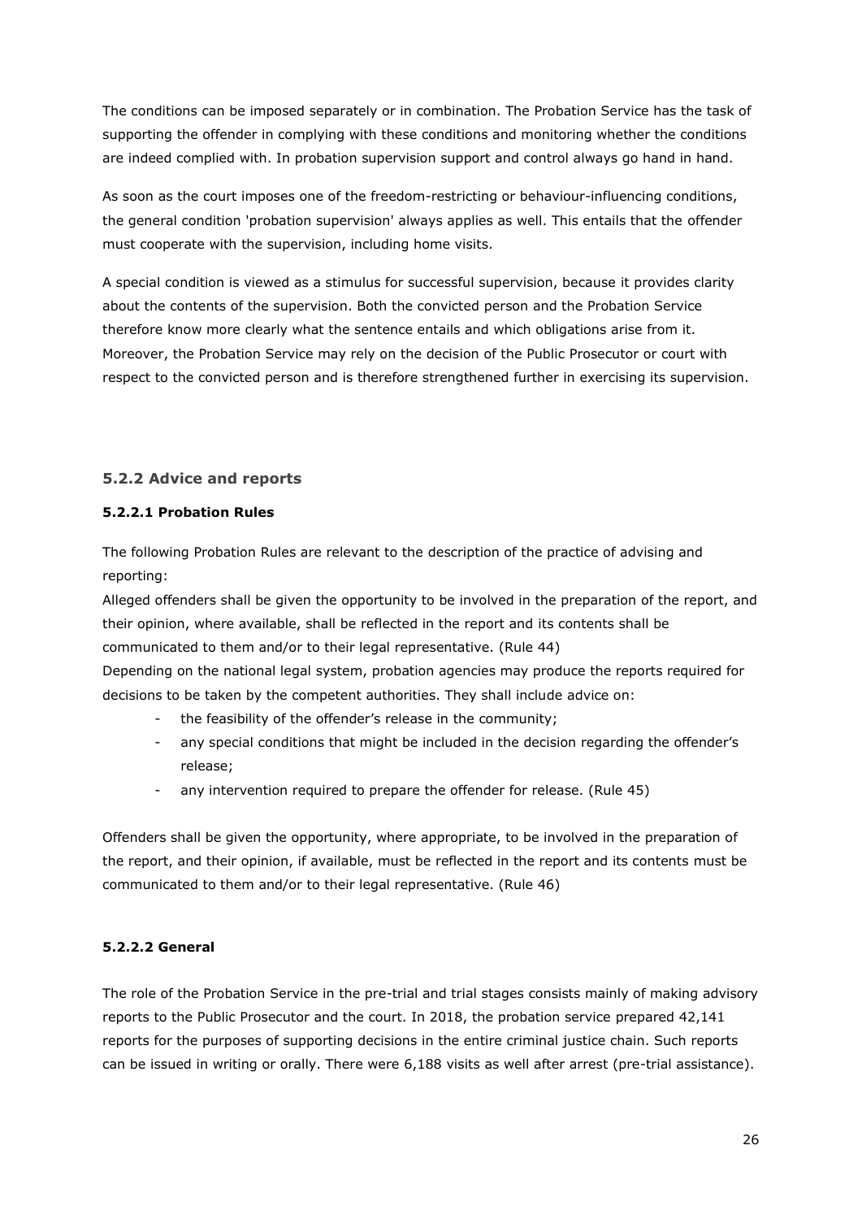The conditions can be imposed separately or in combination. The Probation Service has the task of supporting the offender in complying with these conditions and monitoring whether the conditions are indeed complied with. In probation supervision support and control always go hand in hand.

As soon as the court imposes one of the freedom-restricting or behaviour-influencing conditions, the general condition 'probation supervision' always applies as well. This entails that the offender must cooperate with the supervision, including home visits.

A special condition is viewed as a stimulus for successful supervision, because it provides clarity about the contents of the supervision. Both the convicted person and the Probation Service therefore know more clearly what the sentence entails and which obligations arise from it. Moreover, the Probation Service may rely on the decision of the Public Prosecutor or court with respect to the convicted person and is therefore strengthened further in exercising its supervision.

### 5.2.2 Advice and reports

#### 5.2.2.1 Probation Rules

The following Probation Rules are relevant to the description of the practice of advising and reporting:

Alleged offenders shall be given the opportunity to be involved in the preparation of the report, and their opinion, where available, shall be reflected in the report and its contents shall be communicated to them and/or to their legal representative. (Rule 44)

Depending on the national legal system, probation agencies may produce the reports required for decisions to be taken by the competent authorities. They shall include advice on:

- the feasibility of the offender's release in the community;
- any special conditions that might be included in the decision regarding the offender's release;
- any intervention required to prepare the offender for release. (Rule 45)

Offenders shall be given the opportunity, where appropriate, to be involved in the preparation of the report, and their opinion, if available, must be reflected in the report and its contents must be communicated to them and/or to their legal representative. (Rule 46)

#### 5.2.2.2 General

The role of the Probation Service in the pre-trial and trial stages consists mainly of making advisory reports to the Public Prosecutor and the court. In 2018, the probation service prepared 42,141 reports for the purposes of supporting decisions in the entire criminal justice chain. Such reports can be issued in writing or orally. There were 6,188 visits as well after arrest (pre-trial assistance).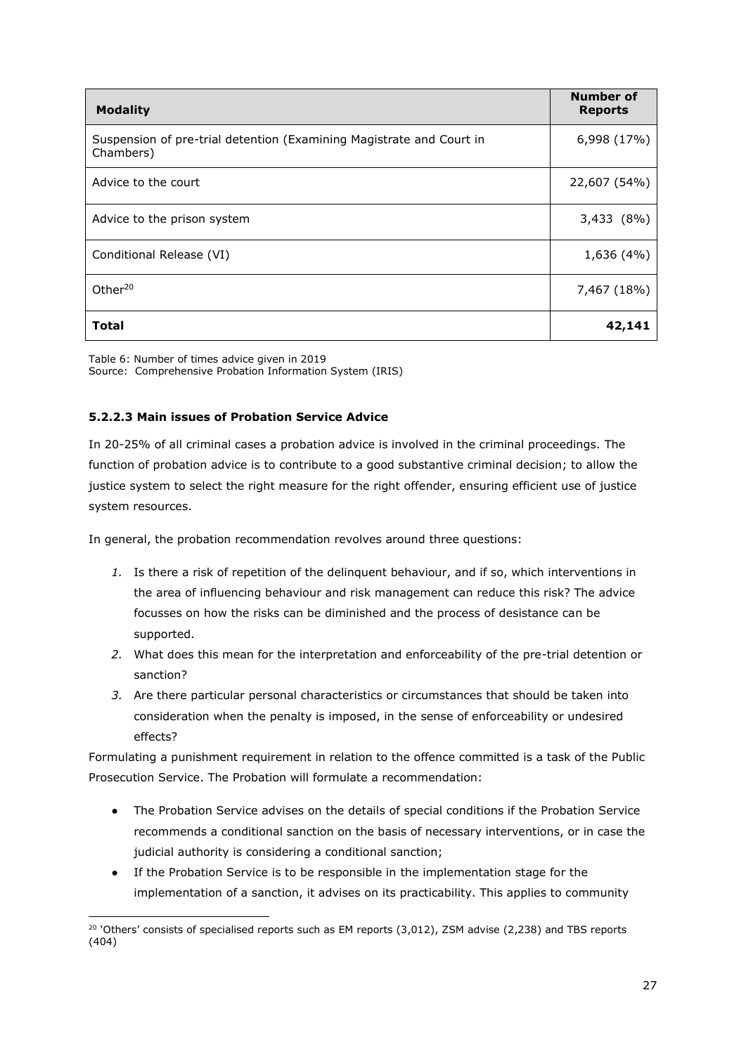| **Modality** | **Number of Reports** |
|---|---|
| Suspension of pre-trial detention (Examining Magistrate and Court in Chambers) | 6,998 (17%) |
| Advice to the court | 22,607 (54%) |
| Advice to the prison system | 3,433 (8%) |
| Conditional Release (VI) | 1,636 (4%) |
| Other[20] | 7,467 (18%) |
| **Total** | **42,141** |

Table 6: Number of times advice given in 2019
Source: Comprehensive Probation Information System (IRIS)

#### 5.2.2.3 Main issues of Probation Service Advice

In 20-25% of all criminal cases a probation advice is involved in the criminal proceedings. The function of probation advice is to contribute to a good substantive criminal decision; to allow the justice system to select the right measure for the right offender, ensuring efficient use of justice system resources.

In general, the probation recommendation revolves around three questions:

1. Is there a risk of repetition of the delinquent behaviour, and if so, which interventions in the area of influencing behaviour and risk management can reduce this risk? The advice focusses on how the risks can be diminished and the process of desistance can be supported.
2. What does this mean for the interpretation and enforceability of the pre-trial detention or sanction?
3. Are there particular personal characteristics or circumstances that should be taken into consideration when the penalty is imposed, in the sense of enforceability or undesired effects?

Formulating a punishment requirement in relation to the offence committed is a task of the Public Prosecution Service. The Probation will formulate a recommendation:

- The Probation Service advises on the details of special conditions if the Probation Service recommends a conditional sanction on the basis of necessary interventions, or in case the judicial authority is considering a conditional sanction;
- If the Probation Service is to be responsible in the implementation stage for the implementation of a sanction, it advises on its practicability. This applies to community

[20] 'Others' consists of specialised reports such as EM reports (3,012), ZSM advise (2,238) and TBS reports (404)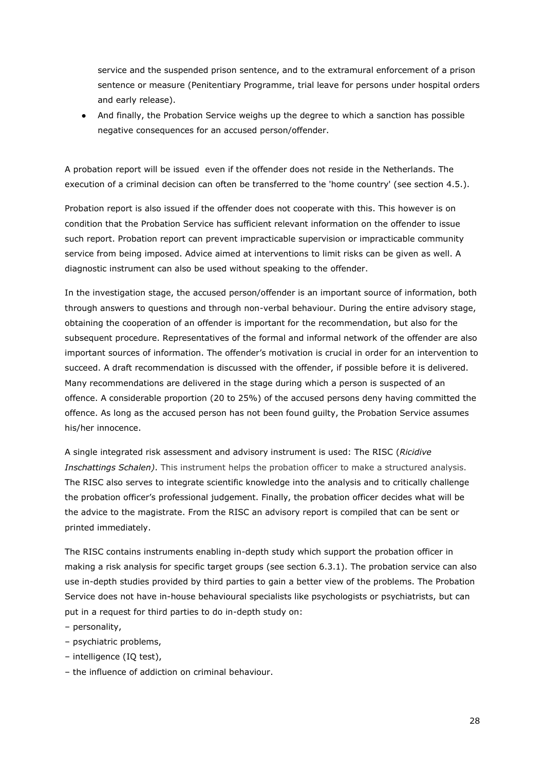service and the suspended prison sentence, and to the extramural enforcement of a prison sentence or measure (Penitentiary Programme, trial leave for persons under hospital orders and early release).

- And finally, the Probation Service weighs up the degree to which a sanction has possible negative consequences for an accused person/offender.

A probation report will be issued even if the offender does not reside in the Netherlands. The execution of a criminal decision can often be transferred to the 'home country' (see section 4.5.).

Probation report is also issued if the offender does not cooperate with this. This however is on condition that the Probation Service has sufficient relevant information on the offender to issue such report. Probation report can prevent impracticable supervision or impracticable community service from being imposed. Advice aimed at interventions to limit risks can be given as well. A diagnostic instrument can also be used without speaking to the offender.

In the investigation stage, the accused person/offender is an important source of information, both through answers to questions and through non-verbal behaviour. During the entire advisory stage, obtaining the cooperation of an offender is important for the recommendation, but also for the subsequent procedure. Representatives of the formal and informal network of the offender are also important sources of information. The offender's motivation is crucial in order for an intervention to succeed. A draft recommendation is discussed with the offender, if possible before it is delivered. Many recommendations are delivered in the stage during which a person is suspected of an offence. A considerable proportion (20 to 25%) of the accused persons deny having committed the offence. As long as the accused person has not been found guilty, the Probation Service assumes his/her innocence.

A single integrated risk assessment and advisory instrument is used: The RISC (*Ricidive Inschattings Schalen)*. This instrument helps the probation officer to make a structured analysis. The RISC also serves to integrate scientific knowledge into the analysis and to critically challenge the probation officer's professional judgement. Finally, the probation officer decides what will be the advice to the magistrate. From the RISC an advisory report is compiled that can be sent or printed immediately.

The RISC contains instruments enabling in-depth study which support the probation officer in making a risk analysis for specific target groups (see section 6.3.1). The probation service can also use in-depth studies provided by third parties to gain a better view of the problems. The Probation Service does not have in-house behavioural specialists like psychologists or psychiatrists, but can put in a request for third parties to do in-depth study on:

– personality,
– psychiatric problems,
– intelligence (IQ test),
– the influence of addiction on criminal behaviour.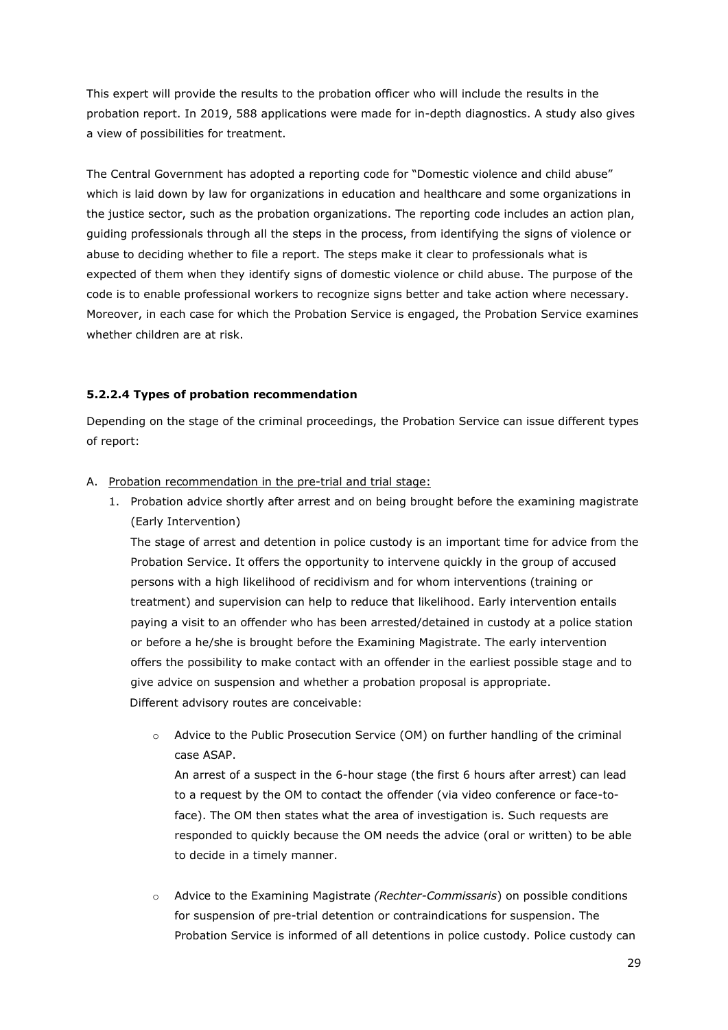This expert will provide the results to the probation officer who will include the results in the probation report. In 2019, 588 applications were made for in-depth diagnostics. A study also gives a view of possibilities for treatment.

The Central Government has adopted a reporting code for "Domestic violence and child abuse" which is laid down by law for organizations in education and healthcare and some organizations in the justice sector, such as the probation organizations. The reporting code includes an action plan, guiding professionals through all the steps in the process, from identifying the signs of violence or abuse to deciding whether to file a report. The steps make it clear to professionals what is expected of them when they identify signs of domestic violence or child abuse. The purpose of the code is to enable professional workers to recognize signs better and take action where necessary. Moreover, in each case for which the Probation Service is engaged, the Probation Service examines whether children are at risk.

#### 5.2.2.4 Types of probation recommendation

Depending on the stage of the criminal proceedings, the Probation Service can issue different types of report:

A. <u>Probation recommendation in the pre-trial and trial stage:</u>

1. Probation advice shortly after arrest and on being brought before the examining magistrate (Early Intervention)

   The stage of arrest and detention in police custody is an important time for advice from the Probation Service. It offers the opportunity to intervene quickly in the group of accused persons with a high likelihood of recidivism and for whom interventions (training or treatment) and supervision can help to reduce that likelihood. Early intervention entails paying a visit to an offender who has been arrested/detained in custody at a police station or before a he/she is brought before the Examining Magistrate. The early intervention offers the possibility to make contact with an offender in the earliest possible stage and to give advice on suspension and whether a probation proposal is appropriate.

   Different advisory routes are conceivable:

   - Advice to the Public Prosecution Service (OM) on further handling of the criminal case ASAP.

     An arrest of a suspect in the 6-hour stage (the first 6 hours after arrest) can lead to a request by the OM to contact the offender (via video conference or face-to-face). The OM then states what the area of investigation is. Such requests are responded to quickly because the OM needs the advice (oral or written) to be able to decide in a timely manner.

   - Advice to the Examining Magistrate *(Rechter-Commissaris*) on possible conditions for suspension of pre-trial detention or contraindications for suspension. The Probation Service is informed of all detentions in police custody. Police custody can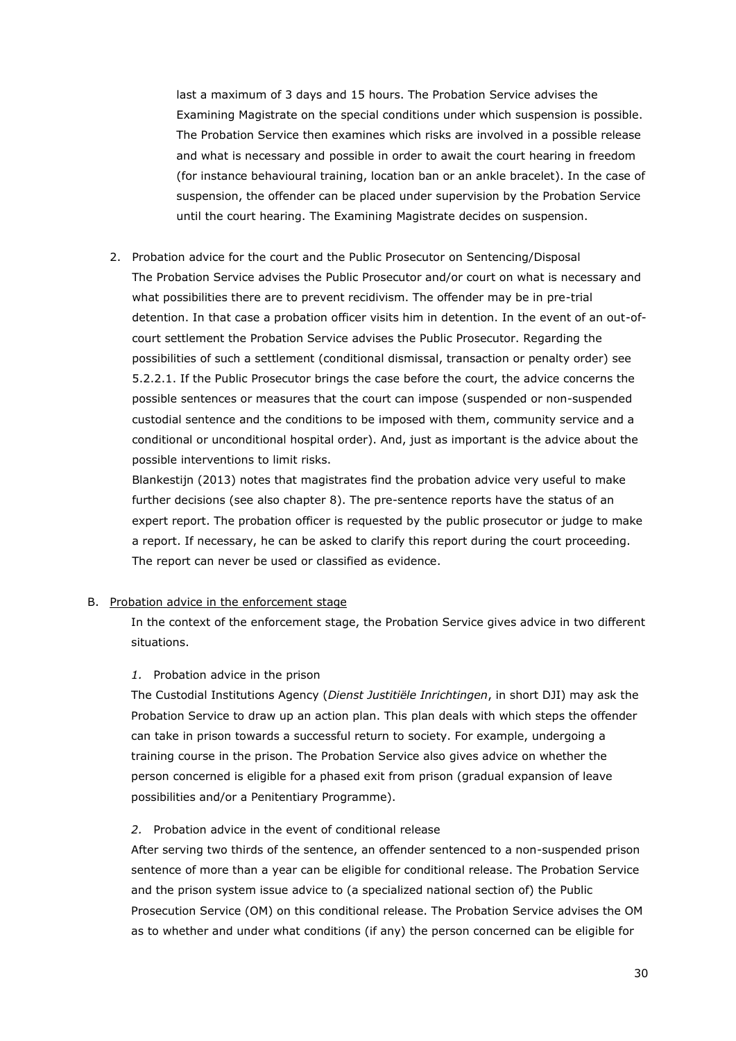last a maximum of 3 days and 15 hours. The Probation Service advises the Examining Magistrate on the special conditions under which suspension is possible. The Probation Service then examines which risks are involved in a possible release and what is necessary and possible in order to await the court hearing in freedom (for instance behavioural training, location ban or an ankle bracelet). In the case of suspension, the offender can be placed under supervision by the Probation Service until the court hearing. The Examining Magistrate decides on suspension.

2. Probation advice for the court and the Public Prosecutor on Sentencing/Disposal
   The Probation Service advises the Public Prosecutor and/or court on what is necessary and what possibilities there are to prevent recidivism. The offender may be in pre-trial detention. In that case a probation officer visits him in detention. In the event of an out-of-court settlement the Probation Service advises the Public Prosecutor. Regarding the possibilities of such a settlement (conditional dismissal, transaction or penalty order) see 5.2.2.1. If the Public Prosecutor brings the case before the court, the advice concerns the possible sentences or measures that the court can impose (suspended or non-suspended custodial sentence and the conditions to be imposed with them, community service and a conditional or unconditional hospital order). And, just as important is the advice about the possible interventions to limit risks.
   Blankestijn (2013) notes that magistrates find the probation advice very useful to make further decisions (see also chapter 8). The pre-sentence reports have the status of an expert report. The probation officer is requested by the public prosecutor or judge to make a report. If necessary, he can be asked to clarify this report during the court proceeding. The report can never be used or classified as evidence.

B. <u>Probation advice in the enforcement stage</u>

   In the context of the enforcement stage, the Probation Service gives advice in two different situations.

   *1.* Probation advice in the prison

   The Custodial Institutions Agency (*Dienst Justitiële Inrichtingen*, in short DJI) may ask the Probation Service to draw up an action plan. This plan deals with which steps the offender can take in prison towards a successful return to society. For example, undergoing a training course in the prison. The Probation Service also gives advice on whether the person concerned is eligible for a phased exit from prison (gradual expansion of leave possibilities and/or a Penitentiary Programme).

   *2.* Probation advice in the event of conditional release

   After serving two thirds of the sentence, an offender sentenced to a non-suspended prison sentence of more than a year can be eligible for conditional release. The Probation Service and the prison system issue advice to (a specialized national section of) the Public Prosecution Service (OM) on this conditional release. The Probation Service advises the OM as to whether and under what conditions (if any) the person concerned can be eligible for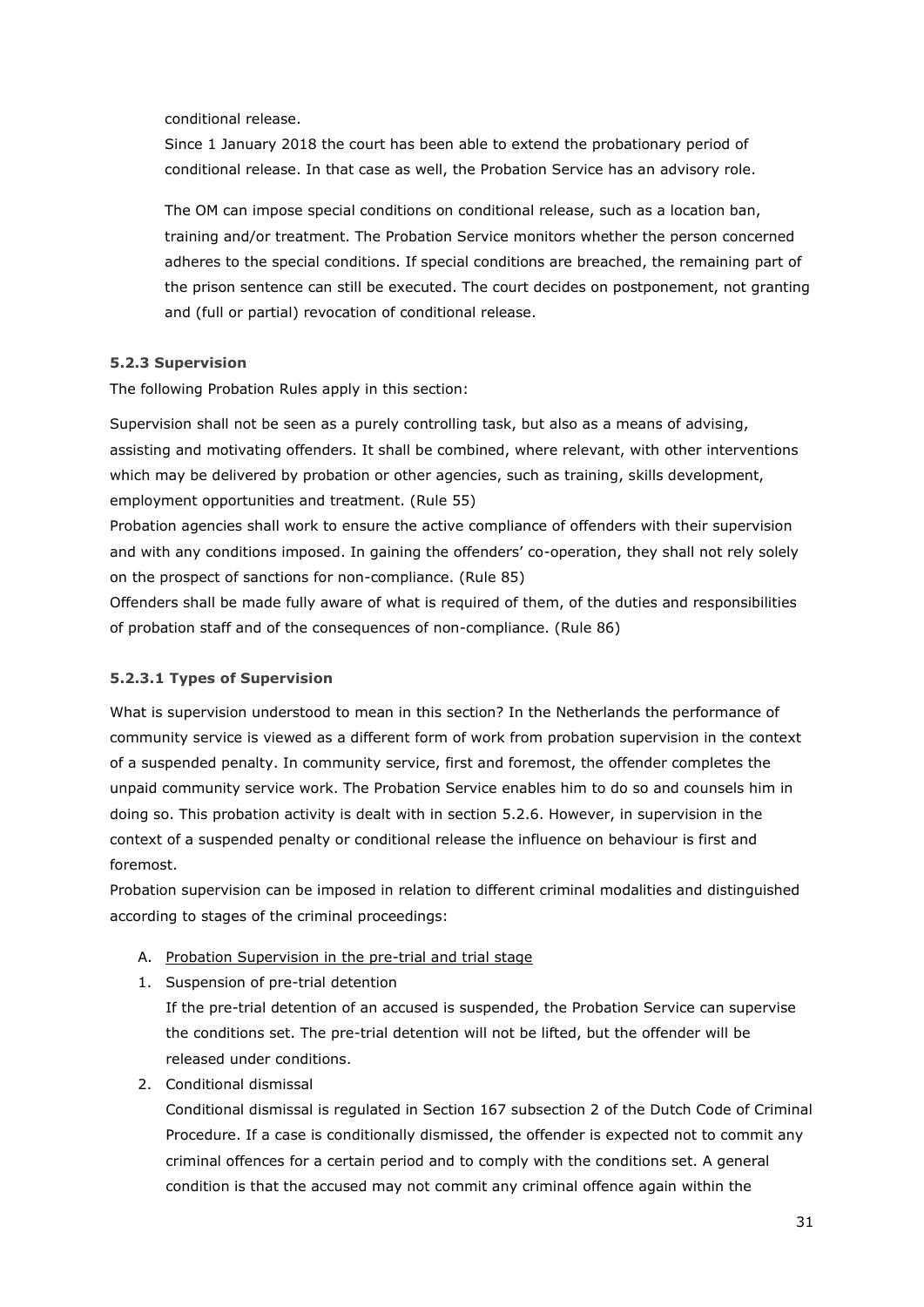conditional release.

Since 1 January 2018 the court has been able to extend the probationary period of conditional release. In that case as well, the Probation Service has an advisory role.

The OM can impose special conditions on conditional release, such as a location ban, training and/or treatment. The Probation Service monitors whether the person concerned adheres to the special conditions. If special conditions are breached, the remaining part of the prison sentence can still be executed. The court decides on postponement, not granting and (full or partial) revocation of conditional release.

#### 5.2.3 Supervision

The following Probation Rules apply in this section:

Supervision shall not be seen as a purely controlling task, but also as a means of advising, assisting and motivating offenders. It shall be combined, where relevant, with other interventions which may be delivered by probation or other agencies, such as training, skills development, employment opportunities and treatment. (Rule 55)

Probation agencies shall work to ensure the active compliance of offenders with their supervision and with any conditions imposed. In gaining the offenders' co-operation, they shall not rely solely on the prospect of sanctions for non-compliance. (Rule 85)

Offenders shall be made fully aware of what is required of them, of the duties and responsibilities of probation staff and of the consequences of non-compliance. (Rule 86)

##### 5.2.3.1 Types of Supervision

What is supervision understood to mean in this section? In the Netherlands the performance of community service is viewed as a different form of work from probation supervision in the context of a suspended penalty. In community service, first and foremost, the offender completes the unpaid community service work. The Probation Service enables him to do so and counsels him in doing so. This probation activity is dealt with in section 5.2.6. However, in supervision in the context of a suspended penalty or conditional release the influence on behaviour is first and foremost.

Probation supervision can be imposed in relation to different criminal modalities and distinguished according to stages of the criminal proceedings:

A. <u>Probation Supervision in the pre-trial and trial stage</u>

1. Suspension of pre-trial detention

   If the pre-trial detention of an accused is suspended, the Probation Service can supervise the conditions set. The pre-trial detention will not be lifted, but the offender will be released under conditions.

2. Conditional dismissal

   Conditional dismissal is regulated in Section 167 subsection 2 of the Dutch Code of Criminal Procedure. If a case is conditionally dismissed, the offender is expected not to commit any criminal offences for a certain period and to comply with the conditions set. A general condition is that the accused may not commit any criminal offence again within the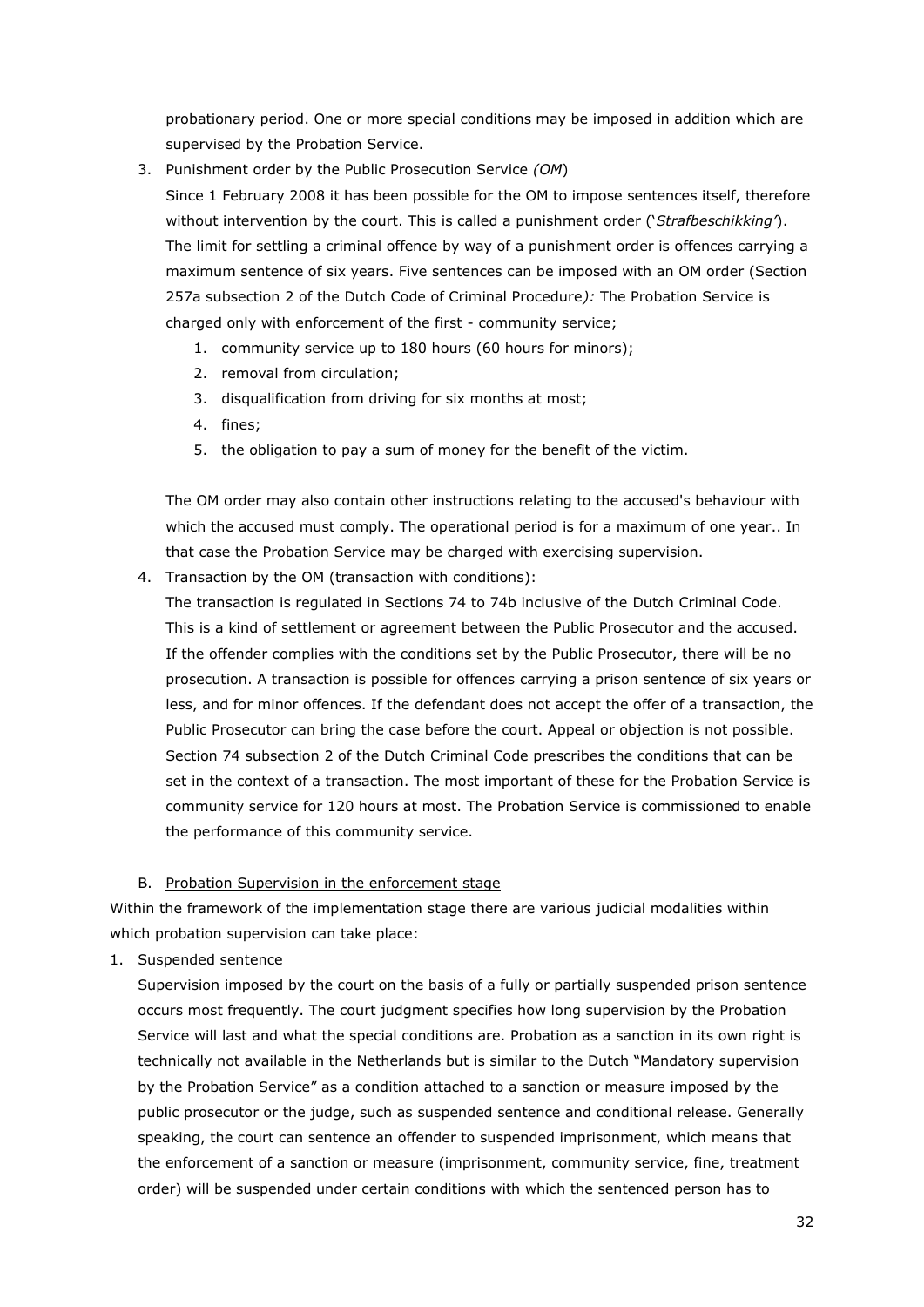probationary period. One or more special conditions may be imposed in addition which are supervised by the Probation Service.

3. Punishment order by the Public Prosecution Service *(OM)*

   Since 1 February 2008 it has been possible for the OM to impose sentences itself, therefore without intervention by the court. This is called a punishment order ('*Strafbeschikking'*). The limit for settling a criminal offence by way of a punishment order is offences carrying a maximum sentence of six years. Five sentences can be imposed with an OM order (Section 257a subsection 2 of the Dutch Code of Criminal Procedure*):* The Probation Service is charged only with enforcement of the first - community service;

   1. community service up to 180 hours (60 hours for minors);
   2. removal from circulation;
   3. disqualification from driving for six months at most;
   4. fines;
   5. the obligation to pay a sum of money for the benefit of the victim.

   The OM order may also contain other instructions relating to the accused's behaviour with which the accused must comply. The operational period is for a maximum of one year.. In that case the Probation Service may be charged with exercising supervision.

4. Transaction by the OM (transaction with conditions):

   The transaction is regulated in Sections 74 to 74b inclusive of the Dutch Criminal Code. This is a kind of settlement or agreement between the Public Prosecutor and the accused. If the offender complies with the conditions set by the Public Prosecutor, there will be no prosecution. A transaction is possible for offences carrying a prison sentence of six years or less, and for minor offences. If the defendant does not accept the offer of a transaction, the Public Prosecutor can bring the case before the court. Appeal or objection is not possible. Section 74 subsection 2 of the Dutch Criminal Code prescribes the conditions that can be set in the context of a transaction. The most important of these for the Probation Service is community service for 120 hours at most. The Probation Service is commissioned to enable the performance of this community service.

B. Probation Supervision in the enforcement stage

Within the framework of the implementation stage there are various judicial modalities within which probation supervision can take place:

1. Suspended sentence

   Supervision imposed by the court on the basis of a fully or partially suspended prison sentence occurs most frequently. The court judgment specifies how long supervision by the Probation Service will last and what the special conditions are. Probation as a sanction in its own right is technically not available in the Netherlands but is similar to the Dutch "Mandatory supervision by the Probation Service" as a condition attached to a sanction or measure imposed by the public prosecutor or the judge, such as suspended sentence and conditional release. Generally speaking, the court can sentence an offender to suspended imprisonment, which means that the enforcement of a sanction or measure (imprisonment, community service, fine, treatment order) will be suspended under certain conditions with which the sentenced person has to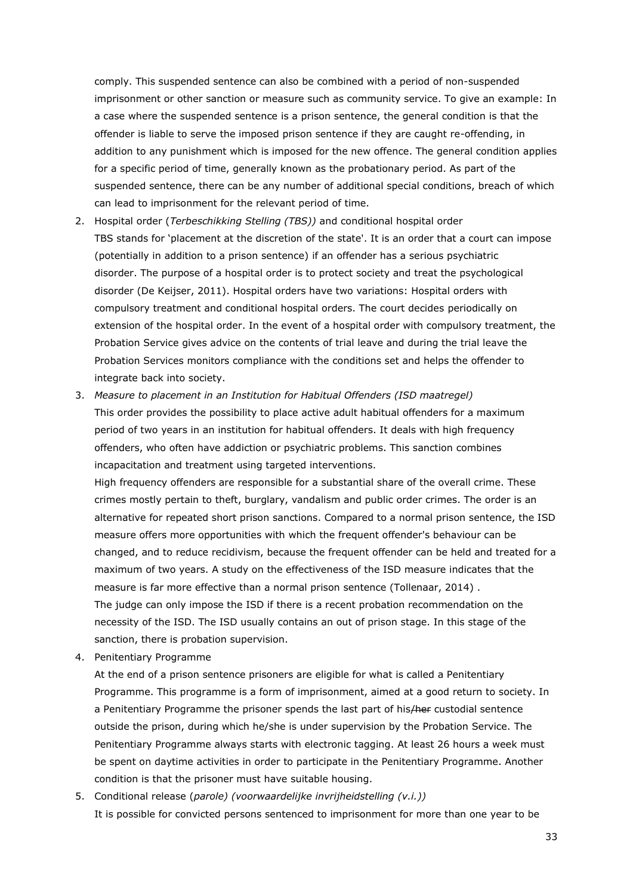comply. This suspended sentence can also be combined with a period of non-suspended imprisonment or other sanction or measure such as community service. To give an example: In a case where the suspended sentence is a prison sentence, the general condition is that the offender is liable to serve the imposed prison sentence if they are caught re-offending, in addition to any punishment which is imposed for the new offence. The general condition applies for a specific period of time, generally known as the probationary period. As part of the suspended sentence, there can be any number of additional special conditions, breach of which can lead to imprisonment for the relevant period of time.

2. Hospital order (*Terbeschikking Stelling (TBS))* and conditional hospital order
   TBS stands for 'placement at the discretion of the state'. It is an order that a court can impose (potentially in addition to a prison sentence) if an offender has a serious psychiatric disorder. The purpose of a hospital order is to protect society and treat the psychological disorder (De Keijser, 2011). Hospital orders have two variations: Hospital orders with compulsory treatment and conditional hospital orders. The court decides periodically on extension of the hospital order. In the event of a hospital order with compulsory treatment, the Probation Service gives advice on the contents of trial leave and during the trial leave the Probation Services monitors compliance with the conditions set and helps the offender to integrate back into society.

3. *Measure to placement in an Institution for Habitual Offenders (ISD maatregel)*
   This order provides the possibility to place active adult habitual offenders for a maximum period of two years in an institution for habitual offenders. It deals with high frequency offenders, who often have addiction or psychiatric problems. This sanction combines incapacitation and treatment using targeted interventions.
   High frequency offenders are responsible for a substantial share of the overall crime. These crimes mostly pertain to theft, burglary, vandalism and public order crimes. The order is an alternative for repeated short prison sanctions. Compared to a normal prison sentence, the ISD measure offers more opportunities with which the frequent offender's behaviour can be changed, and to reduce recidivism, because the frequent offender can be held and treated for a maximum of two years. A study on the effectiveness of the ISD measure indicates that the measure is far more effective than a normal prison sentence (Tollenaar, 2014) .
   The judge can only impose the ISD if there is a recent probation recommendation on the necessity of the ISD. The ISD usually contains an out of prison stage. In this stage of the sanction, there is probation supervision.

4. Penitentiary Programme
   At the end of a prison sentence prisoners are eligible for what is called a Penitentiary Programme. This programme is a form of imprisonment, aimed at a good return to society. In a Penitentiary Programme the prisoner spends the last part of his~~/her~~ custodial sentence outside the prison, during which he/she is under supervision by the Probation Service. The Penitentiary Programme always starts with electronic tagging. At least 26 hours a week must be spent on daytime activities in order to participate in the Penitentiary Programme. Another condition is that the prisoner must have suitable housing.

5. Conditional release (*parole) (voorwaardelijke invrijheidstelling (v.i.))*
   It is possible for convicted persons sentenced to imprisonment for more than one year to be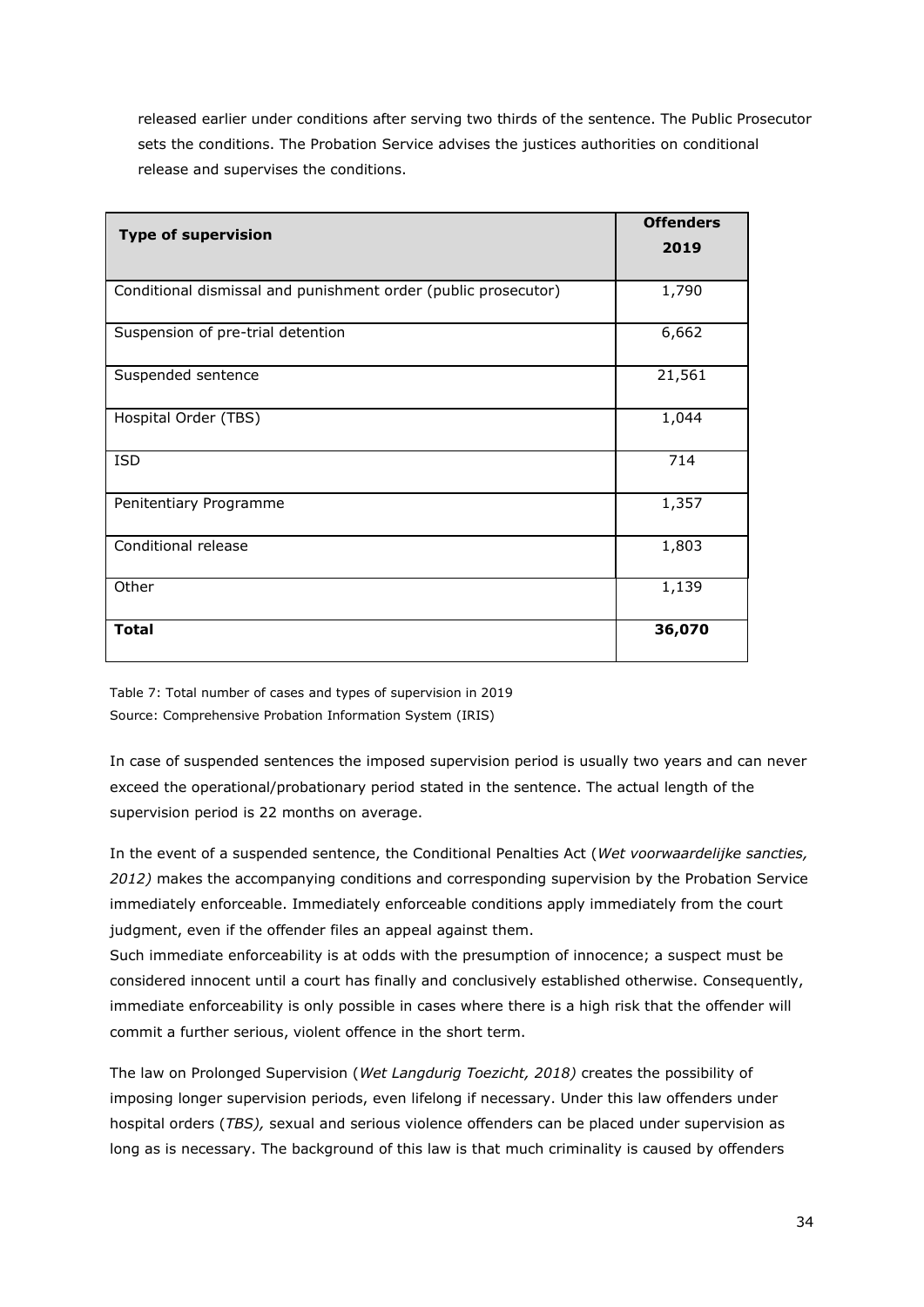released earlier under conditions after serving two thirds of the sentence. The Public Prosecutor sets the conditions. The Probation Service advises the justices authorities on conditional release and supervises the conditions.

| **Type of supervision** | **Offenders 2019** |
|---|---|
| Conditional dismissal and punishment order (public prosecutor) | 1,790 |
| Suspension of pre-trial detention | 6,662 |
| Suspended sentence | 21,561 |
| Hospital Order (TBS) | 1,044 |
| ISD | 714 |
| Penitentiary Programme | 1,357 |
| Conditional release | 1,803 |
| Other | 1,139 |
| **Total** | **36,070** |

Table 7: Total number of cases and types of supervision in 2019
Source: Comprehensive Probation Information System (IRIS)

In case of suspended sentences the imposed supervision period is usually two years and can never exceed the operational/probationary period stated in the sentence. The actual length of the supervision period is 22 months on average.

In the event of a suspended sentence, the Conditional Penalties Act (*Wet voorwaardelijke sancties, 2012)* makes the accompanying conditions and corresponding supervision by the Probation Service immediately enforceable. Immediately enforceable conditions apply immediately from the court judgment, even if the offender files an appeal against them.
Such immediate enforceability is at odds with the presumption of innocence; a suspect must be considered innocent until a court has finally and conclusively established otherwise. Consequently, immediate enforceability is only possible in cases where there is a high risk that the offender will commit a further serious, violent offence in the short term.

The law on Prolonged Supervision (*Wet Langdurig Toezicht, 2018)* creates the possibility of imposing longer supervision periods, even lifelong if necessary. Under this law offenders under hospital orders (*TBS),* sexual and serious violence offenders can be placed under supervision as long as is necessary. The background of this law is that much criminality is caused by offenders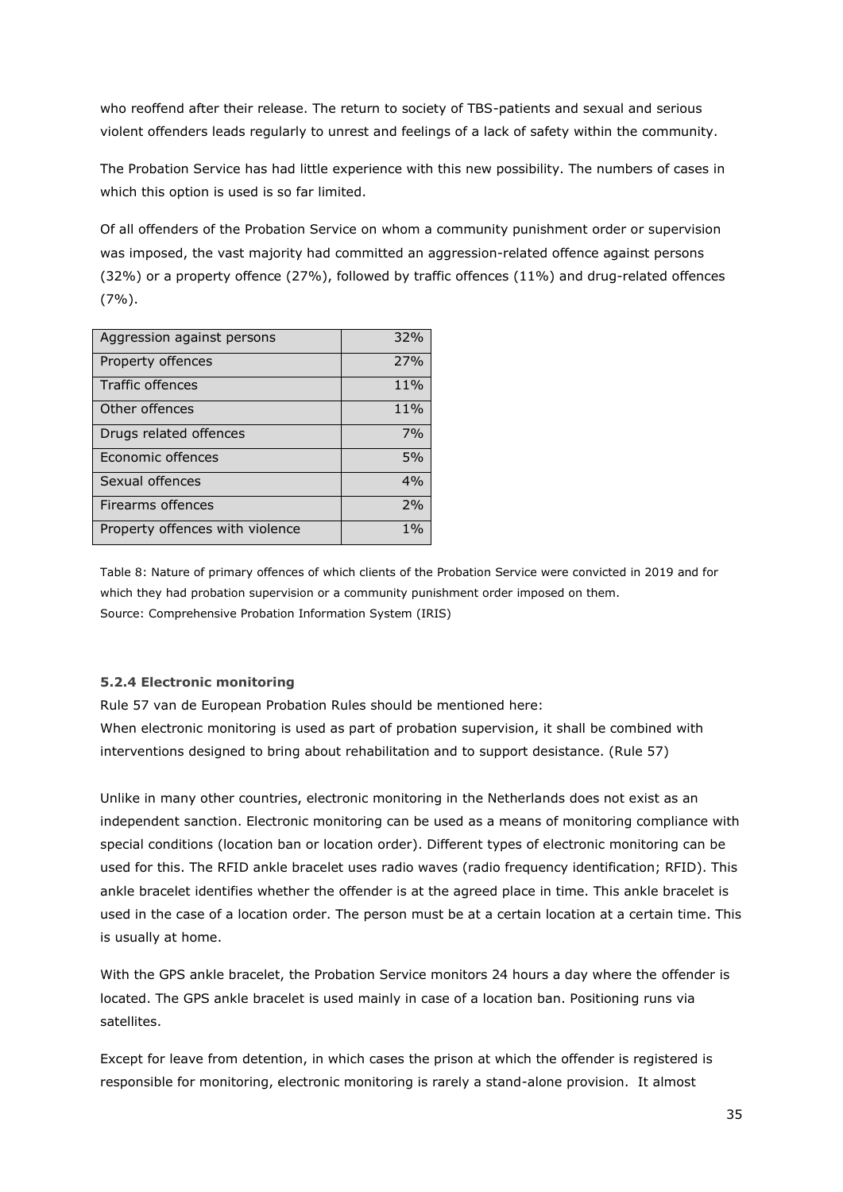who reoffend after their release. The return to society of TBS-patients and sexual and serious violent offenders leads regularly to unrest and feelings of a lack of safety within the community.

The Probation Service has had little experience with this new possibility. The numbers of cases in which this option is used is so far limited.

Of all offenders of the Probation Service on whom a community punishment order or supervision was imposed, the vast majority had committed an aggression-related offence against persons (32%) or a property offence (27%), followed by traffic offences (11%) and drug-related offences (7%).

| Offence | % |
|---|---|
| Aggression against persons | 32% |
| Property offences | 27% |
| Traffic offences | 11% |
| Other offences | 11% |
| Drugs related offences | 7% |
| Economic offences | 5% |
| Sexual offences | 4% |
| Firearms offences | 2% |
| Property offences with violence | 1% |

Table 8: Nature of primary offences of which clients of the Probation Service were convicted in 2019 and for which they had probation supervision or a community punishment order imposed on them.
Source: Comprehensive Probation Information System (IRIS)

### 5.2.4 Electronic monitoring

Rule 57 van de European Probation Rules should be mentioned here:
When electronic monitoring is used as part of probation supervision, it shall be combined with interventions designed to bring about rehabilitation and to support desistance. (Rule 57)

Unlike in many other countries, electronic monitoring in the Netherlands does not exist as an independent sanction. Electronic monitoring can be used as a means of monitoring compliance with special conditions (location ban or location order). Different types of electronic monitoring can be used for this. The RFID ankle bracelet uses radio waves (radio frequency identification; RFID). This ankle bracelet identifies whether the offender is at the agreed place in time. This ankle bracelet is used in the case of a location order. The person must be at a certain location at a certain time. This is usually at home.

With the GPS ankle bracelet, the Probation Service monitors 24 hours a day where the offender is located. The GPS ankle bracelet is used mainly in case of a location ban. Positioning runs via satellites.

Except for leave from detention, in which cases the prison at which the offender is registered is responsible for monitoring, electronic monitoring is rarely a stand-alone provision. It almost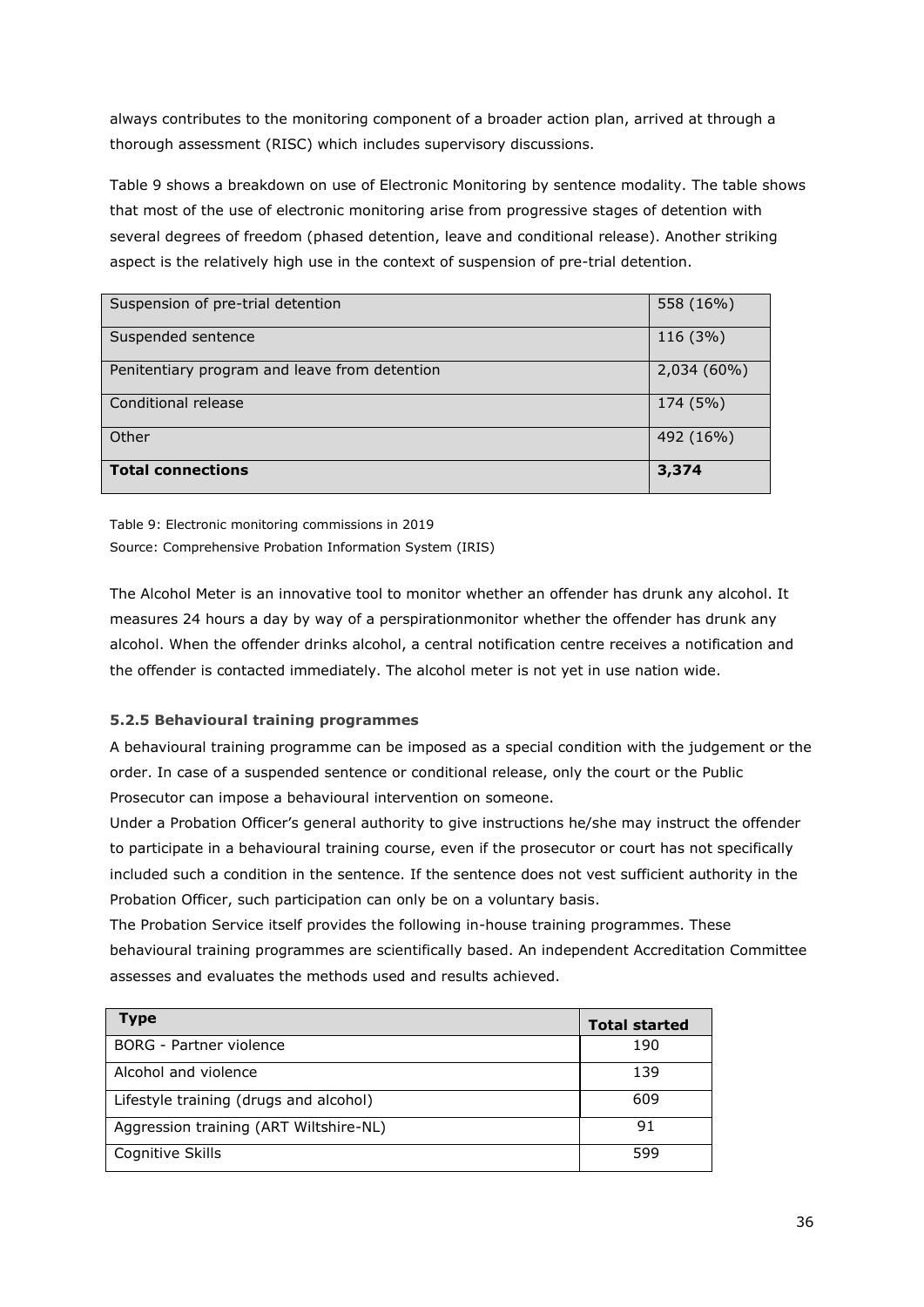always contributes to the monitoring component of a broader action plan, arrived at through a thorough assessment (RISC) which includes supervisory discussions.

Table 9 shows a breakdown on use of Electronic Monitoring by sentence modality. The table shows that most of the use of electronic monitoring arise from progressive stages of detention with several degrees of freedom (phased detention, leave and conditional release). Another striking aspect is the relatively high use in the context of suspension of pre-trial detention.

| | |
|---|---|
| Suspension of pre-trial detention | 558 (16%) |
| Suspended sentence | 116 (3%) |
| Penitentiary program and leave from detention | 2,034 (60%) |
| Conditional release | 174 (5%) |
| Other | 492 (16%) |
| **Total connections** | **3,374** |

Table 9: Electronic monitoring commissions in 2019
Source: Comprehensive Probation Information System (IRIS)

The Alcohol Meter is an innovative tool to monitor whether an offender has drunk any alcohol. It measures 24 hours a day by way of a perspirationmonitor whether the offender has drunk any alcohol. When the offender drinks alcohol, a central notification centre receives a notification and the offender is contacted immediately. The alcohol meter is not yet in use nation wide.

#### 5.2.5 Behavioural training programmes

A behavioural training programme can be imposed as a special condition with the judgement or the order. In case of a suspended sentence or conditional release, only the court or the Public Prosecutor can impose a behavioural intervention on someone.

Under a Probation Officer's general authority to give instructions he/she may instruct the offender to participate in a behavioural training course, even if the prosecutor or court has not specifically included such a condition in the sentence. If the sentence does not vest sufficient authority in the Probation Officer, such participation can only be on a voluntary basis.

The Probation Service itself provides the following in-house training programmes. These behavioural training programmes are scientifically based. An independent Accreditation Committee assesses and evaluates the methods used and results achieved.

| Type | Total started |
|---|---|
| BORG - Partner violence | 190 |
| Alcohol and violence | 139 |
| Lifestyle training (drugs and alcohol) | 609 |
| Aggression training (ART Wiltshire-NL) | 91 |
| Cognitive Skills | 599 |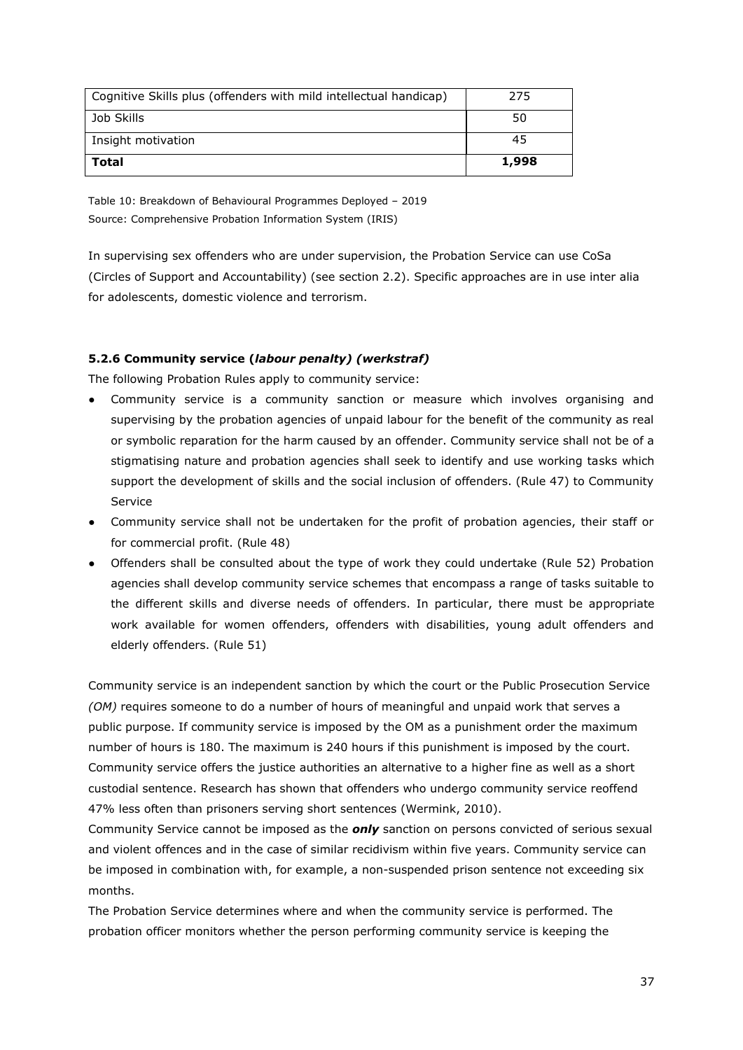| Cognitive Skills plus (offenders with mild intellectual handicap) | 275 |
|---|---|
| Job Skills | 50 |
| Insight motivation | 45 |
| **Total** | **1,998** |

Table 10: Breakdown of Behavioural Programmes Deployed – 2019
Source: Comprehensive Probation Information System (IRIS)

In supervising sex offenders who are under supervision, the Probation Service can use CoSa (Circles of Support and Accountability) (see section 2.2). Specific approaches are in use inter alia for adolescents, domestic violence and terrorism.

#### 5.2.6 Community service (*labour penalty) (werkstraf)*

The following Probation Rules apply to community service:

- Community service is a community sanction or measure which involves organising and supervising by the probation agencies of unpaid labour for the benefit of the community as real or symbolic reparation for the harm caused by an offender. Community service shall not be of a stigmatising nature and probation agencies shall seek to identify and use working tasks which support the development of skills and the social inclusion of offenders. (Rule 47) to Community Service
- Community service shall not be undertaken for the profit of probation agencies, their staff or for commercial profit. (Rule 48)
- Offenders shall be consulted about the type of work they could undertake (Rule 52) Probation agencies shall develop community service schemes that encompass a range of tasks suitable to the different skills and diverse needs of offenders. In particular, there must be appropriate work available for women offenders, offenders with disabilities, young adult offenders and elderly offenders. (Rule 51)

Community service is an independent sanction by which the court or the Public Prosecution Service *(OM)* requires someone to do a number of hours of meaningful and unpaid work that serves a public purpose. If community service is imposed by the OM as a punishment order the maximum number of hours is 180. The maximum is 240 hours if this punishment is imposed by the court. Community service offers the justice authorities an alternative to a higher fine as well as a short custodial sentence. Research has shown that offenders who undergo community service reoffend 47% less often than prisoners serving short sentences (Wermink, 2010).

Community Service cannot be imposed as the ***only*** sanction on persons convicted of serious sexual and violent offences and in the case of similar recidivism within five years. Community service can be imposed in combination with, for example, a non-suspended prison sentence not exceeding six months.

The Probation Service determines where and when the community service is performed. The probation officer monitors whether the person performing community service is keeping the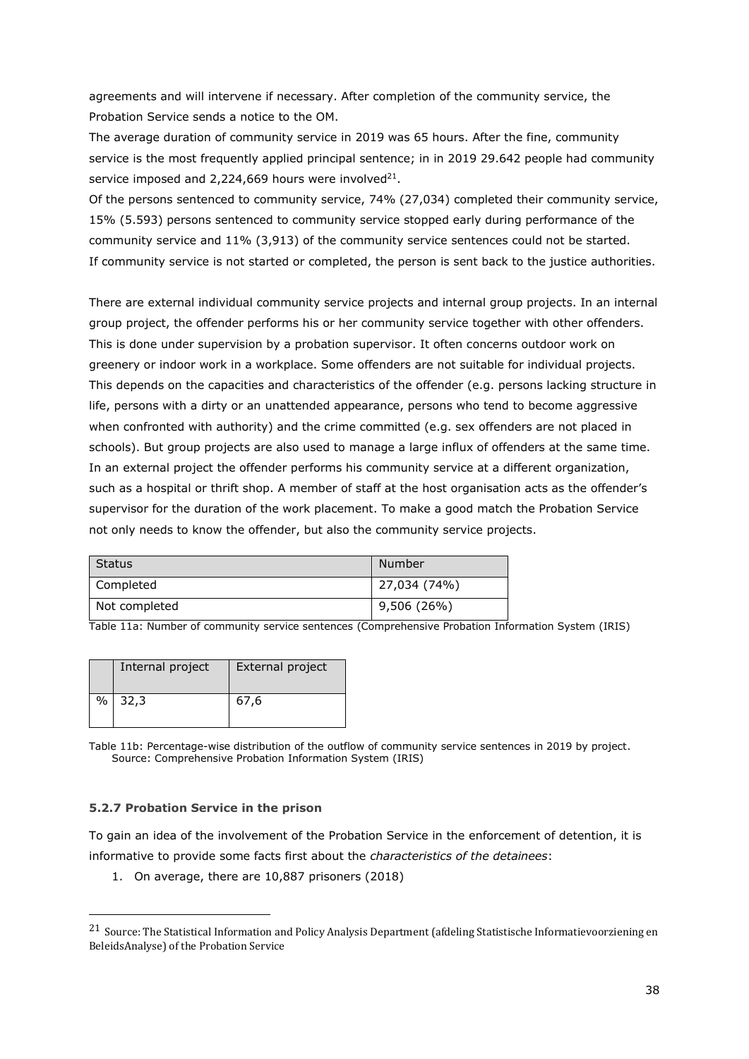agreements and will intervene if necessary. After completion of the community service, the Probation Service sends a notice to the OM.

The average duration of community service in 2019 was 65 hours. After the fine, community service is the most frequently applied principal sentence; in in 2019 29.642 people had community service imposed and 2,224,669 hours were involved[21].

Of the persons sentenced to community service, 74% (27,034) completed their community service, 15% (5.593) persons sentenced to community service stopped early during performance of the community service and 11% (3,913) of the community service sentences could not be started.

If community service is not started or completed, the person is sent back to the justice authorities.

There are external individual community service projects and internal group projects. In an internal group project, the offender performs his or her community service together with other offenders. This is done under supervision by a probation supervisor. It often concerns outdoor work on greenery or indoor work in a workplace. Some offenders are not suitable for individual projects. This depends on the capacities and characteristics of the offender (e.g. persons lacking structure in life, persons with a dirty or an unattended appearance, persons who tend to become aggressive when confronted with authority) and the crime committed (e.g. sex offenders are not placed in schools). But group projects are also used to manage a large influx of offenders at the same time. In an external project the offender performs his community service at a different organization, such as a hospital or thrift shop. A member of staff at the host organisation acts as the offender's supervisor for the duration of the work placement. To make a good match the Probation Service not only needs to know the offender, but also the community service projects.

| Status | Number |
|---|---|
| Completed | 27,034 (74%) |
| Not completed | 9,506 (26%) |

Table 11a: Number of community service sentences (Comprehensive Probation Information System (IRIS)

| | Internal project | External project |
|---|---|---|
| % | 32,3 | 67,6 |

Table 11b: Percentage-wise distribution of the outflow of community service sentences in 2019 by project. Source: Comprehensive Probation Information System (IRIS)

#### 5.2.7 Probation Service in the prison

To gain an idea of the involvement of the Probation Service in the enforcement of detention, it is informative to provide some facts first about the *characteristics of the detainees*:

1. On average, there are 10,887 prisoners (2018)

[21] Source: The Statistical Information and Policy Analysis Department (afdeling Statistische Informatievoorziening en BeleidsAnalyse) of the Probation Service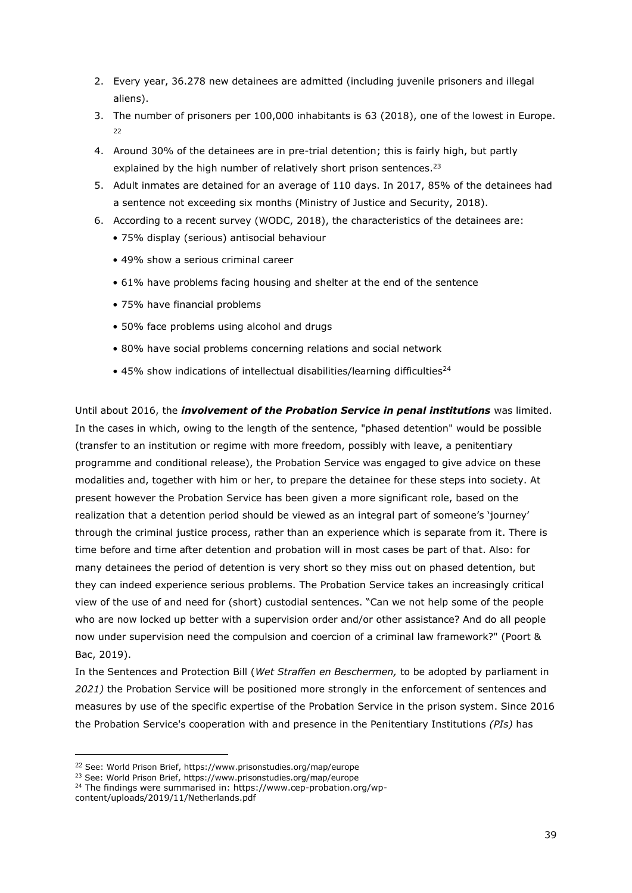2. Every year, 36.278 new detainees are admitted (including juvenile prisoners and illegal aliens).
3. The number of prisoners per 100,000 inhabitants is 63 (2018), one of the lowest in Europe.[22]
4. Around 30% of the detainees are in pre-trial detention; this is fairly high, but partly explained by the high number of relatively short prison sentences.[23]
5. Adult inmates are detained for an average of 110 days. In 2017, 85% of the detainees had a sentence not exceeding six months (Ministry of Justice and Security, 2018).
6. According to a recent survey (WODC, 2018), the characteristics of the detainees are:
   - 75% display (serious) antisocial behaviour
   - 49% show a serious criminal career
   - 61% have problems facing housing and shelter at the end of the sentence
   - 75% have financial problems
   - 50% face problems using alcohol and drugs
   - 80% have social problems concerning relations and social network
   - 45% show indications of intellectual disabilities/learning difficulties[24]

Until about 2016, the ***involvement of the Probation Service in penal institutions*** was limited. In the cases in which, owing to the length of the sentence, "phased detention" would be possible (transfer to an institution or regime with more freedom, possibly with leave, a penitentiary programme and conditional release), the Probation Service was engaged to give advice on these modalities and, together with him or her, to prepare the detainee for these steps into society. At present however the Probation Service has been given a more significant role, based on the realization that a detention period should be viewed as an integral part of someone's 'journey' through the criminal justice process, rather than an experience which is separate from it. There is time before and time after detention and probation will in most cases be part of that. Also: for many detainees the period of detention is very short so they miss out on phased detention, but they can indeed experience serious problems. The Probation Service takes an increasingly critical view of the use of and need for (short) custodial sentences. "Can we not help some of the people who are now locked up better with a supervision order and/or other assistance? And do all people now under supervision need the compulsion and coercion of a criminal law framework?" (Poort & Bac, 2019).

In the Sentences and Protection Bill (*Wet Straffen en Beschermen,* to be adopted by parliament in *2021)* the Probation Service will be positioned more strongly in the enforcement of sentences and measures by use of the specific expertise of the Probation Service in the prison system. Since 2016 the Probation Service's cooperation with and presence in the Penitentiary Institutions *(PIs)* has

[22] See: World Prison Brief, https://www.prisonstudies.org/map/europe

[23] See: World Prison Brief, https://www.prisonstudies.org/map/europe

[24] The findings were summarised in: https://www.cep-probation.org/wp-content/uploads/2019/11/Netherlands.pdf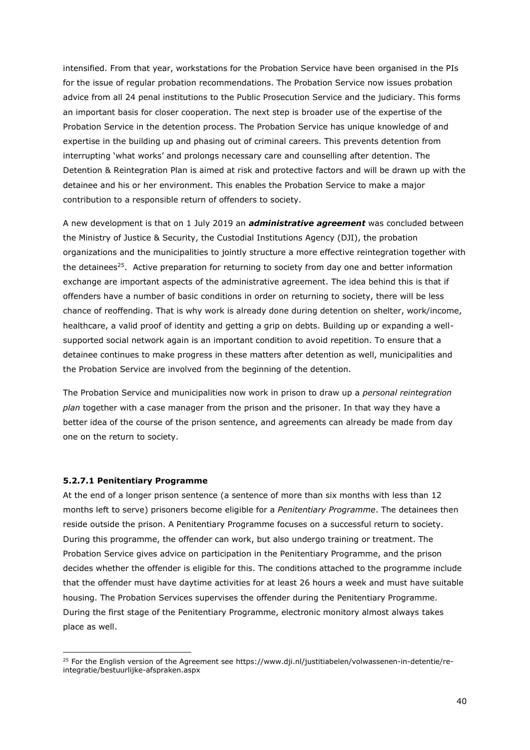intensified. From that year, workstations for the Probation Service have been organised in the PIs for the issue of regular probation recommendations. The Probation Service now issues probation advice from all 24 penal institutions to the Public Prosecution Service and the judiciary. This forms an important basis for closer cooperation. The next step is broader use of the expertise of the Probation Service in the detention process. The Probation Service has unique knowledge of and expertise in the building up and phasing out of criminal careers. This prevents detention from interrupting 'what works' and prolongs necessary care and counselling after detention. The Detention & Reintegration Plan is aimed at risk and protective factors and will be drawn up with the detainee and his or her environment. This enables the Probation Service to make a major contribution to a responsible return of offenders to society.

A new development is that on 1 July 2019 an ***administrative agreement*** was concluded between the Ministry of Justice & Security, the Custodial Institutions Agency (DJI), the probation organizations and the municipalities to jointly structure a more effective reintegration together with the detainees[25]. Active preparation for returning to society from day one and better information exchange are important aspects of the administrative agreement. The idea behind this is that if offenders have a number of basic conditions in order on returning to society, there will be less chance of reoffending. That is why work is already done during detention on shelter, work/income, healthcare, a valid proof of identity and getting a grip on debts. Building up or expanding a well-supported social network again is an important condition to avoid repetition. To ensure that a detainee continues to make progress in these matters after detention as well, municipalities and the Probation Service are involved from the beginning of the detention.

The Probation Service and municipalities now work in prison to draw up a *personal reintegration plan* together with a case manager from the prison and the prisoner. In that way they have a better idea of the course of the prison sentence, and agreements can already be made from day one on the return to society.

#### 5.2.7.1 Penitentiary Programme

At the end of a longer prison sentence (a sentence of more than six months with less than 12 months left to serve) prisoners become eligible for a *Penitentiary Programme*. The detainees then reside outside the prison. A Penitentiary Programme focuses on a successful return to society. During this programme, the offender can work, but also undergo training or treatment. The Probation Service gives advice on participation in the Penitentiary Programme, and the prison decides whether the offender is eligible for this. The conditions attached to the programme include that the offender must have daytime activities for at least 26 hours a week and must have suitable housing. The Probation Services supervises the offender during the Penitentiary Programme. During the first stage of the Penitentiary Programme, electronic monitory almost always takes place as well.

---

[25] For the English version of the Agreement see https://www.dji.nl/justitiabelen/volwassenen-in-detentie/re-integratie/bestuurlijke-afspraken.aspx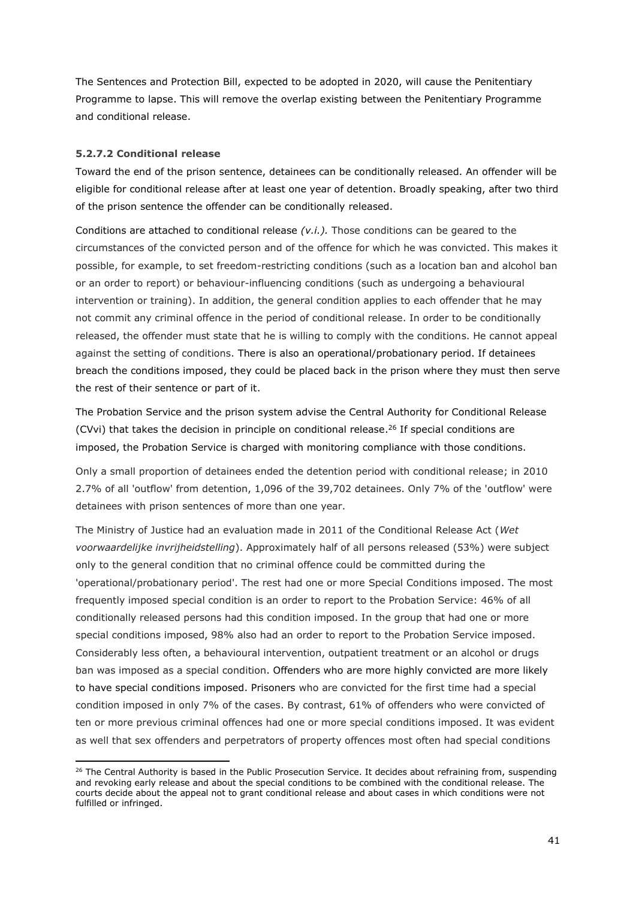The Sentences and Protection Bill, expected to be adopted in 2020, will cause the Penitentiary Programme to lapse. This will remove the overlap existing between the Penitentiary Programme and conditional release.

#### 5.2.7.2 Conditional release

Toward the end of the prison sentence, detainees can be conditionally released. An offender will be eligible for conditional release after at least one year of detention. Broadly speaking, after two third of the prison sentence the offender can be conditionally released.

Conditions are attached to conditional release *(v.i.).* Those conditions can be geared to the circumstances of the convicted person and of the offence for which he was convicted. This makes it possible, for example, to set freedom-restricting conditions (such as a location ban and alcohol ban or an order to report) or behaviour-influencing conditions (such as undergoing a behavioural intervention or training). In addition, the general condition applies to each offender that he may not commit any criminal offence in the period of conditional release. In order to be conditionally released, the offender must state that he is willing to comply with the conditions. He cannot appeal against the setting of conditions. There is also an operational/probationary period. If detainees breach the conditions imposed, they could be placed back in the prison where they must then serve the rest of their sentence or part of it.

The Probation Service and the prison system advise the Central Authority for Conditional Release (CVvi) that takes the decision in principle on conditional release.[26] If special conditions are imposed, the Probation Service is charged with monitoring compliance with those conditions.

Only a small proportion of detainees ended the detention period with conditional release; in 2010 2.7% of all 'outflow' from detention, 1,096 of the 39,702 detainees. Only 7% of the 'outflow' were detainees with prison sentences of more than one year.

The Ministry of Justice had an evaluation made in 2011 of the Conditional Release Act (*Wet voorwaardelijke invrijheidstelling*). Approximately half of all persons released (53%) were subject only to the general condition that no criminal offence could be committed during the 'operational/probationary period'. The rest had one or more Special Conditions imposed. The most frequently imposed special condition is an order to report to the Probation Service: 46% of all conditionally released persons had this condition imposed. In the group that had one or more special conditions imposed, 98% also had an order to report to the Probation Service imposed. Considerably less often, a behavioural intervention, outpatient treatment or an alcohol or drugs ban was imposed as a special condition. Offenders who are more highly convicted are more likely to have special conditions imposed. Prisoners who are convicted for the first time had a special condition imposed in only 7% of the cases. By contrast, 61% of offenders who were convicted of ten or more previous criminal offences had one or more special conditions imposed. It was evident as well that sex offenders and perpetrators of property offences most often had special conditions

[26] The Central Authority is based in the Public Prosecution Service. It decides about refraining from, suspending and revoking early release and about the special conditions to be combined with the conditional release. The courts decide about the appeal not to grant conditional release and about cases in which conditions were not fulfilled or infringed.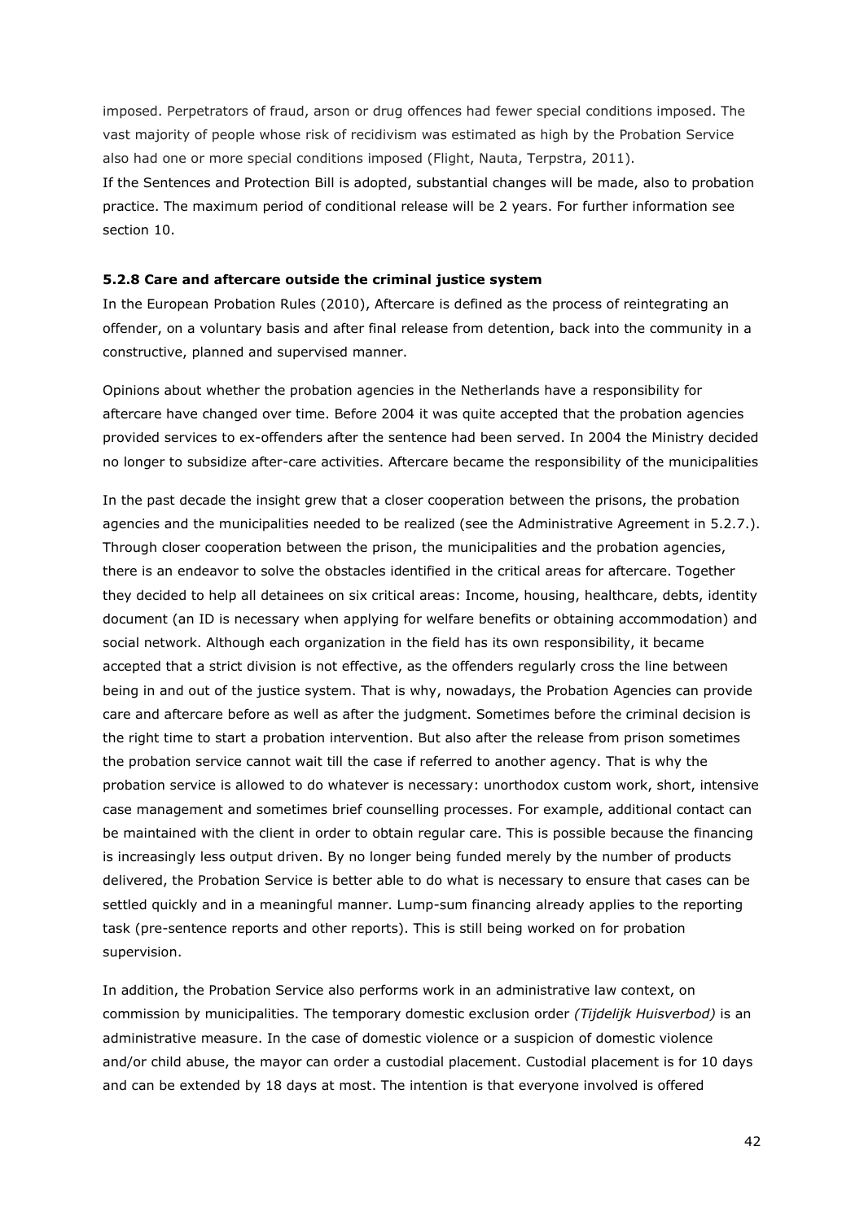imposed. Perpetrators of fraud, arson or drug offences had fewer special conditions imposed. The vast majority of people whose risk of recidivism was estimated as high by the Probation Service also had one or more special conditions imposed (Flight, Nauta, Terpstra, 2011).

If the Sentences and Protection Bill is adopted, substantial changes will be made, also to probation practice. The maximum period of conditional release will be 2 years. For further information see section 10.

**5.2.8 Care and aftercare outside the criminal justice system**

In the European Probation Rules (2010), Aftercare is defined as the process of reintegrating an offender, on a voluntary basis and after final release from detention, back into the community in a constructive, planned and supervised manner.

Opinions about whether the probation agencies in the Netherlands have a responsibility for aftercare have changed over time. Before 2004 it was quite accepted that the probation agencies provided services to ex-offenders after the sentence had been served. In 2004 the Ministry decided no longer to subsidize after-care activities. Aftercare became the responsibility of the municipalities

In the past decade the insight grew that a closer cooperation between the prisons, the probation agencies and the municipalities needed to be realized (see the Administrative Agreement in 5.2.7.). Through closer cooperation between the prison, the municipalities and the probation agencies, there is an endeavor to solve the obstacles identified in the critical areas for aftercare. Together they decided to help all detainees on six critical areas: Income, housing, healthcare, debts, identity document (an ID is necessary when applying for welfare benefits or obtaining accommodation) and social network. Although each organization in the field has its own responsibility, it became accepted that a strict division is not effective, as the offenders regularly cross the line between being in and out of the justice system. That is why, nowadays, the Probation Agencies can provide care and aftercare before as well as after the judgment. Sometimes before the criminal decision is the right time to start a probation intervention. But also after the release from prison sometimes the probation service cannot wait till the case if referred to another agency. That is why the probation service is allowed to do whatever is necessary: unorthodox custom work, short, intensive case management and sometimes brief counselling processes. For example, additional contact can be maintained with the client in order to obtain regular care. This is possible because the financing is increasingly less output driven. By no longer being funded merely by the number of products delivered, the Probation Service is better able to do what is necessary to ensure that cases can be settled quickly and in a meaningful manner. Lump-sum financing already applies to the reporting task (pre-sentence reports and other reports). This is still being worked on for probation supervision.

In addition, the Probation Service also performs work in an administrative law context, on commission by municipalities. The temporary domestic exclusion order *(Tijdelijk Huisverbod)* is an administrative measure. In the case of domestic violence or a suspicion of domestic violence and/or child abuse, the mayor can order a custodial placement. Custodial placement is for 10 days and can be extended by 18 days at most. The intention is that everyone involved is offered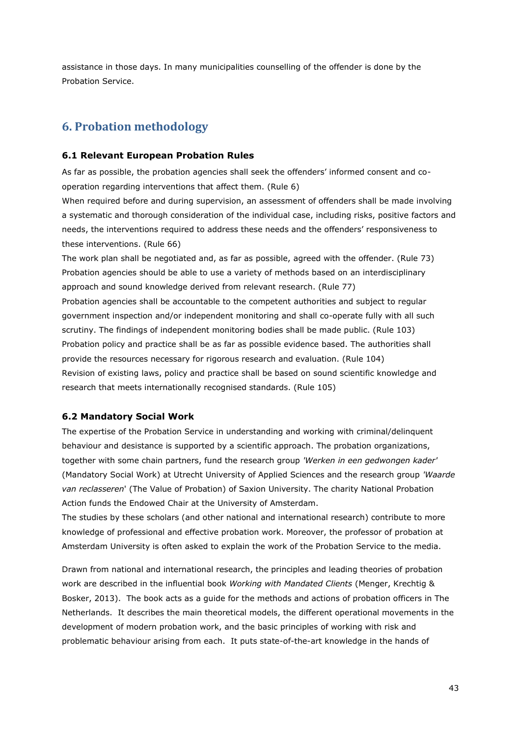assistance in those days. In many municipalities counselling of the offender is done by the Probation Service.

# 6. Probation methodology

### 6.1 Relevant European Probation Rules

As far as possible, the probation agencies shall seek the offenders' informed consent and co-operation regarding interventions that affect them. (Rule 6)

When required before and during supervision, an assessment of offenders shall be made involving a systematic and thorough consideration of the individual case, including risks, positive factors and needs, the interventions required to address these needs and the offenders' responsiveness to these interventions. (Rule 66)

The work plan shall be negotiated and, as far as possible, agreed with the offender. (Rule 73)

Probation agencies should be able to use a variety of methods based on an interdisciplinary approach and sound knowledge derived from relevant research. (Rule 77)

Probation agencies shall be accountable to the competent authorities and subject to regular government inspection and/or independent monitoring and shall co-operate fully with all such scrutiny. The findings of independent monitoring bodies shall be made public. (Rule 103)

Probation policy and practice shall be as far as possible evidence based. The authorities shall provide the resources necessary for rigorous research and evaluation. (Rule 104)

Revision of existing laws, policy and practice shall be based on sound scientific knowledge and research that meets internationally recognised standards. (Rule 105)

### 6.2 Mandatory Social Work

The expertise of the Probation Service in understanding and working with criminal/delinquent behaviour and desistance is supported by a scientific approach. The probation organizations, together with some chain partners, fund the research group *'Werken in een gedwongen kader'* (Mandatory Social Work) at Utrecht University of Applied Sciences and the research group *'Waarde van reclasseren*' (The Value of Probation) of Saxion University. The charity National Probation Action funds the Endowed Chair at the University of Amsterdam.

The studies by these scholars (and other national and international research) contribute to more knowledge of professional and effective probation work. Moreover, the professor of probation at Amsterdam University is often asked to explain the work of the Probation Service to the media.

Drawn from national and international research, the principles and leading theories of probation work are described in the influential book *Working with Mandated Clients* (Menger, Krechtig & Bosker, 2013). The book acts as a guide for the methods and actions of probation officers in The Netherlands. It describes the main theoretical models, the different operational movements in the development of modern probation work, and the basic principles of working with risk and problematic behaviour arising from each. It puts state-of-the-art knowledge in the hands of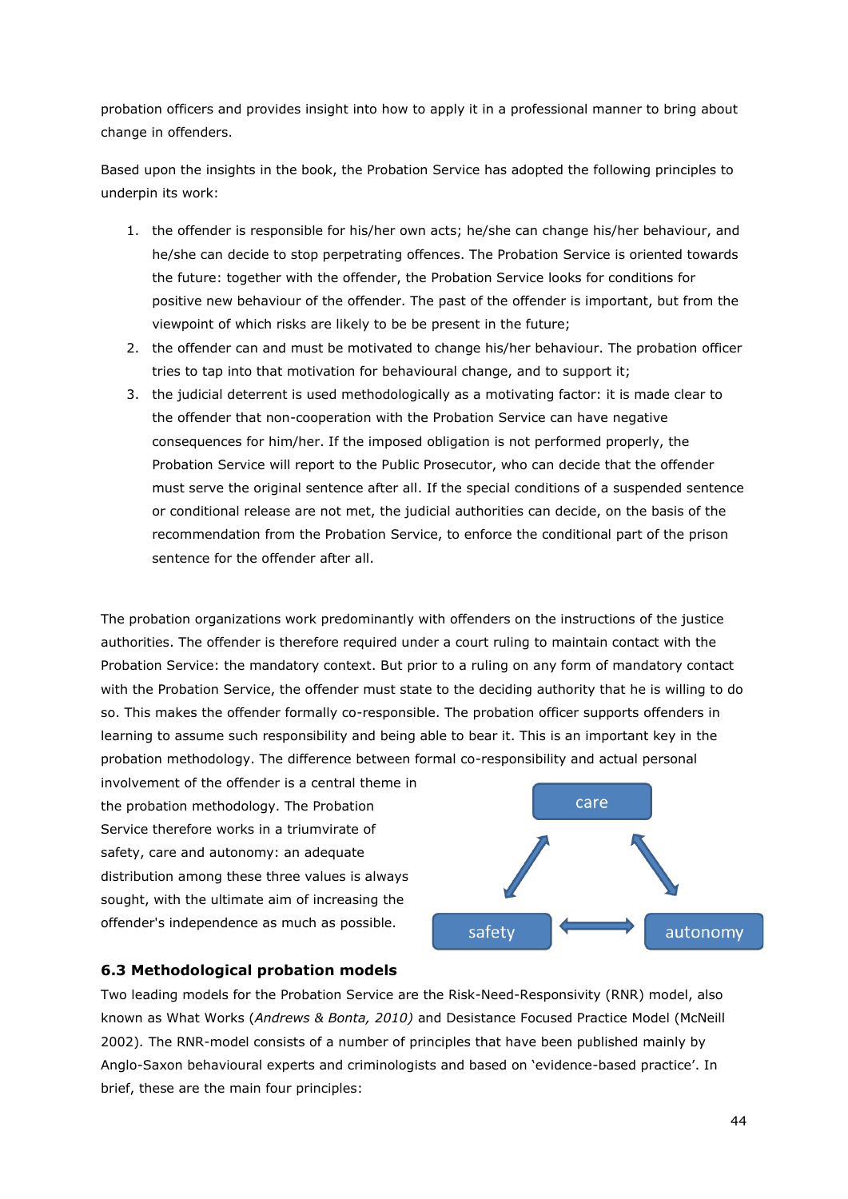probation officers and provides insight into how to apply it in a professional manner to bring about change in offenders.

Based upon the insights in the book, the Probation Service has adopted the following principles to underpin its work:

1. the offender is responsible for his/her own acts; he/she can change his/her behaviour, and he/she can decide to stop perpetrating offences. The Probation Service is oriented towards the future: together with the offender, the Probation Service looks for conditions for positive new behaviour of the offender. The past of the offender is important, but from the viewpoint of which risks are likely to be be present in the future;
2. the offender can and must be motivated to change his/her behaviour. The probation officer tries to tap into that motivation for behavioural change, and to support it;
3. the judicial deterrent is used methodologically as a motivating factor: it is made clear to the offender that non-cooperation with the Probation Service can have negative consequences for him/her. If the imposed obligation is not performed properly, the Probation Service will report to the Public Prosecutor, who can decide that the offender must serve the original sentence after all. If the special conditions of a suspended sentence or conditional release are not met, the judicial authorities can decide, on the basis of the recommendation from the Probation Service, to enforce the conditional part of the prison sentence for the offender after all.

The probation organizations work predominantly with offenders on the instructions of the justice authorities. The offender is therefore required under a court ruling to maintain contact with the Probation Service: the mandatory context. But prior to a ruling on any form of mandatory contact with the Probation Service, the offender must state to the deciding authority that he is willing to do so. This makes the offender formally co-responsible. The probation officer supports offenders in learning to assume such responsibility and being able to bear it. This is an important key in the probation methodology. The difference between formal co-responsibility and actual personal involvement of the offender is a central theme in the probation methodology. The Probation Service therefore works in a triumvirate of safety, care and autonomy: an adequate distribution among these three values is always sought, with the ultimate aim of increasing the offender's independence as much as possible.

care

safety ⟷ autonomy

### 6.3 Methodological probation models

Two leading models for the Probation Service are the Risk-Need-Responsivity (RNR) model, also known as What Works (*Andrews & Bonta, 2010)* and Desistance Focused Practice Model (McNeill 2002). The RNR-model consists of a number of principles that have been published mainly by Anglo-Saxon behavioural experts and criminologists and based on 'evidence-based practice'. In brief, these are the main four principles: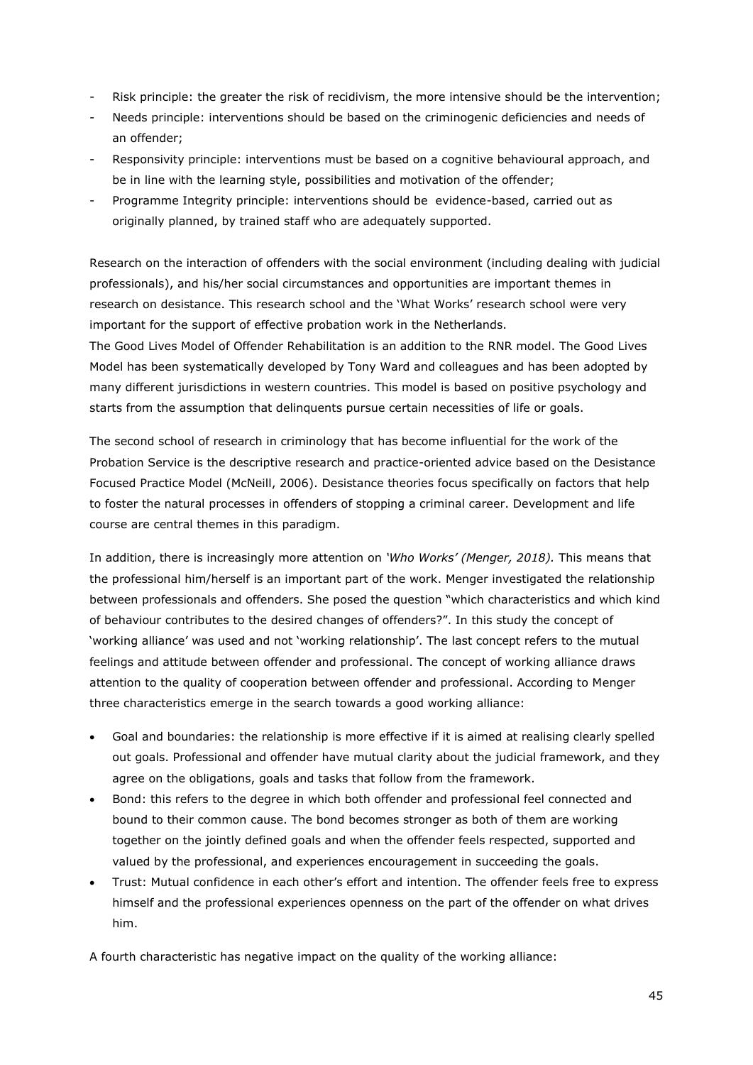- Risk principle: the greater the risk of recidivism, the more intensive should be the intervention;
- Needs principle: interventions should be based on the criminogenic deficiencies and needs of an offender;
- Responsivity principle: interventions must be based on a cognitive behavioural approach, and be in line with the learning style, possibilities and motivation of the offender;
- Programme Integrity principle: interventions should be evidence-based, carried out as originally planned, by trained staff who are adequately supported.

Research on the interaction of offenders with the social environment (including dealing with judicial professionals), and his/her social circumstances and opportunities are important themes in research on desistance. This research school and the 'What Works' research school were very important for the support of effective probation work in the Netherlands.

The Good Lives Model of Offender Rehabilitation is an addition to the RNR model. The Good Lives Model has been systematically developed by Tony Ward and colleagues and has been adopted by many different jurisdictions in western countries. This model is based on positive psychology and starts from the assumption that delinquents pursue certain necessities of life or goals.

The second school of research in criminology that has become influential for the work of the Probation Service is the descriptive research and practice-oriented advice based on the Desistance Focused Practice Model (McNeill, 2006). Desistance theories focus specifically on factors that help to foster the natural processes in offenders of stopping a criminal career. Development and life course are central themes in this paradigm.

In addition, there is increasingly more attention on *'Who Works' (Menger, 2018).* This means that the professional him/herself is an important part of the work. Menger investigated the relationship between professionals and offenders. She posed the question "which characteristics and which kind of behaviour contributes to the desired changes of offenders?". In this study the concept of 'working alliance' was used and not 'working relationship'. The last concept refers to the mutual feelings and attitude between offender and professional. The concept of working alliance draws attention to the quality of cooperation between offender and professional. According to Menger three characteristics emerge in the search towards a good working alliance:

- Goal and boundaries: the relationship is more effective if it is aimed at realising clearly spelled out goals. Professional and offender have mutual clarity about the judicial framework, and they agree on the obligations, goals and tasks that follow from the framework.
- Bond: this refers to the degree in which both offender and professional feel connected and bound to their common cause. The bond becomes stronger as both of them are working together on the jointly defined goals and when the offender feels respected, supported and valued by the professional, and experiences encouragement in succeeding the goals.
- Trust: Mutual confidence in each other's effort and intention. The offender feels free to express himself and the professional experiences openness on the part of the offender on what drives him.

A fourth characteristic has negative impact on the quality of the working alliance: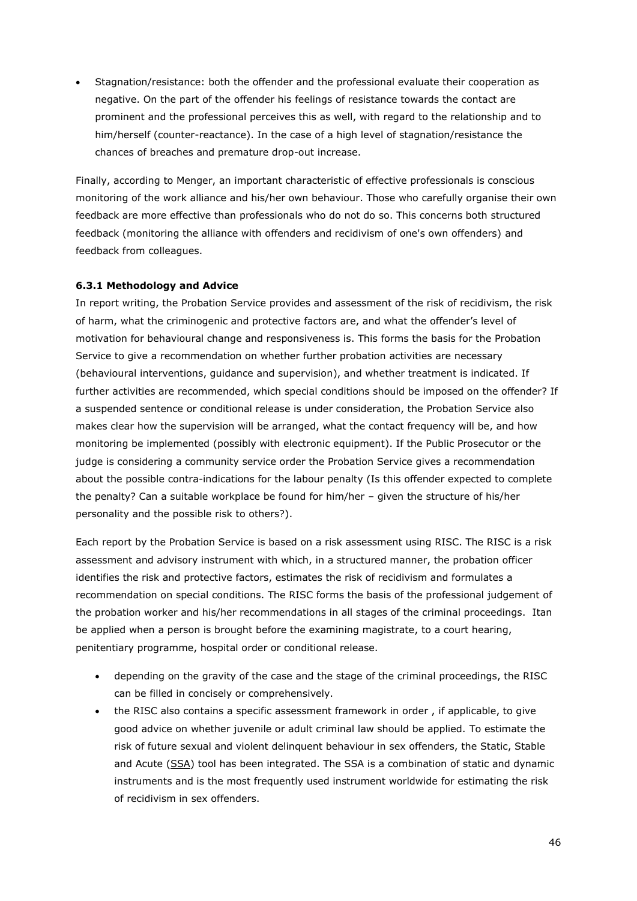- Stagnation/resistance: both the offender and the professional evaluate their cooperation as negative. On the part of the offender his feelings of resistance towards the contact are prominent and the professional perceives this as well, with regard to the relationship and to him/herself (counter-reactance). In the case of a high level of stagnation/resistance the chances of breaches and premature drop-out increase.

Finally, according to Menger, an important characteristic of effective professionals is conscious monitoring of the work alliance and his/her own behaviour. Those who carefully organise their own feedback are more effective than professionals who do not do so. This concerns both structured feedback (monitoring the alliance with offenders and recidivism of one's own offenders) and feedback from colleagues.

### 6.3.1 Methodology and Advice

In report writing, the Probation Service provides and assessment of the risk of recidivism, the risk of harm, what the criminogenic and protective factors are, and what the offender's level of motivation for behavioural change and responsiveness is. This forms the basis for the Probation Service to give a recommendation on whether further probation activities are necessary (behavioural interventions, guidance and supervision), and whether treatment is indicated. If further activities are recommended, which special conditions should be imposed on the offender? If a suspended sentence or conditional release is under consideration, the Probation Service also makes clear how the supervision will be arranged, what the contact frequency will be, and how monitoring be implemented (possibly with electronic equipment). If the Public Prosecutor or the judge is considering a community service order the Probation Service gives a recommendation about the possible contra-indications for the labour penalty (Is this offender expected to complete the penalty? Can a suitable workplace be found for him/her – given the structure of his/her personality and the possible risk to others?).

Each report by the Probation Service is based on a risk assessment using RISC. The RISC is a risk assessment and advisory instrument with which, in a structured manner, the probation officer identifies the risk and protective factors, estimates the risk of recidivism and formulates a recommendation on special conditions. The RISC forms the basis of the professional judgement of the probation worker and his/her recommendations in all stages of the criminal proceedings. Itan be applied when a person is brought before the examining magistrate, to a court hearing, penitentiary programme, hospital order or conditional release.

- depending on the gravity of the case and the stage of the criminal proceedings, the RISC can be filled in concisely or comprehensively.
- the RISC also contains a specific assessment framework in order , if applicable, to give good advice on whether juvenile or adult criminal law should be applied. To estimate the risk of future sexual and violent delinquent behaviour in sex offenders, the Static, Stable and Acute (SSA) tool has been integrated. The SSA is a combination of static and dynamic instruments and is the most frequently used instrument worldwide for estimating the risk of recidivism in sex offenders.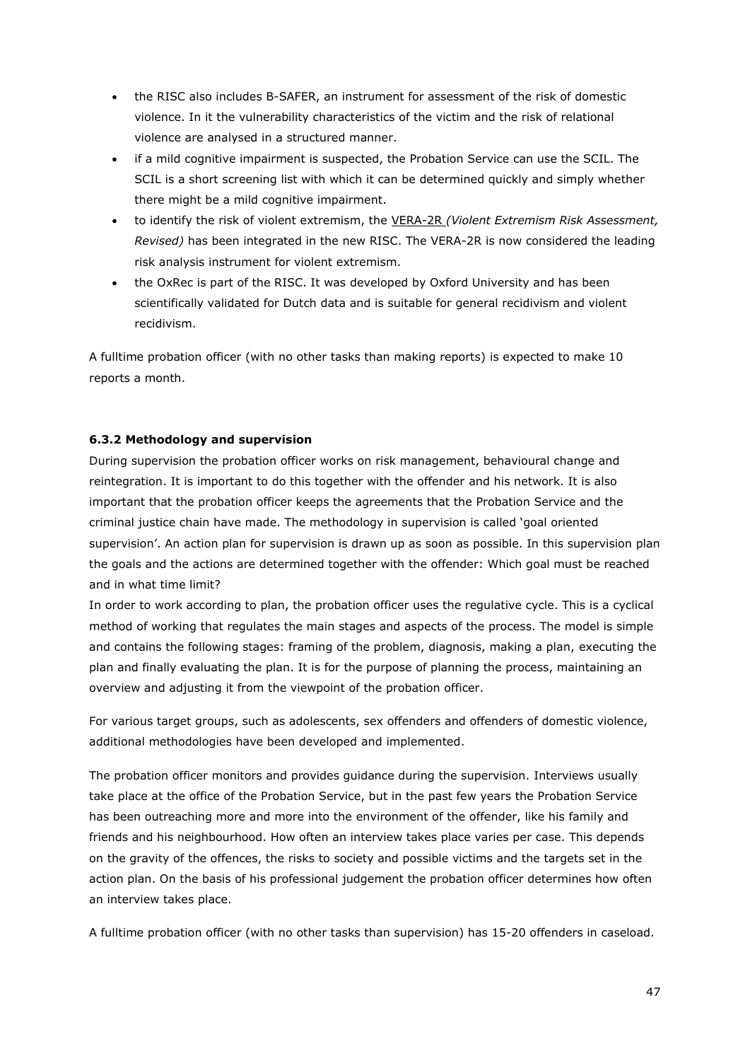- the RISC also includes B-SAFER, an instrument for assessment of the risk of domestic violence. In it the vulnerability characteristics of the victim and the risk of relational violence are analysed in a structured manner.
- if a mild cognitive impairment is suspected, the Probation Service can use the SCIL. The SCIL is a short screening list with which it can be determined quickly and simply whether there might be a mild cognitive impairment.
- to identify the risk of violent extremism, the VERA-2R *(Violent Extremism Risk Assessment, Revised)* has been integrated in the new RISC. The VERA-2R is now considered the leading risk analysis instrument for violent extremism.
- the OxRec is part of the RISC. It was developed by Oxford University and has been scientifically validated for Dutch data and is suitable for general recidivism and violent recidivism.

A fulltime probation officer (with no other tasks than making reports) is expected to make 10 reports a month.

#### 6.3.2 Methodology and supervision

During supervision the probation officer works on risk management, behavioural change and reintegration. It is important to do this together with the offender and his network. It is also important that the probation officer keeps the agreements that the Probation Service and the criminal justice chain have made. The methodology in supervision is called 'goal oriented supervision'. An action plan for supervision is drawn up as soon as possible. In this supervision plan the goals and the actions are determined together with the offender: Which goal must be reached and in what time limit?
In order to work according to plan, the probation officer uses the regulative cycle. This is a cyclical method of working that regulates the main stages and aspects of the process. The model is simple and contains the following stages: framing of the problem, diagnosis, making a plan, executing the plan and finally evaluating the plan. It is for the purpose of planning the process, maintaining an overview and adjusting it from the viewpoint of the probation officer.

For various target groups, such as adolescents, sex offenders and offenders of domestic violence, additional methodologies have been developed and implemented.

The probation officer monitors and provides guidance during the supervision. Interviews usually take place at the office of the Probation Service, but in the past few years the Probation Service has been outreaching more and more into the environment of the offender, like his family and friends and his neighbourhood. How often an interview takes place varies per case. This depends on the gravity of the offences, the risks to society and possible victims and the targets set in the action plan. On the basis of his professional judgement the probation officer determines how often an interview takes place.

A fulltime probation officer (with no other tasks than supervision) has 15-20 offenders in caseload.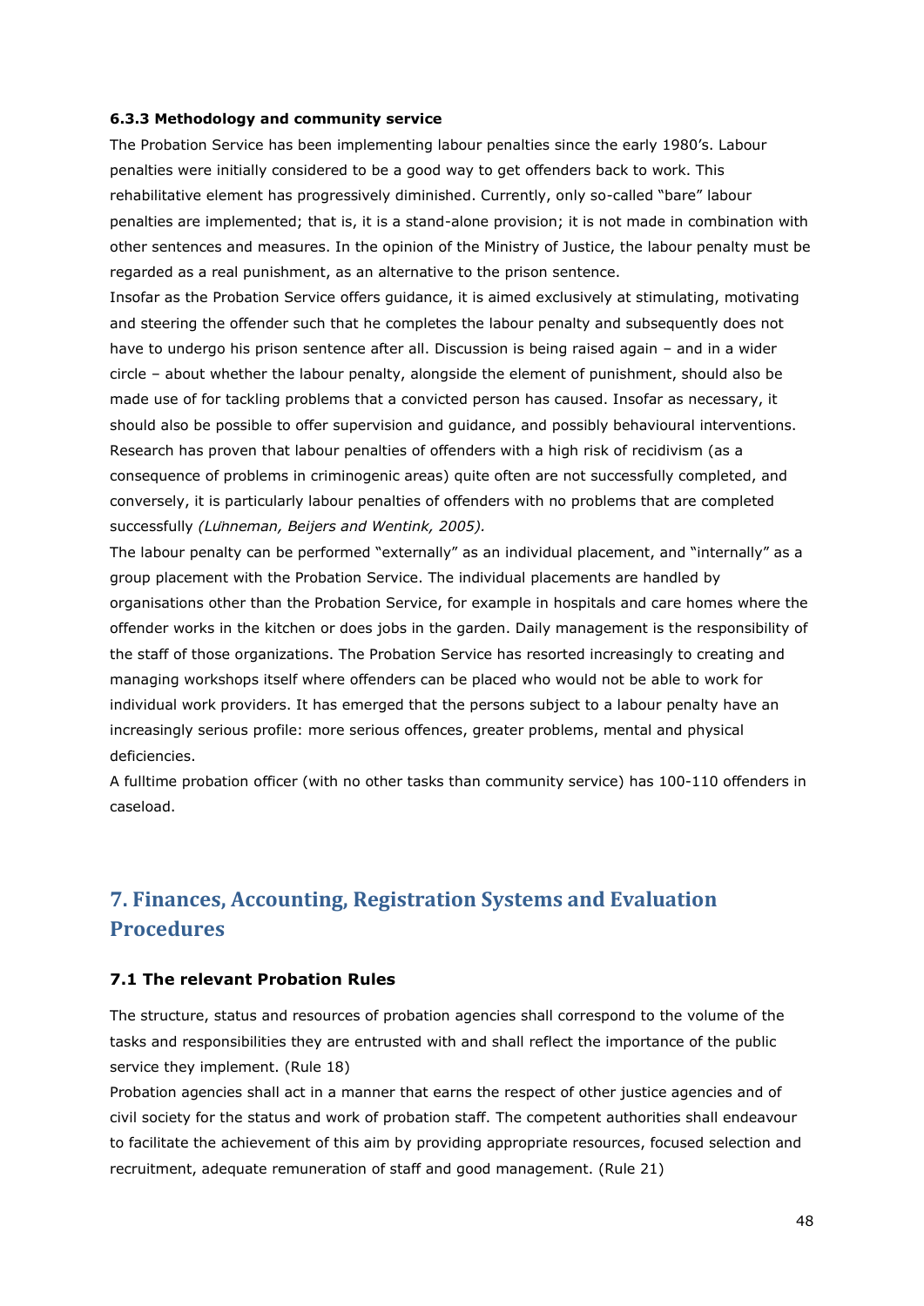#### 6.3.3 Methodology and community service

The Probation Service has been implementing labour penalties since the early 1980's. Labour penalties were initially considered to be a good way to get offenders back to work. This rehabilitative element has progressively diminished. Currently, only so-called "bare" labour penalties are implemented; that is, it is a stand-alone provision; it is not made in combination with other sentences and measures. In the opinion of the Ministry of Justice, the labour penalty must be regarded as a real punishment, as an alternative to the prison sentence.

Insofar as the Probation Service offers guidance, it is aimed exclusively at stimulating, motivating and steering the offender such that he completes the labour penalty and subsequently does not have to undergo his prison sentence after all. Discussion is being raised again – and in a wider circle – about whether the labour penalty, alongside the element of punishment, should also be made use of for tackling problems that a convicted person has caused. Insofar as necessary, it should also be possible to offer supervision and guidance, and possibly behavioural interventions. Research has proven that labour penalties of offenders with a high risk of recidivism (as a consequence of problems in criminogenic areas) quite often are not successfully completed, and conversely, it is particularly labour penalties of offenders with no problems that are completed successfully *(Lünneman, Beijers and Wentink, 2005).*

The labour penalty can be performed "externally" as an individual placement, and "internally" as a group placement with the Probation Service. The individual placements are handled by organisations other than the Probation Service, for example in hospitals and care homes where the offender works in the kitchen or does jobs in the garden. Daily management is the responsibility of the staff of those organizations. The Probation Service has resorted increasingly to creating and managing workshops itself where offenders can be placed who would not be able to work for individual work providers. It has emerged that the persons subject to a labour penalty have an increasingly serious profile: more serious offences, greater problems, mental and physical deficiencies.

A fulltime probation officer (with no other tasks than community service) has 100-110 offenders in caseload.

## 7. Finances, Accounting, Registration Systems and Evaluation Procedures

### 7.1 The relevant Probation Rules

The structure, status and resources of probation agencies shall correspond to the volume of the tasks and responsibilities they are entrusted with and shall reflect the importance of the public service they implement. (Rule 18)

Probation agencies shall act in a manner that earns the respect of other justice agencies and of civil society for the status and work of probation staff. The competent authorities shall endeavour to facilitate the achievement of this aim by providing appropriate resources, focused selection and recruitment, adequate remuneration of staff and good management. (Rule 21)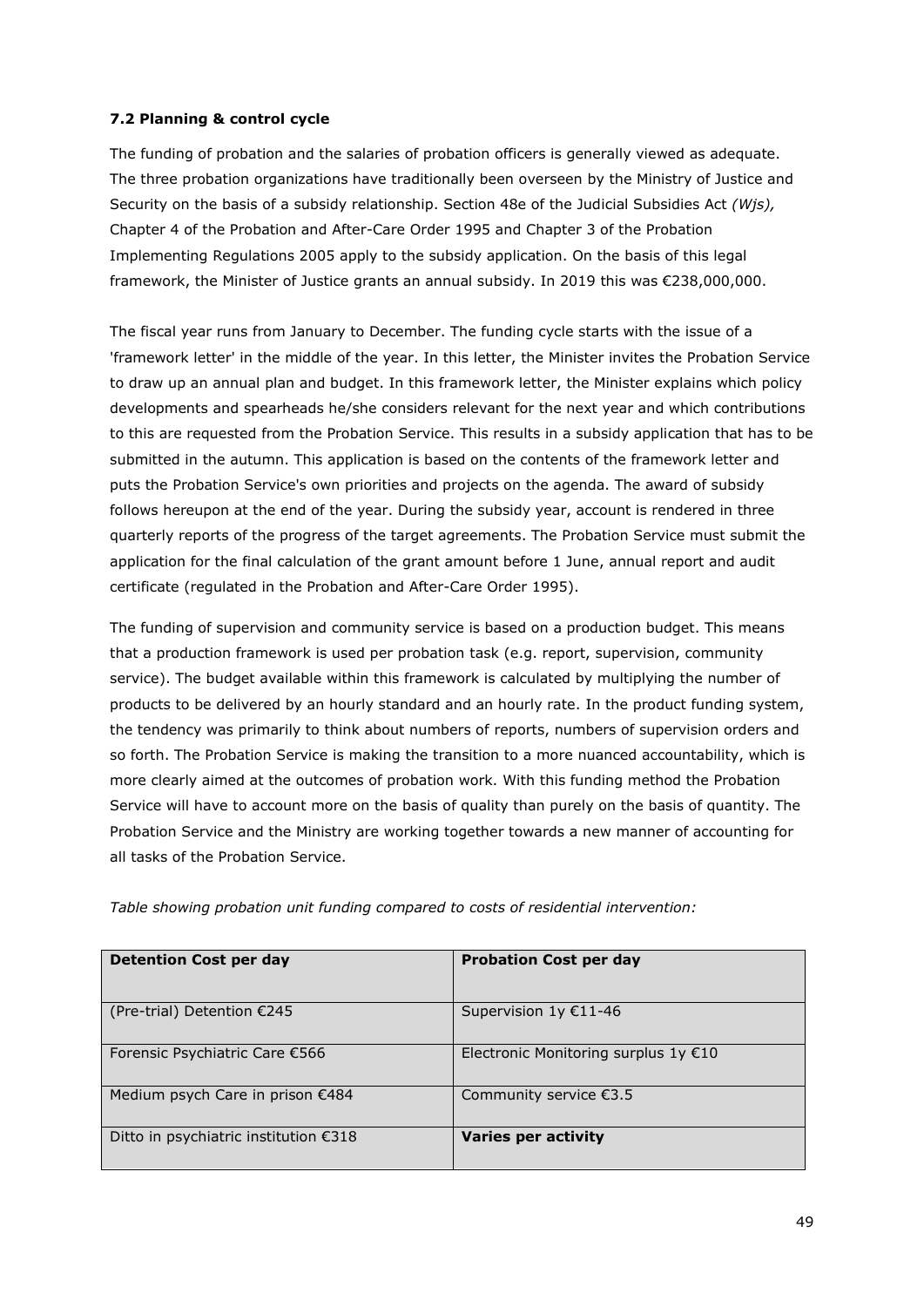### 7.2 Planning & control cycle

The funding of probation and the salaries of probation officers is generally viewed as adequate. The three probation organizations have traditionally been overseen by the Ministry of Justice and Security on the basis of a subsidy relationship. Section 48e of the Judicial Subsidies Act *(Wjs),* Chapter 4 of the Probation and After-Care Order 1995 and Chapter 3 of the Probation Implementing Regulations 2005 apply to the subsidy application. On the basis of this legal framework, the Minister of Justice grants an annual subsidy. In 2019 this was €238,000,000.

The fiscal year runs from January to December. The funding cycle starts with the issue of a 'framework letter' in the middle of the year. In this letter, the Minister invites the Probation Service to draw up an annual plan and budget. In this framework letter, the Minister explains which policy developments and spearheads he/she considers relevant for the next year and which contributions to this are requested from the Probation Service. This results in a subsidy application that has to be submitted in the autumn. This application is based on the contents of the framework letter and puts the Probation Service's own priorities and projects on the agenda. The award of subsidy follows hereupon at the end of the year. During the subsidy year, account is rendered in three quarterly reports of the progress of the target agreements. The Probation Service must submit the application for the final calculation of the grant amount before 1 June, annual report and audit certificate (regulated in the Probation and After-Care Order 1995).

The funding of supervision and community service is based on a production budget. This means that a production framework is used per probation task (e.g. report, supervision, community service). The budget available within this framework is calculated by multiplying the number of products to be delivered by an hourly standard and an hourly rate. In the product funding system, the tendency was primarily to think about numbers of reports, numbers of supervision orders and so forth. The Probation Service is making the transition to a more nuanced accountability, which is more clearly aimed at the outcomes of probation work. With this funding method the Probation Service will have to account more on the basis of quality than purely on the basis of quantity. The Probation Service and the Ministry are working together towards a new manner of accounting for all tasks of the Probation Service.

*Table showing probation unit funding compared to costs of residential intervention:*

| **Detention Cost per day** | **Probation Cost per day** |
|---|---|
| (Pre-trial) Detention €245 | Supervision 1y €11-46 |
| Forensic Psychiatric Care €566 | Electronic Monitoring surplus 1y €10 |
| Medium psych Care in prison €484 | Community service €3.5 |
| Ditto in psychiatric institution €318 | **Varies per activity** |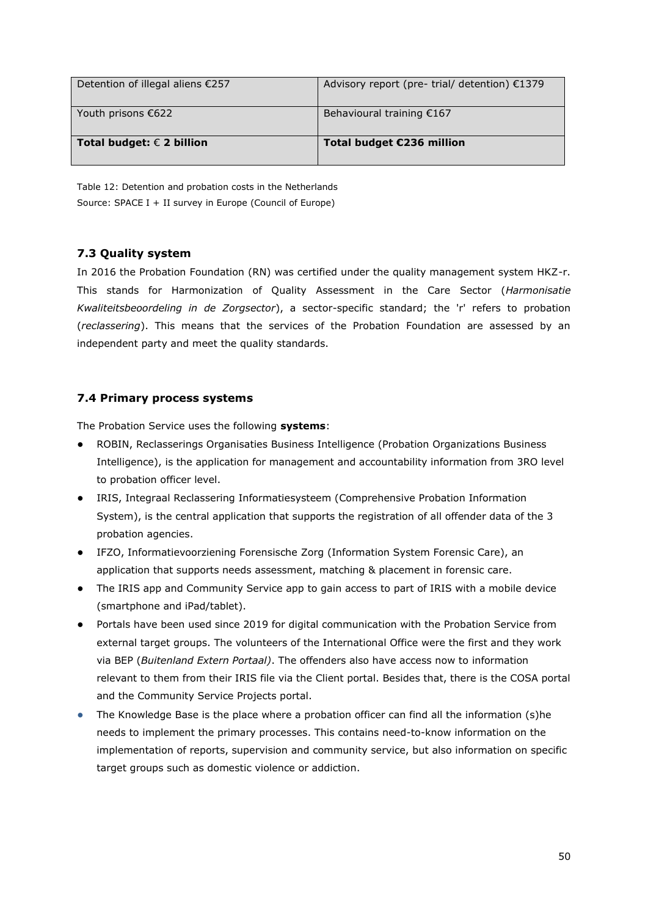| Detention of illegal aliens €257 | Advisory report (pre- trial/ detention) €1379 |
|---|---|
| Youth prisons €622 | Behavioural training €167 |
| **Total budget: € 2 billion** | **Total budget €236 million** |

Table 12: Detention and probation costs in the Netherlands
Source: SPACE I + II survey in Europe (Council of Europe)

### 7.3 Quality system

In 2016 the Probation Foundation (RN) was certified under the quality management system HKZ-r. This stands for Harmonization of Quality Assessment in the Care Sector (*Harmonisatie Kwaliteitsbeoordeling in de Zorgsector*), a sector-specific standard; the 'r' refers to probation (*reclassering*). This means that the services of the Probation Foundation are assessed by an independent party and meet the quality standards.

### 7.4 Primary process systems

The Probation Service uses the following **systems**:

- ROBIN, Reclasserings Organisaties Business Intelligence (Probation Organizations Business Intelligence), is the application for management and accountability information from 3RO level to probation officer level.
- IRIS, Integraal Reclassering Informatiesysteem (Comprehensive Probation Information System), is the central application that supports the registration of all offender data of the 3 probation agencies.
- IFZO, Informatievoorziening Forensische Zorg (Information System Forensic Care), an application that supports needs assessment, matching & placement in forensic care.
- The IRIS app and Community Service app to gain access to part of IRIS with a mobile device (smartphone and iPad/tablet).
- Portals have been used since 2019 for digital communication with the Probation Service from external target groups. The volunteers of the International Office were the first and they work via BEP (*Buitenland Extern Portaal)*. The offenders also have access now to information relevant to them from their IRIS file via the Client portal. Besides that, there is the COSA portal and the Community Service Projects portal.
- The Knowledge Base is the place where a probation officer can find all the information (s)he needs to implement the primary processes. This contains need-to-know information on the implementation of reports, supervision and community service, but also information on specific target groups such as domestic violence or addiction.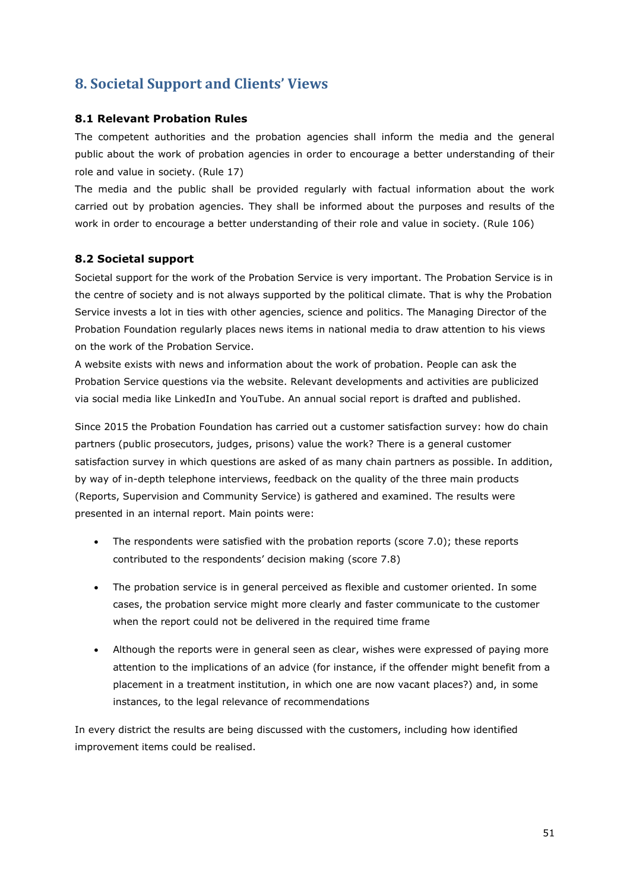## 8. Societal Support and Clients' Views

### 8.1 Relevant Probation Rules

The competent authorities and the probation agencies shall inform the media and the general public about the work of probation agencies in order to encourage a better understanding of their role and value in society. (Rule 17)

The media and the public shall be provided regularly with factual information about the work carried out by probation agencies. They shall be informed about the purposes and results of the work in order to encourage a better understanding of their role and value in society. (Rule 106)

### 8.2 Societal support

Societal support for the work of the Probation Service is very important. The Probation Service is in the centre of society and is not always supported by the political climate. That is why the Probation Service invests a lot in ties with other agencies, science and politics. The Managing Director of the Probation Foundation regularly places news items in national media to draw attention to his views on the work of the Probation Service.

A website exists with news and information about the work of probation. People can ask the Probation Service questions via the website. Relevant developments and activities are publicized via social media like LinkedIn and YouTube. An annual social report is drafted and published.

Since 2015 the Probation Foundation has carried out a customer satisfaction survey: how do chain partners (public prosecutors, judges, prisons) value the work? There is a general customer satisfaction survey in which questions are asked of as many chain partners as possible. In addition, by way of in-depth telephone interviews, feedback on the quality of the three main products (Reports, Supervision and Community Service) is gathered and examined. The results were presented in an internal report. Main points were:

- The respondents were satisfied with the probation reports (score 7.0); these reports contributed to the respondents' decision making (score 7.8)
- The probation service is in general perceived as flexible and customer oriented. In some cases, the probation service might more clearly and faster communicate to the customer when the report could not be delivered in the required time frame
- Although the reports were in general seen as clear, wishes were expressed of paying more attention to the implications of an advice (for instance, if the offender might benefit from a placement in a treatment institution, in which one are now vacant places?) and, in some instances, to the legal relevance of recommendations

In every district the results are being discussed with the customers, including how identified improvement items could be realised.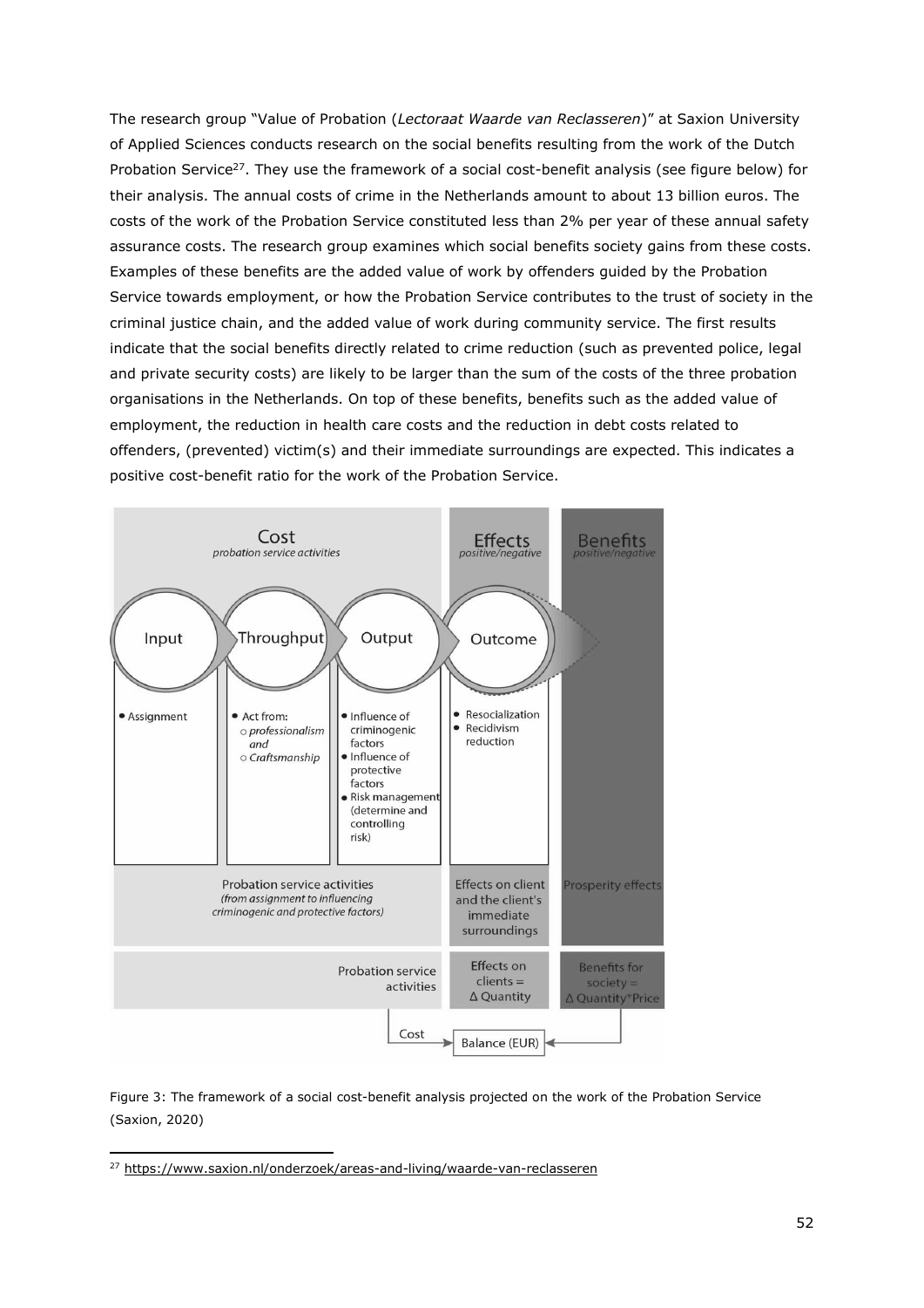The research group "Value of Probation (*Lectoraat Waarde van Reclasseren*)" at Saxion University of Applied Sciences conducts research on the social benefits resulting from the work of the Dutch Probation Service[27]. They use the framework of a social cost-benefit analysis (see figure below) for their analysis. The annual costs of crime in the Netherlands amount to about 13 billion euros. The costs of the work of the Probation Service constituted less than 2% per year of these annual safety assurance costs. The research group examines which social benefits society gains from these costs. Examples of these benefits are the added value of work by offenders guided by the Probation Service towards employment, or how the Probation Service contributes to the trust of society in the criminal justice chain, and the added value of work during community service. The first results indicate that the social benefits directly related to crime reduction (such as prevented police, legal and private security costs) are likely to be larger than the sum of the costs of the three probation organisations in the Netherlands. On top of these benefits, benefits such as the added value of employment, the reduction in health care costs and the reduction in debt costs related to offenders, (prevented) victim(s) and their immediate surroundings are expected. This indicates a positive cost-benefit ratio for the work of the Probation Service.

Figure 3: The framework of a social cost-benefit analysis projected on the work of the Probation Service (Saxion, 2020)

[27] https://www.saxion.nl/onderzoek/areas-and-living/waarde-van-reclasseren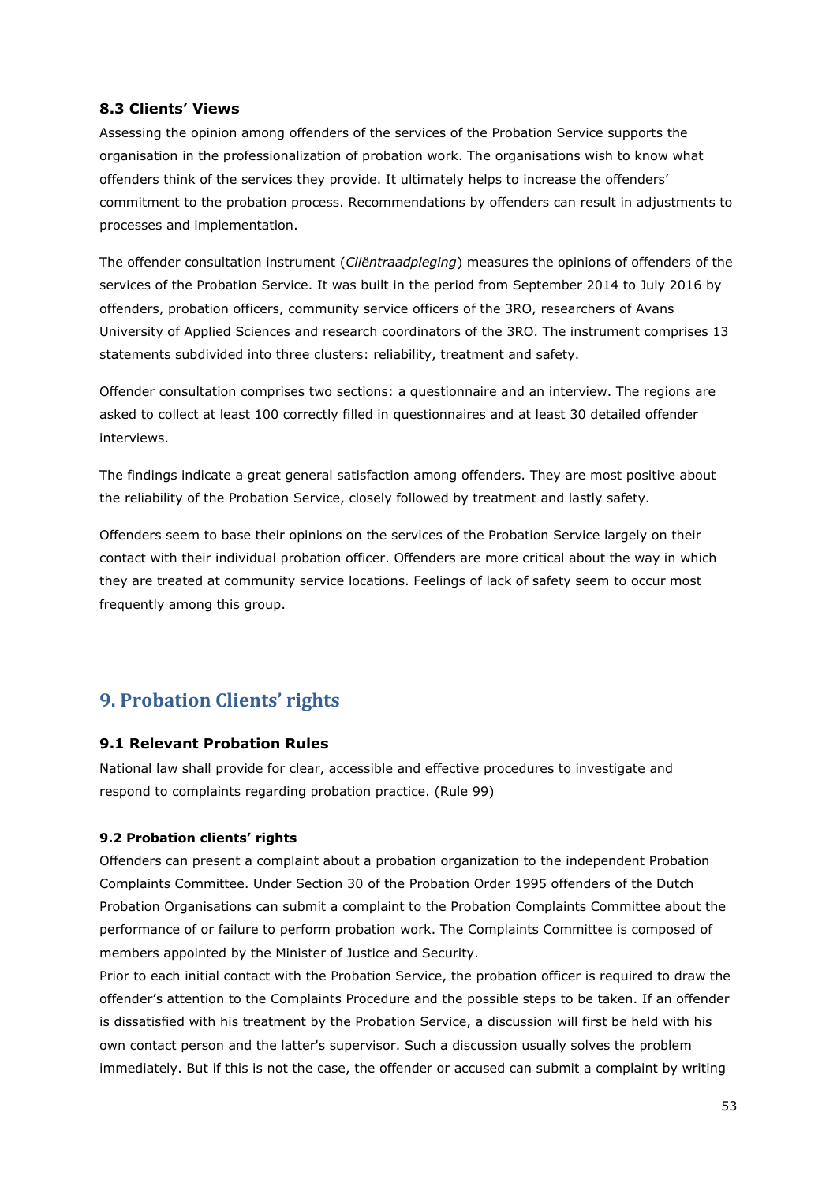### 8.3 Clients' Views

Assessing the opinion among offenders of the services of the Probation Service supports the organisation in the professionalization of probation work. The organisations wish to know what offenders think of the services they provide. It ultimately helps to increase the offenders' commitment to the probation process. Recommendations by offenders can result in adjustments to processes and implementation.

The offender consultation instrument (*Cliëntraadpleging*) measures the opinions of offenders of the services of the Probation Service. It was built in the period from September 2014 to July 2016 by offenders, probation officers, community service officers of the 3RO, researchers of Avans University of Applied Sciences and research coordinators of the 3RO. The instrument comprises 13 statements subdivided into three clusters: reliability, treatment and safety.

Offender consultation comprises two sections: a questionnaire and an interview. The regions are asked to collect at least 100 correctly filled in questionnaires and at least 30 detailed offender interviews.

The findings indicate a great general satisfaction among offenders. They are most positive about the reliability of the Probation Service, closely followed by treatment and lastly safety.

Offenders seem to base their opinions on the services of the Probation Service largely on their contact with their individual probation officer. Offenders are more critical about the way in which they are treated at community service locations. Feelings of lack of safety seem to occur most frequently among this group.

## 9. Probation Clients' rights

### 9.1 Relevant Probation Rules

National law shall provide for clear, accessible and effective procedures to investigate and respond to complaints regarding probation practice. (Rule 99)

#### 9.2 Probation clients' rights

Offenders can present a complaint about a probation organization to the independent Probation Complaints Committee. Under Section 30 of the Probation Order 1995 offenders of the Dutch Probation Organisations can submit a complaint to the Probation Complaints Committee about the performance of or failure to perform probation work. The Complaints Committee is composed of members appointed by the Minister of Justice and Security.
Prior to each initial contact with the Probation Service, the probation officer is required to draw the offender's attention to the Complaints Procedure and the possible steps to be taken. If an offender is dissatisfied with his treatment by the Probation Service, a discussion will first be held with his own contact person and the latter's supervisor. Such a discussion usually solves the problem immediately. But if this is not the case, the offender or accused can submit a complaint by writing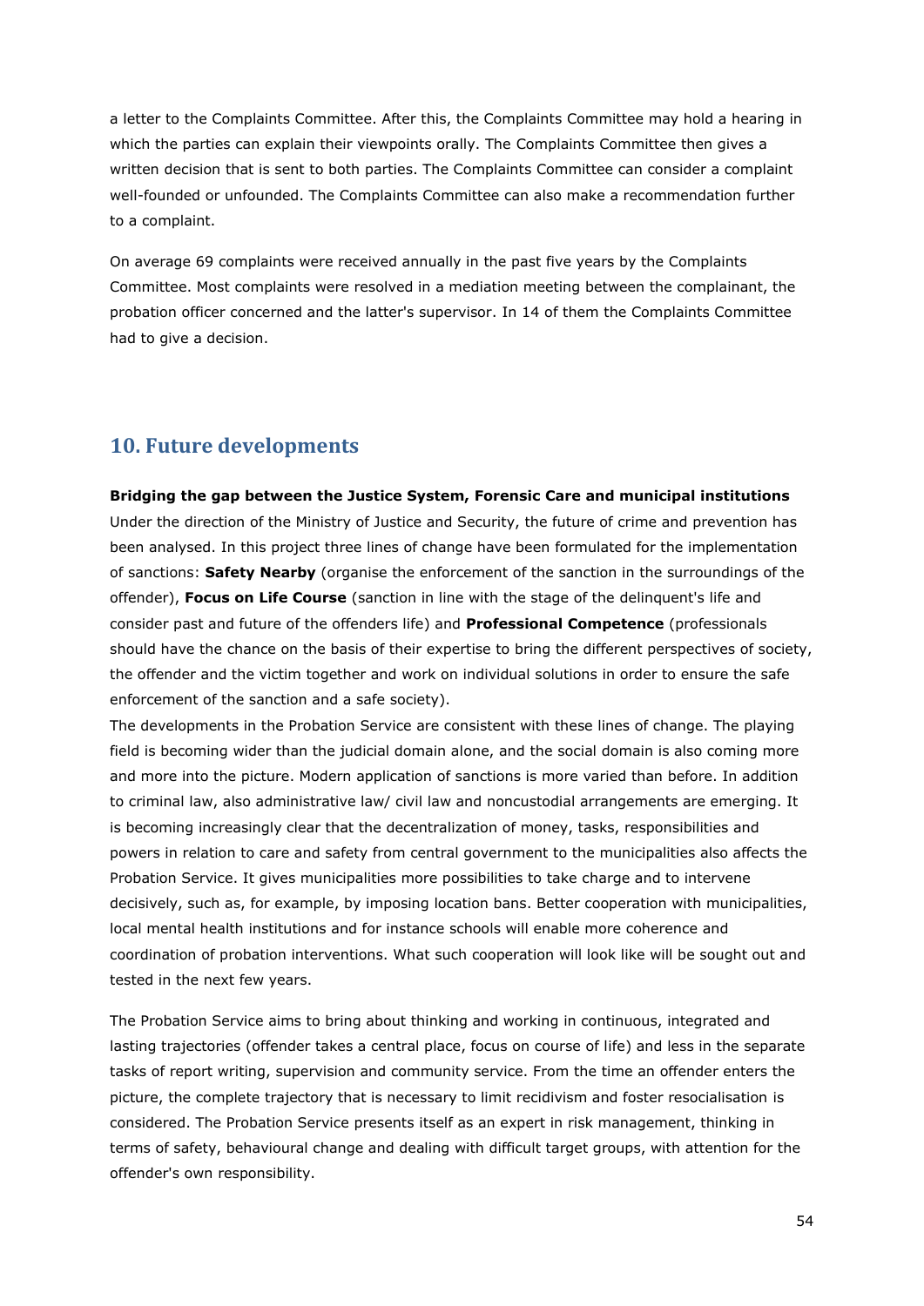a letter to the Complaints Committee. After this, the Complaints Committee may hold a hearing in which the parties can explain their viewpoints orally. The Complaints Committee then gives a written decision that is sent to both parties. The Complaints Committee can consider a complaint well-founded or unfounded. The Complaints Committee can also make a recommendation further to a complaint.

On average 69 complaints were received annually in the past five years by the Complaints Committee. Most complaints were resolved in a mediation meeting between the complainant, the probation officer concerned and the latter's supervisor. In 14 of them the Complaints Committee had to give a decision.

## 10. Future developments

**Bridging the gap between the Justice System, Forensic Care and municipal institutions**

Under the direction of the Ministry of Justice and Security, the future of crime and prevention has been analysed. In this project three lines of change have been formulated for the implementation of sanctions: **Safety Nearby** (organise the enforcement of the sanction in the surroundings of the offender), **Focus on Life Course** (sanction in line with the stage of the delinquent's life and consider past and future of the offenders life) and **Professional Competence** (professionals should have the chance on the basis of their expertise to bring the different perspectives of society, the offender and the victim together and work on individual solutions in order to ensure the safe enforcement of the sanction and a safe society).

The developments in the Probation Service are consistent with these lines of change. The playing field is becoming wider than the judicial domain alone, and the social domain is also coming more and more into the picture. Modern application of sanctions is more varied than before. In addition to criminal law, also administrative law/ civil law and noncustodial arrangements are emerging. It is becoming increasingly clear that the decentralization of money, tasks, responsibilities and powers in relation to care and safety from central government to the municipalities also affects the Probation Service. It gives municipalities more possibilities to take charge and to intervene decisively, such as, for example, by imposing location bans. Better cooperation with municipalities, local mental health institutions and for instance schools will enable more coherence and coordination of probation interventions. What such cooperation will look like will be sought out and tested in the next few years.

The Probation Service aims to bring about thinking and working in continuous, integrated and lasting trajectories (offender takes a central place, focus on course of life) and less in the separate tasks of report writing, supervision and community service. From the time an offender enters the picture, the complete trajectory that is necessary to limit recidivism and foster resocialisation is considered. The Probation Service presents itself as an expert in risk management, thinking in terms of safety, behavioural change and dealing with difficult target groups, with attention for the offender's own responsibility.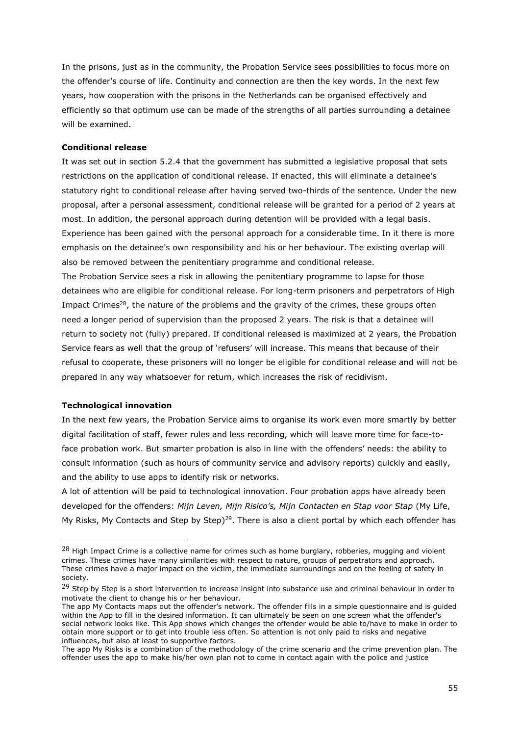In the prisons, just as in the community, the Probation Service sees possibilities to focus more on the offender's course of life. Continuity and connection are then the key words. In the next few years, how cooperation with the prisons in the Netherlands can be organised effectively and efficiently so that optimum use can be made of the strengths of all parties surrounding a detainee will be examined.

**Conditional release**

It was set out in section 5.2.4 that the government has submitted a legislative proposal that sets restrictions on the application of conditional release. If enacted, this will eliminate a detainee's statutory right to conditional release after having served two-thirds of the sentence. Under the new proposal, after a personal assessment, conditional release will be granted for a period of 2 years at most. In addition, the personal approach during detention will be provided with a legal basis. Experience has been gained with the personal approach for a considerable time. In it there is more emphasis on the detainee's own responsibility and his or her behaviour. The existing overlap will also be removed between the penitentiary programme and conditional release.

The Probation Service sees a risk in allowing the penitentiary programme to lapse for those detainees who are eligible for conditional release. For long-term prisoners and perpetrators of High Impact Crimes[28], the nature of the problems and the gravity of the crimes, these groups often need a longer period of supervision than the proposed 2 years. The risk is that a detainee will return to society not (fully) prepared. If conditional released is maximized at 2 years, the Probation Service fears as well that the group of 'refusers' will increase. This means that because of their refusal to cooperate, these prisoners will no longer be eligible for conditional release and will not be prepared in any way whatsoever for return, which increases the risk of recidivism.

**Technological innovation**

In the next few years, the Probation Service aims to organise its work even more smartly by better digital facilitation of staff, fewer rules and less recording, which will leave more time for face-to-face probation work. But smarter probation is also in line with the offenders' needs: the ability to consult information (such as hours of community service and advisory reports) quickly and easily, and the ability to use apps to identify risk or networks.

A lot of attention will be paid to technological innovation. Four probation apps have already been developed for the offenders: *Mijn Leven, Mijn Risico's, Mijn Contacten en Stap voor Stap* (My Life, My Risks, My Contacts and Step by Step)[29]. There is also a client portal by which each offender has

---

[28] High Impact Crime is a collective name for crimes such as home burglary, robberies, mugging and violent crimes. These crimes have many similarities with respect to nature, groups of perpetrators and approach. These crimes have a major impact on the victim, the immediate surroundings and on the feeling of safety in society.

[29] Step by Step is a short intervention to increase insight into substance use and criminal behaviour in order to motivate the client to change his or her behaviour.

The app My Contacts maps out the offender's network. The offender fills in a simple questionnaire and is guided within the App to fill in the desired information. It can ultimately be seen on one screen what the offender's social network looks like. This App shows which changes the offender would be able to/have to make in order to obtain more support or to get into trouble less often. So attention is not only paid to risks and negative influences, but also at least to supportive factors.

The app My Risks is a combination of the methodology of the crime scenario and the crime prevention plan. The offender uses the app to make his/her own plan not to come in contact again with the police and justice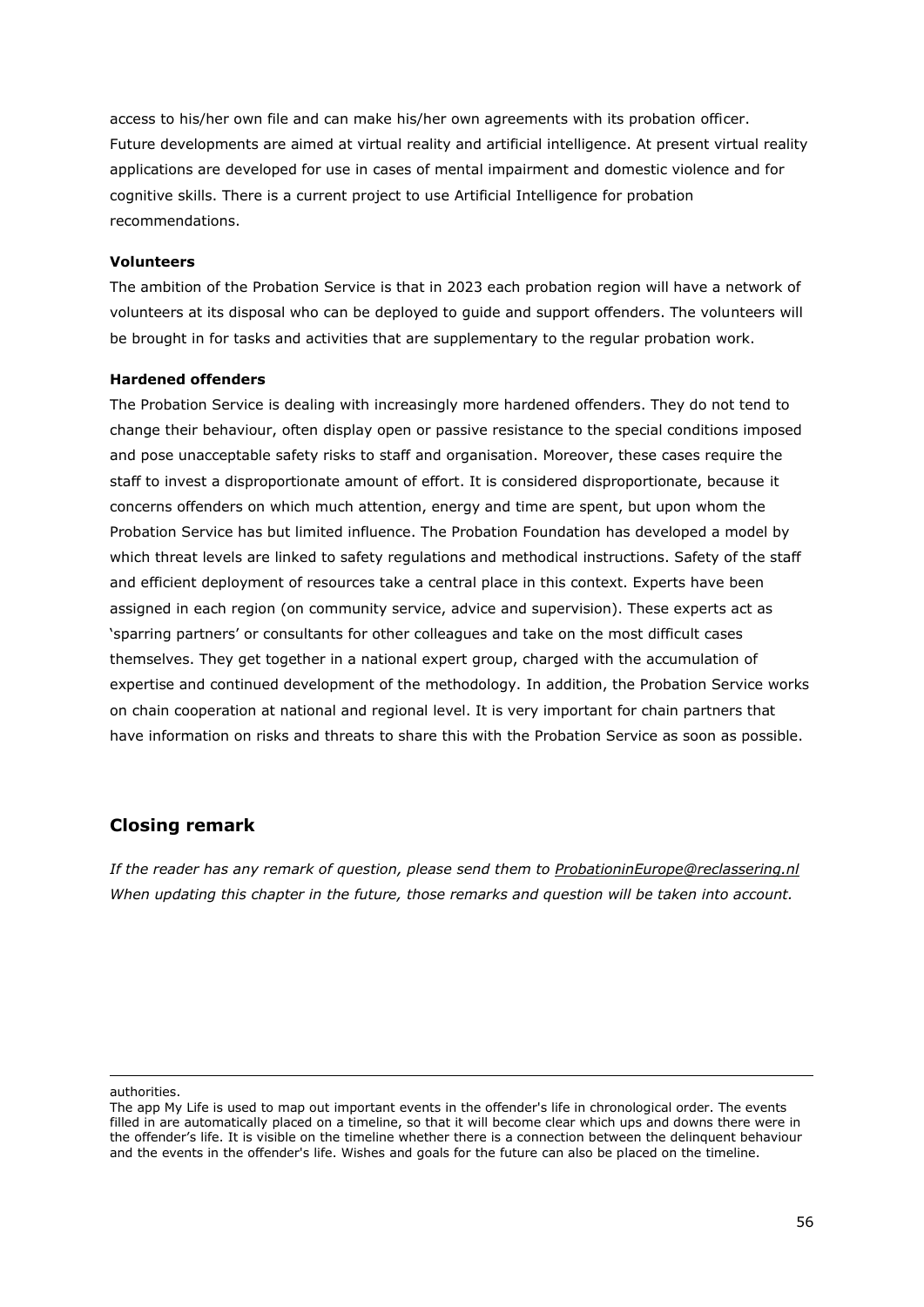access to his/her own file and can make his/her own agreements with its probation officer. Future developments are aimed at virtual reality and artificial intelligence. At present virtual reality applications are developed for use in cases of mental impairment and domestic violence and for cognitive skills. There is a current project to use Artificial Intelligence for probation recommendations.

**Volunteers**

The ambition of the Probation Service is that in 2023 each probation region will have a network of volunteers at its disposal who can be deployed to guide and support offenders. The volunteers will be brought in for tasks and activities that are supplementary to the regular probation work.

**Hardened offenders**

The Probation Service is dealing with increasingly more hardened offenders. They do not tend to change their behaviour, often display open or passive resistance to the special conditions imposed and pose unacceptable safety risks to staff and organisation. Moreover, these cases require the staff to invest a disproportionate amount of effort. It is considered disproportionate, because it concerns offenders on which much attention, energy and time are spent, but upon whom the Probation Service has but limited influence. The Probation Foundation has developed a model by which threat levels are linked to safety regulations and methodical instructions. Safety of the staff and efficient deployment of resources take a central place in this context. Experts have been assigned in each region (on community service, advice and supervision). These experts act as 'sparring partners' or consultants for other colleagues and take on the most difficult cases themselves. They get together in a national expert group, charged with the accumulation of expertise and continued development of the methodology. In addition, the Probation Service works on chain cooperation at national and regional level. It is very important for chain partners that have information on risks and threats to share this with the Probation Service as soon as possible.

## Closing remark

*If the reader has any remark of question, please send them to ProbationinEurope@reclassering.nl When updating this chapter in the future, those remarks and question will be taken into account.*

---

authorities.

The app My Life is used to map out important events in the offender's life in chronological order. The events filled in are automatically placed on a timeline, so that it will become clear which ups and downs there were in the offender's life. It is visible on the timeline whether there is a connection between the delinquent behaviour and the events in the offender's life. Wishes and goals for the future can also be placed on the timeline.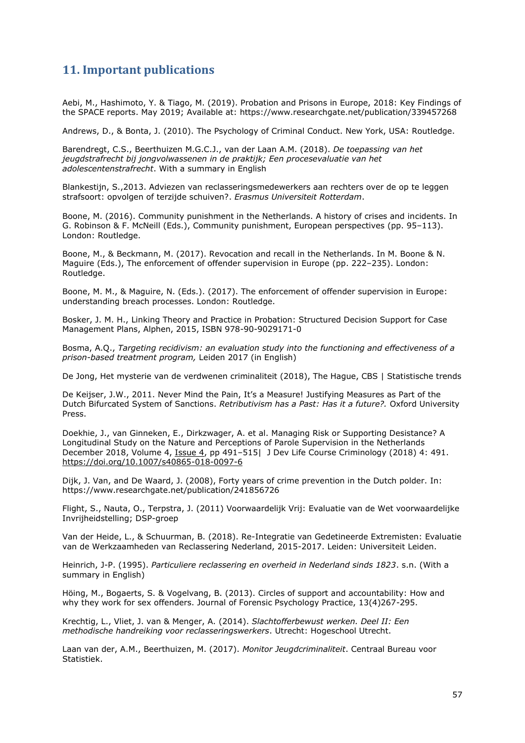## 11. Important publications

Aebi, M., Hashimoto, Y. & Tiago, M. (2019). Probation and Prisons in Europe, 2018: Key Findings of the SPACE reports. May 2019; Available at: https://www.researchgate.net/publication/339457268

Andrews, D., & Bonta, J. (2010). The Psychology of Criminal Conduct. New York, USA: Routledge.

Barendregt, C.S., Beerthuizen M.G.C.J., van der Laan A.M. (2018). *De toepassing van het jeugdstrafrecht bij jongvolwassenen in de praktijk; Een procesevaluatie van het adolescentenstrafrecht*. With a summary in English

Blankestijn, S.,2013. Adviezen van reclasseringsmedewerkers aan rechters over de op te leggen strafsoort: opvolgen of terzijde schuiven?. *Erasmus Universiteit Rotterdam*.

Boone, M. (2016). Community punishment in the Netherlands. A history of crises and incidents. In G. Robinson & F. McNeill (Eds.), Community punishment, European perspectives (pp. 95–113). London: Routledge.

Boone, M., & Beckmann, M. (2017). Revocation and recall in the Netherlands. In M. Boone & N. Maguire (Eds.), The enforcement of offender supervision in Europe (pp. 222–235). London: Routledge.

Boone, M. M., & Maguire, N. (Eds.). (2017). The enforcement of offender supervision in Europe: understanding breach processes. London: Routledge.

Bosker, J. M. H., Linking Theory and Practice in Probation: Structured Decision Support for Case Management Plans, Alphen, 2015, ISBN 978-90-9029171-0

Bosma, A.Q., *Targeting recidivism: an evaluation study into the functioning and effectiveness of a prison-based treatment program,* Leiden 2017 (in English)

De Jong, Het mysterie van de verdwenen criminaliteit (2018), The Hague, CBS | Statistische trends

De Keijser, J.W., 2011. Never Mind the Pain, It's a Measure! Justifying Measures as Part of the Dutch Bifurcated System of Sanctions. *Retributivism has a Past: Has it a future?.* Oxford University Press.

Doekhie, J., van Ginneken, E., Dirkzwager, A. et al. Managing Risk or Supporting Desistance? A Longitudinal Study on the Nature and Perceptions of Parole Supervision in the Netherlands December 2018, Volume 4, Issue 4, pp 491–515| J Dev Life Course Criminology (2018) 4: 491. https://doi.org/10.1007/s40865-018-0097-6

Dijk, J. Van, and De Waard, J. (2008), Forty years of crime prevention in the Dutch polder. In: https://www.researchgate.net/publication/241856726

Flight, S., Nauta, O., Terpstra, J. (2011) Voorwaardelijk Vrij: Evaluatie van de Wet voorwaardelijke Invrijheidstelling; DSP-groep

Van der Heide, L., & Schuurman, B. (2018). Re-Integratie van Gedetineerde Extremisten: Evaluatie van de Werkzaamheden van Reclassering Nederland, 2015-2017. Leiden: Universiteit Leiden.

Heinrich, J-P. (1995). *Particuliere reclassering en overheid in Nederland sinds 1823*. s.n. (With a summary in English)

Höing, M., Bogaerts, S. & Vogelvang, B. (2013). Circles of support and accountability: How and why they work for sex offenders. Journal of Forensic Psychology Practice, 13(4)267-295.

Krechtig, L., Vliet, J. van & Menger, A. (2014). *Slachtofferbewust werken. Deel II: Een methodische handreiking voor reclasseringswerkers*. Utrecht: Hogeschool Utrecht.

Laan van der, A.M., Beerthuizen, M. (2017). *Monitor Jeugdcriminaliteit*. Centraal Bureau voor Statistiek.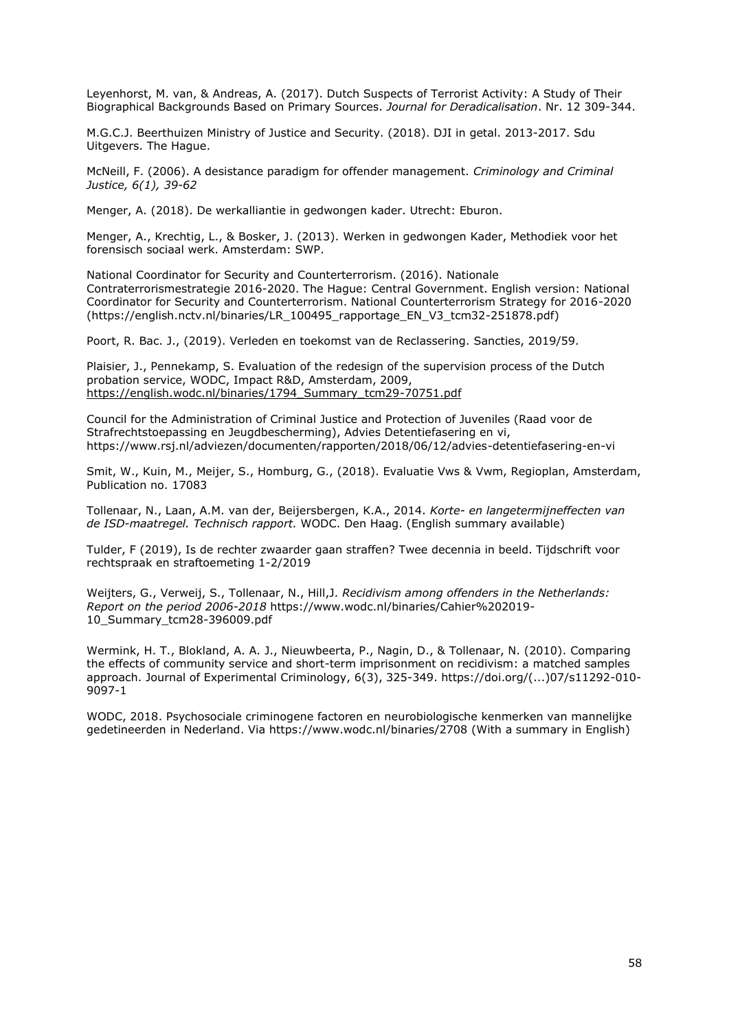Leyenhorst, M. van, & Andreas, A. (2017). Dutch Suspects of Terrorist Activity: A Study of Their Biographical Backgrounds Based on Primary Sources. *Journal for Deradicalisation*. Nr. 12 309-344.

M.G.C.J. Beerthuizen Ministry of Justice and Security. (2018). DJI in getal. 2013-2017. Sdu Uitgevers. The Hague.

McNeill, F. (2006). A desistance paradigm for offender management. *Criminology and Criminal Justice, 6(1), 39-62*

Menger, A. (2018). De werkalliantie in gedwongen kader. Utrecht: Eburon.

Menger, A., Krechtig, L., & Bosker, J. (2013). Werken in gedwongen Kader, Methodiek voor het forensisch sociaal werk. Amsterdam: SWP.

National Coordinator for Security and Counterterrorism. (2016). Nationale Contraterrorismestrategie 2016-2020. The Hague: Central Government. English version: National Coordinator for Security and Counterterrorism. National Counterterrorism Strategy for 2016-2020 (https://english.nctv.nl/binaries/LR_100495_rapportage_EN_V3_tcm32-251878.pdf)

Poort, R. Bac. J., (2019). Verleden en toekomst van de Reclassering. Sancties, 2019/59.

Plaisier, J., Pennekamp, S. Evaluation of the redesign of the supervision process of the Dutch probation service, WODC, Impact R&D, Amsterdam, 2009, https://english.wodc.nl/binaries/1794_Summary_tcm29-70751.pdf

Council for the Administration of Criminal Justice and Protection of Juveniles (Raad voor de Strafrechtstoepassing en Jeugdbescherming), Advies Detentiefasering en vi, https://www.rsj.nl/adviezen/documenten/rapporten/2018/06/12/advies-detentiefasering-en-vi

Smit, W., Kuin, M., Meijer, S., Homburg, G., (2018). Evaluatie Vws & Vwm, Regioplan, Amsterdam, Publication no. 17083

Tollenaar, N., Laan, A.M. van der, Beijersbergen, K.A., 2014. *Korte- en langetermijneffecten van de ISD-maatregel. Technisch rapport.* WODC. Den Haag. (English summary available)

Tulder, F (2019), Is de rechter zwaarder gaan straffen? Twee decennia in beeld. Tijdschrift voor rechtspraak en straftoemeting 1-2/2019

Weijters, G., Verweij, S., Tollenaar, N., Hill,J. *Recidivism among offenders in the Netherlands: Report on the period 2006-2018* https://www.wodc.nl/binaries/Cahier%202019-10_Summary_tcm28-396009.pdf

Wermink, H. T., Blokland, A. A. J., Nieuwbeerta, P., Nagin, D., & Tollenaar, N. (2010). Comparing the effects of community service and short-term imprisonment on recidivism: a matched samples approach. Journal of Experimental Criminology, 6(3), 325-349. https://doi.org/(...)07/s11292-010-9097-1

WODC, 2018. Psychosociale criminogene factoren en neurobiologische kenmerken van mannelijke gedetineerden in Nederland. Via https://www.wodc.nl/binaries/2708 (With a summary in English)